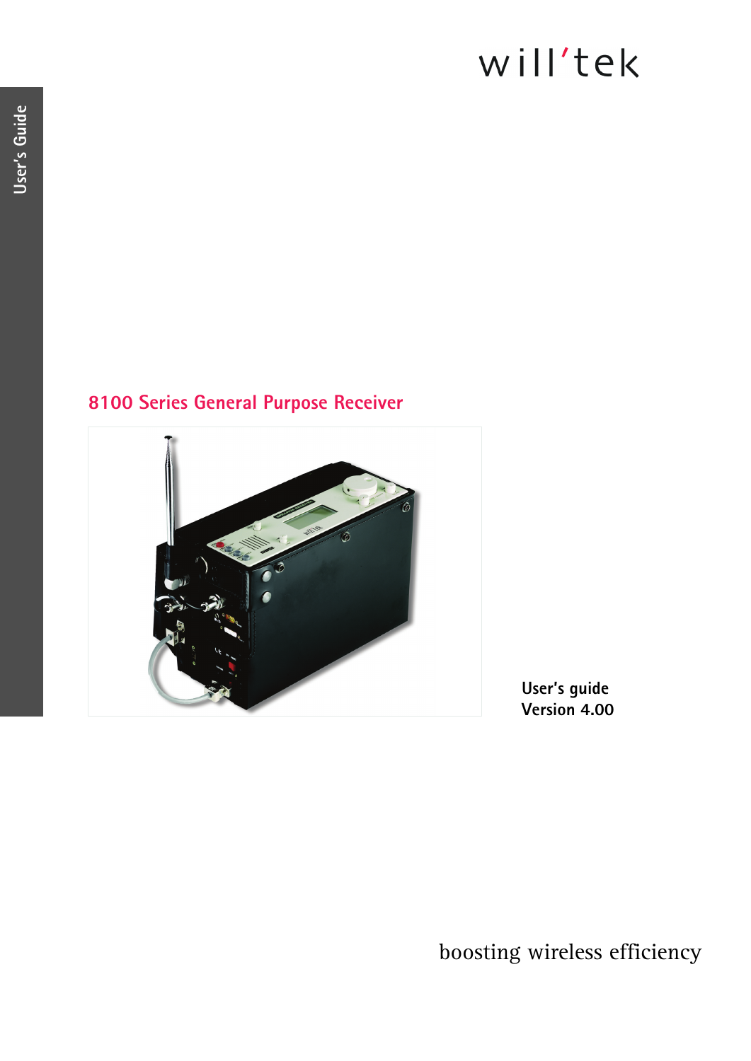User's Guide

will'tek

# 8100 Series General Purpose Receiver

**User's guide**
**Version 4.00**

boosting wireless efficiency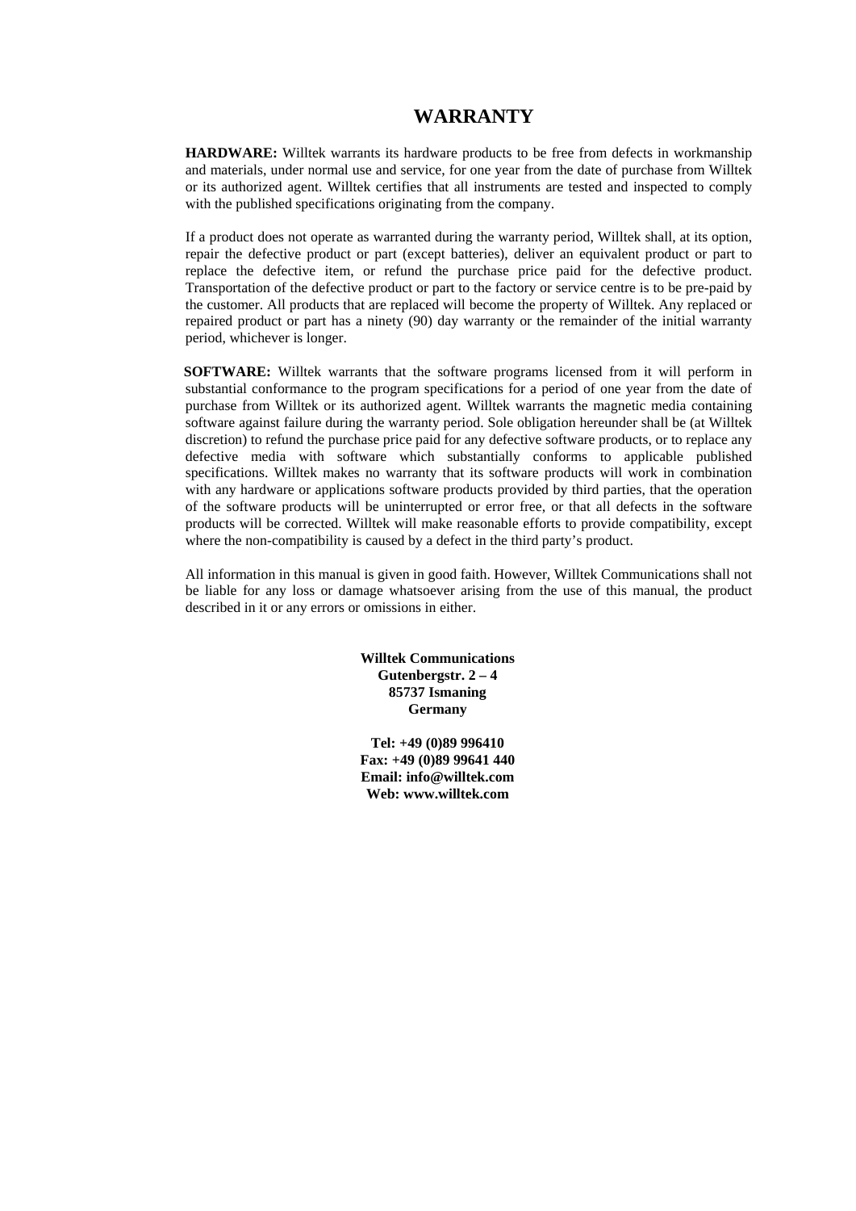# WARRANTY

**HARDWARE:** Willtek warrants its hardware products to be free from defects in workmanship and materials, under normal use and service, for one year from the date of purchase from Willtek or its authorized agent. Willtek certifies that all instruments are tested and inspected to comply with the published specifications originating from the company.

If a product does not operate as warranted during the warranty period, Willtek shall, at its option, repair the defective product or part (except batteries), deliver an equivalent product or part to replace the defective item, or refund the purchase price paid for the defective product. Transportation of the defective product or part to the factory or service centre is to be pre-paid by the customer. All products that are replaced will become the property of Willtek. Any replaced or repaired product or part has a ninety (90) day warranty or the remainder of the initial warranty period, whichever is longer.

**SOFTWARE:** Willtek warrants that the software programs licensed from it will perform in substantial conformance to the program specifications for a period of one year from the date of purchase from Willtek or its authorized agent. Willtek warrants the magnetic media containing software against failure during the warranty period. Sole obligation hereunder shall be (at Willtek discretion) to refund the purchase price paid for any defective software products, or to replace any defective media with software which substantially conforms to applicable published specifications. Willtek makes no warranty that its software products will work in combination with any hardware or applications software products provided by third parties, that the operation of the software products will be uninterrupted or error free, or that all defects in the software products will be corrected. Willtek will make reasonable efforts to provide compatibility, except where the non-compatibility is caused by a defect in the third party's product.

All information in this manual is given in good faith. However, Willtek Communications shall not be liable for any loss or damage whatsoever arising from the use of this manual, the product described in it or any errors or omissions in either.

**Willtek Communications**
**Gutenbergstr. 2 – 4**
**85737 Ismaning**
**Germany**

**Tel: +49 (0)89 996410**
**Fax: +49 (0)89 99641 440**
**Email: info@willtek.com**
**Web: www.willtek.com**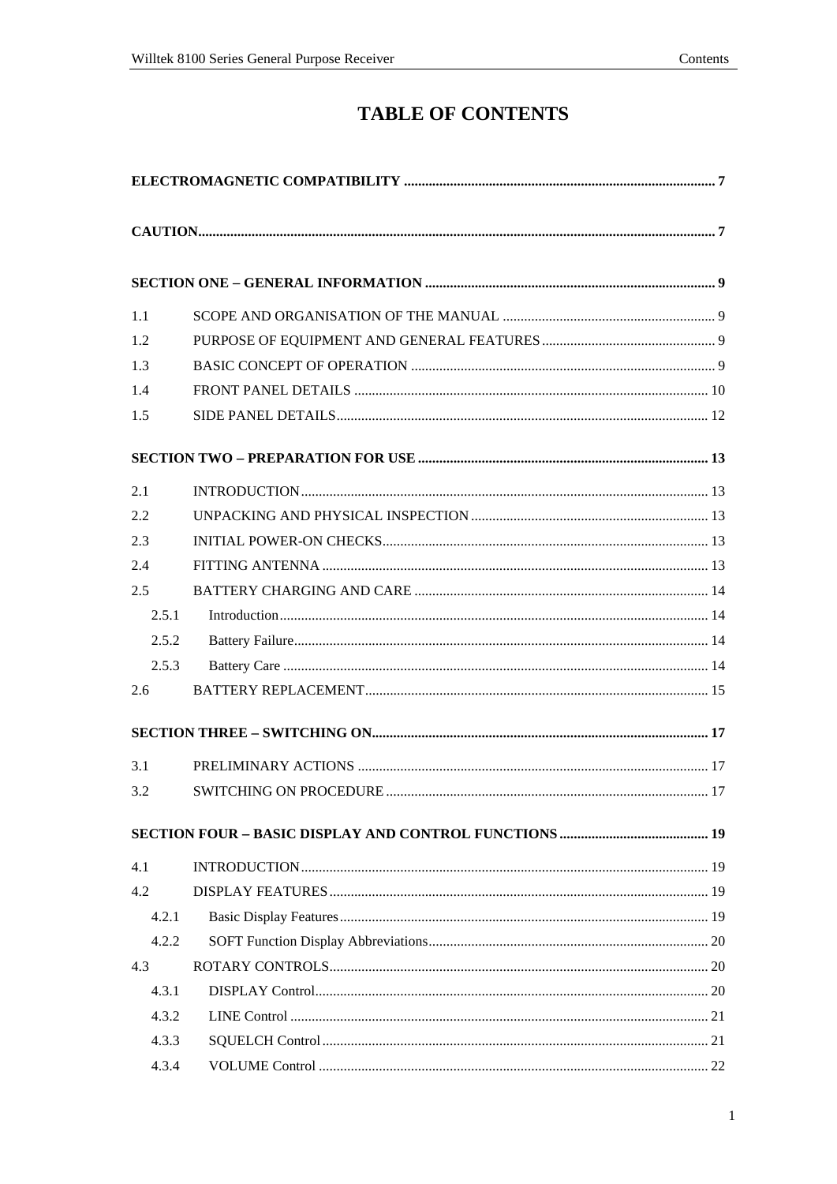# TABLE OF CONTENTS

**ELECTROMAGNETIC COMPATIBILITY ........................................................................................ 7**

**CAUTION................................................................................................................................................. 7**

**SECTION ONE – GENERAL INFORMATION .................................................................................. 9**

1.1 SCOPE AND ORGANISATION OF THE MANUAL ............................................................ 9

1.2 PURPOSE OF EQUIPMENT AND GENERAL FEATURES ................................................. 9

1.3 BASIC CONCEPT OF OPERATION ..................................................................................... 9

1.4 FRONT PANEL DETAILS ................................................................................................... 10

1.5 SIDE PANEL DETAILS........................................................................................................ 12

**SECTION TWO – PREPARATION FOR USE .................................................................................. 13**

2.1 INTRODUCTION.................................................................................................................. 13

2.2 UNPACKING AND PHYSICAL INSPECTION ................................................................... 13

2.3 INITIAL POWER-ON CHECKS........................................................................................... 13

2.4 FITTING ANTENNA ............................................................................................................ 13

2.5 BATTERY CHARGING AND CARE .................................................................................. 14

2.5.1 Introduction........................................................................................................................ 14

2.5.2 Battery Failure.................................................................................................................... 14

2.5.3 Battery Care ....................................................................................................................... 14

2.6 BATTERY REPLACEMENT................................................................................................ 15

**SECTION THREE – SWITCHING ON.............................................................................................. 17**

3.1 PRELIMINARY ACTIONS .................................................................................................. 17

3.2 SWITCHING ON PROCEDURE .......................................................................................... 17

**SECTION FOUR – BASIC DISPLAY AND CONTROL FUNCTIONS .......................................... 19**

4.1 INTRODUCTION.................................................................................................................. 19

4.2 DISPLAY FEATURES .......................................................................................................... 19

4.2.1 Basic Display Features....................................................................................................... 19

4.2.2 SOFT Function Display Abbreviations.............................................................................. 20

4.3 ROTARY CONTROLS.......................................................................................................... 20

4.3.1 DISPLAY Control.............................................................................................................. 20

4.3.2 LINE Control ..................................................................................................................... 21

4.3.3 SQUELCH Control............................................................................................................ 21

4.3.4 VOLUME Control ............................................................................................................. 22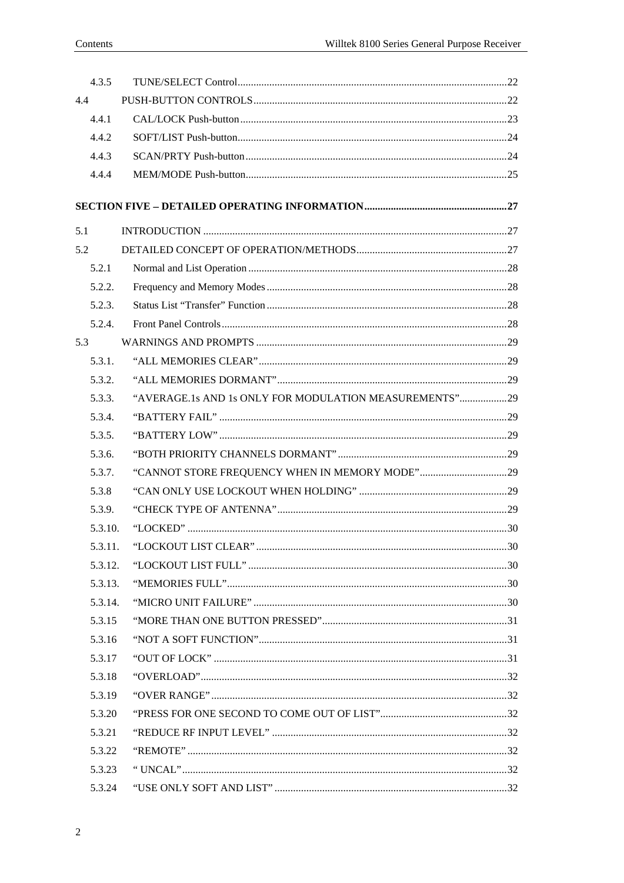| | | |
|---|---|---|
| 4.3.5 | TUNE/SELECT Control | 22 |
| 4.4 | PUSH-BUTTON CONTROLS | 22 |
| 4.4.1 | CAL/LOCK Push-button | 23 |
| 4.4.2 | SOFT/LIST Push-button | 24 |
| 4.4.3 | SCAN/PRTY Push-button | 24 |
| 4.4.4 | MEM/MODE Push-button | 25 |

**SECTION FIVE – DETAILED OPERATING INFORMATION ........ 27**

| | | |
|---|---|---|
| 5.1 | INTRODUCTION | 27 |
| 5.2 | DETAILED CONCEPT OF OPERATION/METHODS | 27 |
| 5.2.1 | Normal and List Operation | 28 |
| 5.2.2. | Frequency and Memory Modes | 28 |
| 5.2.3. | Status List "Transfer" Function | 28 |
| 5.2.4. | Front Panel Controls | 28 |
| 5.3 | WARNINGS AND PROMPTS | 29 |
| 5.3.1. | "ALL MEMORIES CLEAR" | 29 |
| 5.3.2. | "ALL MEMORIES DORMANT" | 29 |
| 5.3.3. | "AVERAGE.1s AND 1s ONLY FOR MODULATION MEASUREMENTS" | 29 |
| 5.3.4. | "BATTERY FAIL" | 29 |
| 5.3.5. | "BATTERY LOW" | 29 |
| 5.3.6. | "BOTH PRIORITY CHANNELS DORMANT" | 29 |
| 5.3.7. | "CANNOT STORE FREQUENCY WHEN IN MEMORY MODE" | 29 |
| 5.3.8 | "CAN ONLY USE LOCKOUT WHEN HOLDING" | 29 |
| 5.3.9. | "CHECK TYPE OF ANTENNA" | 29 |
| 5.3.10. | "LOCKED" | 30 |
| 5.3.11. | "LOCKOUT LIST CLEAR" | 30 |
| 5.3.12. | "LOCKOUT LIST FULL" | 30 |
| 5.3.13. | "MEMORIES FULL" | 30 |
| 5.3.14. | "MICRO UNIT FAILURE" | 30 |
| 5.3.15 | "MORE THAN ONE BUTTON PRESSED" | 31 |
| 5.3.16 | "NOT A SOFT FUNCTION" | 31 |
| 5.3.17 | "OUT OF LOCK" | 31 |
| 5.3.18 | "OVERLOAD" | 32 |
| 5.3.19 | "OVER RANGE" | 32 |
| 5.3.20 | "PRESS FOR ONE SECOND TO COME OUT OF LIST" | 32 |
| 5.3.21 | "REDUCE RF INPUT LEVEL" | 32 |
| 5.3.22 | "REMOTE" | 32 |
| 5.3.23 | " UNCAL" | 32 |
| 5.3.24 | "USE ONLY SOFT AND LIST" | 32 |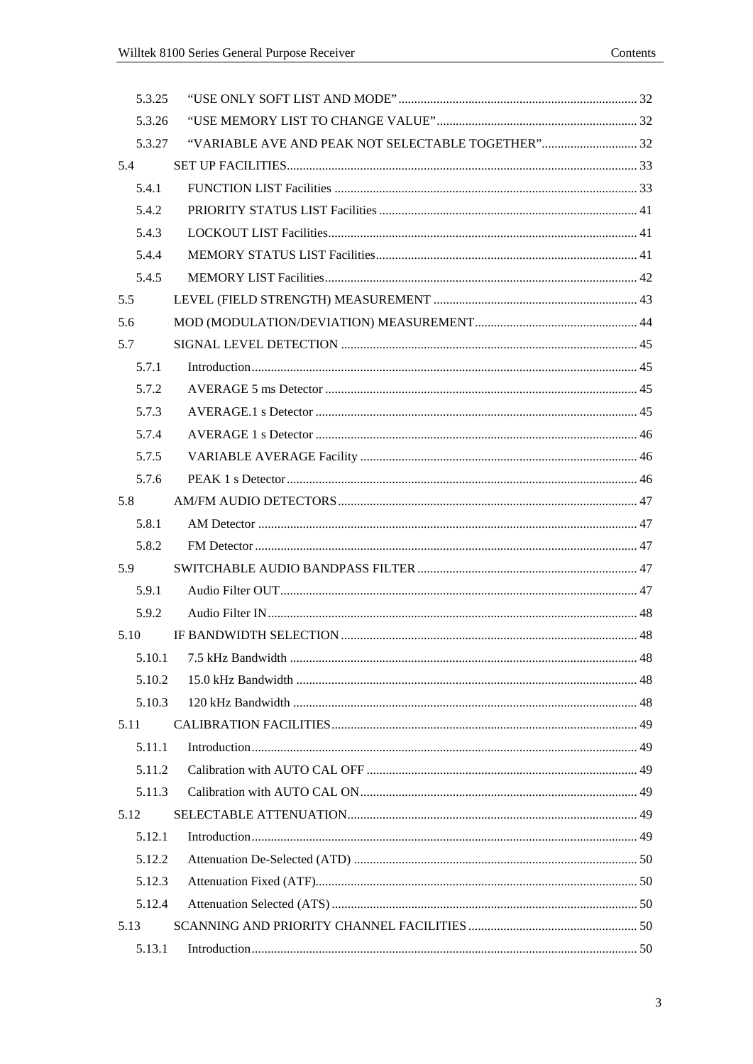| | | |
|---|---|---|
| 5.3.25 | "USE ONLY SOFT LIST AND MODE" | 32 |
| 5.3.26 | "USE MEMORY LIST TO CHANGE VALUE" | 32 |
| 5.3.27 | "VARIABLE AVE AND PEAK NOT SELECTABLE TOGETHER" | 32 |
| 5.4 | SET UP FACILITIES | 33 |
| 5.4.1 | FUNCTION LIST Facilities | 33 |
| 5.4.2 | PRIORITY STATUS LIST Facilities | 41 |
| 5.4.3 | LOCKOUT LIST Facilities | 41 |
| 5.4.4 | MEMORY STATUS LIST Facilities | 41 |
| 5.4.5 | MEMORY LIST Facilities | 42 |
| 5.5 | LEVEL (FIELD STRENGTH) MEASUREMENT | 43 |
| 5.6 | MOD (MODULATION/DEVIATION) MEASUREMENT | 44 |
| 5.7 | SIGNAL LEVEL DETECTION | 45 |
| 5.7.1 | Introduction | 45 |
| 5.7.2 | AVERAGE 5 ms Detector | 45 |
| 5.7.3 | AVERAGE.1 s Detector | 45 |
| 5.7.4 | AVERAGE 1 s Detector | 46 |
| 5.7.5 | VARIABLE AVERAGE Facility | 46 |
| 5.7.6 | PEAK 1 s Detector | 46 |
| 5.8 | AM/FM AUDIO DETECTORS | 47 |
| 5.8.1 | AM Detector | 47 |
| 5.8.2 | FM Detector | 47 |
| 5.9 | SWITCHABLE AUDIO BANDPASS FILTER | 47 |
| 5.9.1 | Audio Filter OUT | 47 |
| 5.9.2 | Audio Filter IN | 48 |
| 5.10 | IF BANDWIDTH SELECTION | 48 |
| 5.10.1 | 7.5 kHz Bandwidth | 48 |
| 5.10.2 | 15.0 kHz Bandwidth | 48 |
| 5.10.3 | 120 kHz Bandwidth | 48 |
| 5.11 | CALIBRATION FACILITIES | 49 |
| 5.11.1 | Introduction | 49 |
| 5.11.2 | Calibration with AUTO CAL OFF | 49 |
| 5.11.3 | Calibration with AUTO CAL ON | 49 |
| 5.12 | SELECTABLE ATTENUATION | 49 |
| 5.12.1 | Introduction | 49 |
| 5.12.2 | Attenuation De-Selected (ATD) | 50 |
| 5.12.3 | Attenuation Fixed (ATF) | 50 |
| 5.12.4 | Attenuation Selected (ATS) | 50 |
| 5.13 | SCANNING AND PRIORITY CHANNEL FACILITIES | 50 |
| 5.13.1 | Introduction | 50 |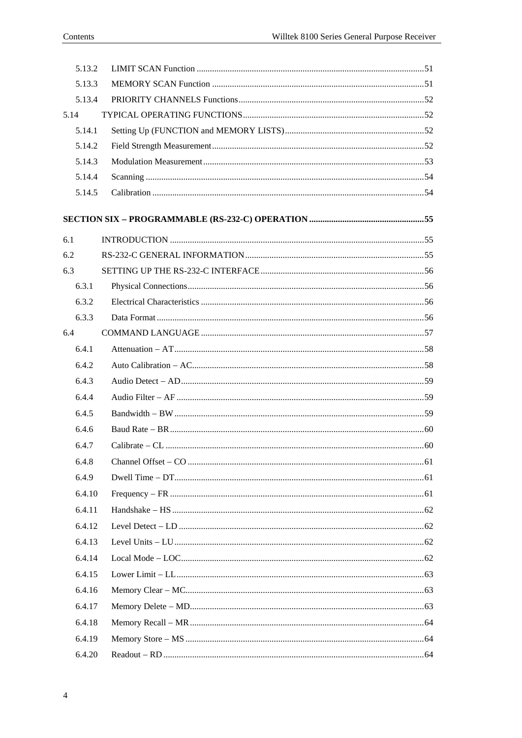5.13.2 LIMIT SCAN Function ....................................................................................................51

5.13.3 MEMORY SCAN Function ..............................................................................................51

5.13.4 PRIORITY CHANNELS Functions....................................................................................52

5.14 TYPICAL OPERATING FUNCTIONS..................................................................................52

5.14.1 Setting Up (FUNCTION and MEMORY LISTS)...............................................................52

5.14.2 Field Strength Measurement..............................................................................................52

5.14.3 Modulation Measurement...................................................................................................53

5.14.4 Scanning ............................................................................................................................54

5.14.5 Calibration .........................................................................................................................54

**SECTION SIX – PROGRAMMABLE (RS-232-C) OPERATION ...................................................55**

6.1 INTRODUCTION ..................................................................................................................55

6.2 RS-232-C GENERAL INFORMATION.................................................................................55

6.3 SETTING UP THE RS-232-C INTERFACE..........................................................................56

6.3.1 Physical Connections..........................................................................................................56

6.3.2 Electrical Characteristics ....................................................................................................56

6.3.3 Data Format ........................................................................................................................56

6.4 COMMAND LANGUAGE ....................................................................................................57

6.4.1 Attenuation – AT................................................................................................................58

6.4.2 Auto Calibration – AC........................................................................................................58

6.4.3 Audio Detect – AD.............................................................................................................59

6.4.4 Audio Filter – AF ...............................................................................................................59

6.4.5 Bandwidth – BW................................................................................................................59

6.4.6 Baud Rate – BR..................................................................................................................60

6.4.7 Calibrate – CL ....................................................................................................................60

6.4.8 Channel Offset – CO ..........................................................................................................61

6.4.9 Dwell Time – DT................................................................................................................61

6.4.10 Frequency – FR ..................................................................................................................61

6.4.11 Handshake – HS .................................................................................................................62

6.4.12 Level Detect – LD ..............................................................................................................62

6.4.13 Level Units – LU................................................................................................................62

6.4.14 Local Mode – LOC.............................................................................................................62

6.4.15 Lower Limit – LL...............................................................................................................63

6.4.16 Memory Clear – MC...........................................................................................................63

6.4.17 Memory Delete – MD.........................................................................................................63

6.4.18 Memory Recall – MR.........................................................................................................64

6.4.19 Memory Store – MS ...........................................................................................................64

6.4.20 Readout – RD .....................................................................................................................64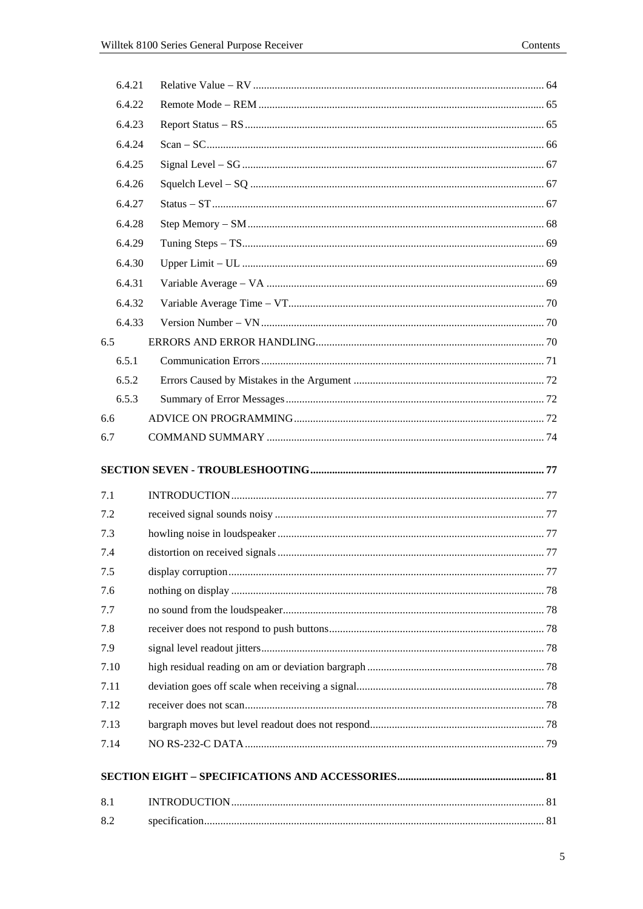| | | |
|---|---|---|
| 6.4.21 | Relative Value – RV | 64 |
| 6.4.22 | Remote Mode – REM | 65 |
| 6.4.23 | Report Status – RS | 65 |
| 6.4.24 | Scan – SC | 66 |
| 6.4.25 | Signal Level – SG | 67 |
| 6.4.26 | Squelch Level – SQ | 67 |
| 6.4.27 | Status – ST | 67 |
| 6.4.28 | Step Memory – SM | 68 |
| 6.4.29 | Tuning Steps – TS | 69 |
| 6.4.30 | Upper Limit – UL | 69 |
| 6.4.31 | Variable Average – VA | 69 |
| 6.4.32 | Variable Average Time – VT | 70 |
| 6.4.33 | Version Number – VN | 70 |
| 6.5 | ERRORS AND ERROR HANDLING | 70 |
| 6.5.1 | Communication Errors | 71 |
| 6.5.2 | Errors Caused by Mistakes in the Argument | 72 |
| 6.5.3 | Summary of Error Messages | 72 |
| 6.6 | ADVICE ON PROGRAMMING | 72 |
| 6.7 | COMMAND SUMMARY | 74 |

**SECTION SEVEN - TROUBLESHOOTING ..... 77**

| | | |
|---|---|---|
| 7.1 | INTRODUCTION | 77 |
| 7.2 | received signal sounds noisy | 77 |
| 7.3 | howling noise in loudspeaker | 77 |
| 7.4 | distortion on received signals | 77 |
| 7.5 | display corruption | 77 |
| 7.6 | nothing on display | 78 |
| 7.7 | no sound from the loudspeaker | 78 |
| 7.8 | receiver does not respond to push buttons | 78 |
| 7.9 | signal level readout jitters | 78 |
| 7.10 | high residual reading on am or deviation bargraph | 78 |
| 7.11 | deviation goes off scale when receiving a signal | 78 |
| 7.12 | receiver does not scan | 78 |
| 7.13 | bargraph moves but level readout does not respond | 78 |
| 7.14 | NO RS-232-C DATA | 79 |

**SECTION EIGHT – SPECIFICATIONS AND ACCESSORIES ..... 81**

| | | |
|---|---|---|
| 8.1 | INTRODUCTION | 81 |
| 8.2 | specification | 81 |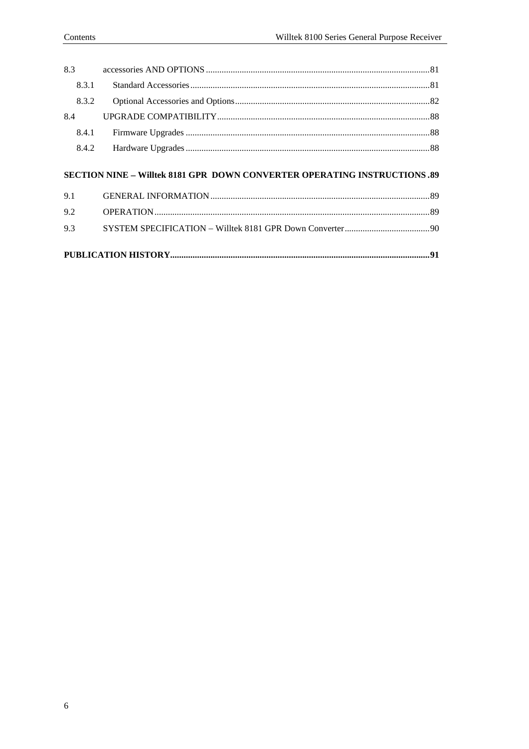8.3 accessories AND OPTIONS ..... 81

8.3.1 Standard Accessories ..... 81

8.3.2 Optional Accessories and Options ..... 82

8.4 UPGRADE COMPATIBILITY ..... 88

8.4.1 Firmware Upgrades ..... 88

8.4.2 Hardware Upgrades ..... 88

**SECTION NINE – Willtek 8181 GPR DOWN CONVERTER OPERATING INSTRUCTIONS ..... 89**

9.1 GENERAL INFORMATION ..... 89

9.2 OPERATION ..... 89

9.3 SYSTEM SPECIFICATION – Willtek 8181 GPR Down Converter ..... 90

**PUBLICATION HISTORY ..... 91**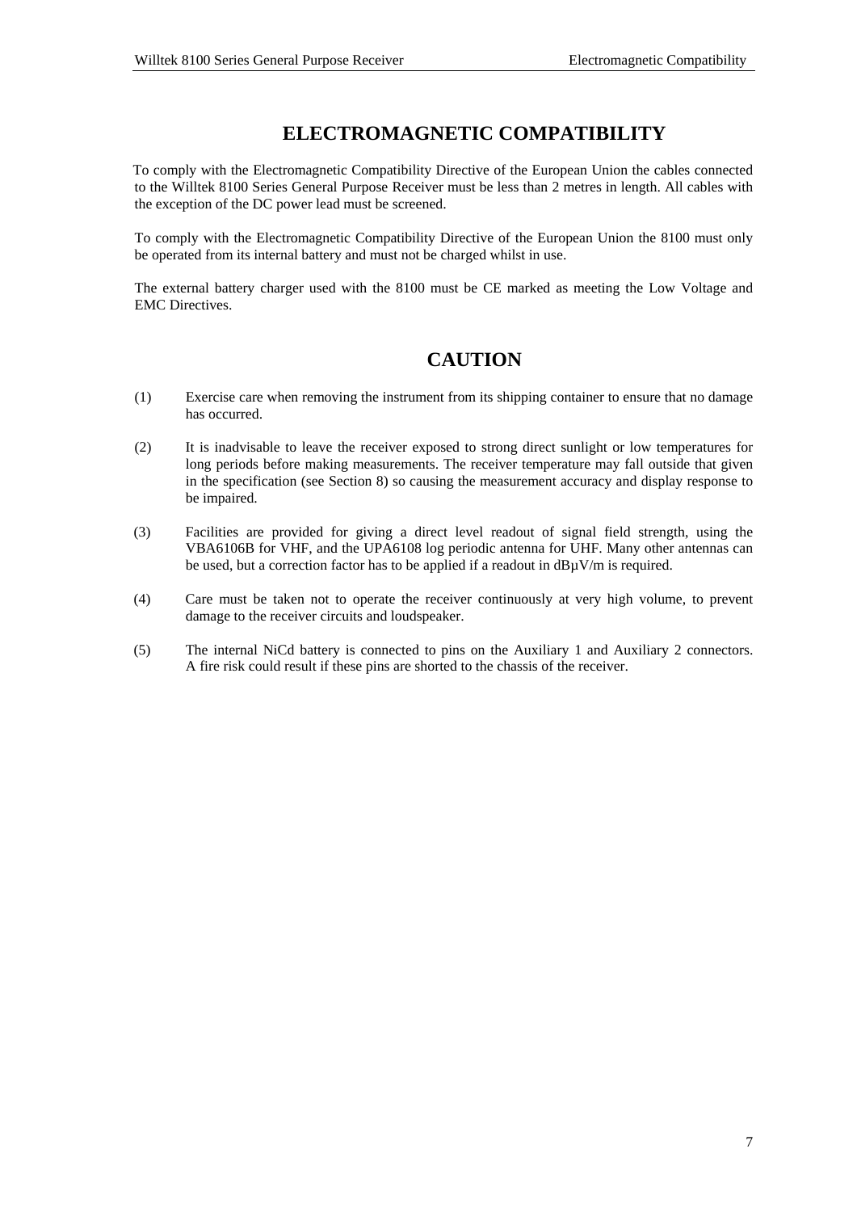# ELECTROMAGNETIC COMPATIBILITY

To comply with the Electromagnetic Compatibility Directive of the European Union the cables connected to the Willtek 8100 Series General Purpose Receiver must be less than 2 metres in length. All cables with the exception of the DC power lead must be screened.

To comply with the Electromagnetic Compatibility Directive of the European Union the 8100 must only be operated from its internal battery and must not be charged whilst in use.

The external battery charger used with the 8100 must be CE marked as meeting the Low Voltage and EMC Directives.

# CAUTION

(1) Exercise care when removing the instrument from its shipping container to ensure that no damage has occurred.

(2) It is inadvisable to leave the receiver exposed to strong direct sunlight or low temperatures for long periods before making measurements. The receiver temperature may fall outside that given in the specification (see Section 8) so causing the measurement accuracy and display response to be impaired.

(3) Facilities are provided for giving a direct level readout of signal field strength, using the VBA6106B for VHF, and the UPA6108 log periodic antenna for UHF. Many other antennas can be used, but a correction factor has to be applied if a readout in dBµV/m is required.

(4) Care must be taken not to operate the receiver continuously at very high volume, to prevent damage to the receiver circuits and loudspeaker.

(5) The internal NiCd battery is connected to pins on the Auxiliary 1 and Auxiliary 2 connectors. A fire risk could result if these pins are shorted to the chassis of the receiver.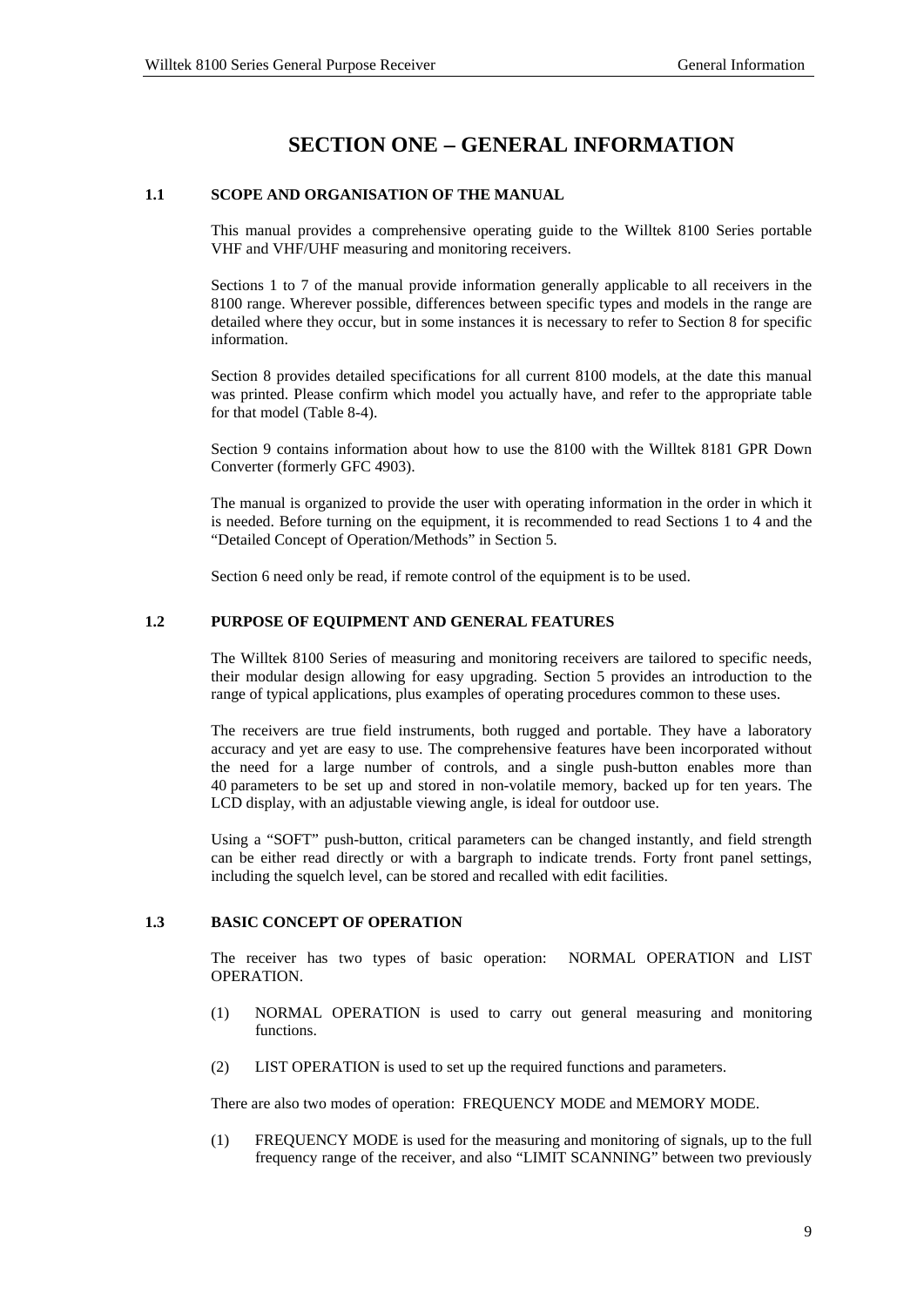# SECTION ONE – GENERAL INFORMATION

## 1.1 SCOPE AND ORGANISATION OF THE MANUAL

This manual provides a comprehensive operating guide to the Willtek 8100 Series portable VHF and VHF/UHF measuring and monitoring receivers.

Sections 1 to 7 of the manual provide information generally applicable to all receivers in the 8100 range. Wherever possible, differences between specific types and models in the range are detailed where they occur, but in some instances it is necessary to refer to Section 8 for specific information.

Section 8 provides detailed specifications for all current 8100 models, at the date this manual was printed. Please confirm which model you actually have, and refer to the appropriate table for that model (Table 8-4).

Section 9 contains information about how to use the 8100 with the Willtek 8181 GPR Down Converter (formerly GFC 4903).

The manual is organized to provide the user with operating information in the order in which it is needed. Before turning on the equipment, it is recommended to read Sections 1 to 4 and the "Detailed Concept of Operation/Methods" in Section 5.

Section 6 need only be read, if remote control of the equipment is to be used.

## 1.2 PURPOSE OF EQUIPMENT AND GENERAL FEATURES

The Willtek 8100 Series of measuring and monitoring receivers are tailored to specific needs, their modular design allowing for easy upgrading. Section 5 provides an introduction to the range of typical applications, plus examples of operating procedures common to these uses.

The receivers are true field instruments, both rugged and portable. They have a laboratory accuracy and yet are easy to use. The comprehensive features have been incorporated without the need for a large number of controls, and a single push-button enables more than 40 parameters to be set up and stored in non-volatile memory, backed up for ten years. The LCD display, with an adjustable viewing angle, is ideal for outdoor use.

Using a "SOFT" push-button, critical parameters can be changed instantly, and field strength can be either read directly or with a bargraph to indicate trends. Forty front panel settings, including the squelch level, can be stored and recalled with edit facilities.

## 1.3 BASIC CONCEPT OF OPERATION

The receiver has two types of basic operation: NORMAL OPERATION and LIST OPERATION.

(1) NORMAL OPERATION is used to carry out general measuring and monitoring functions.

(2) LIST OPERATION is used to set up the required functions and parameters.

There are also two modes of operation: FREQUENCY MODE and MEMORY MODE.

(1) FREQUENCY MODE is used for the measuring and monitoring of signals, up to the full frequency range of the receiver, and also "LIMIT SCANNING" between two previously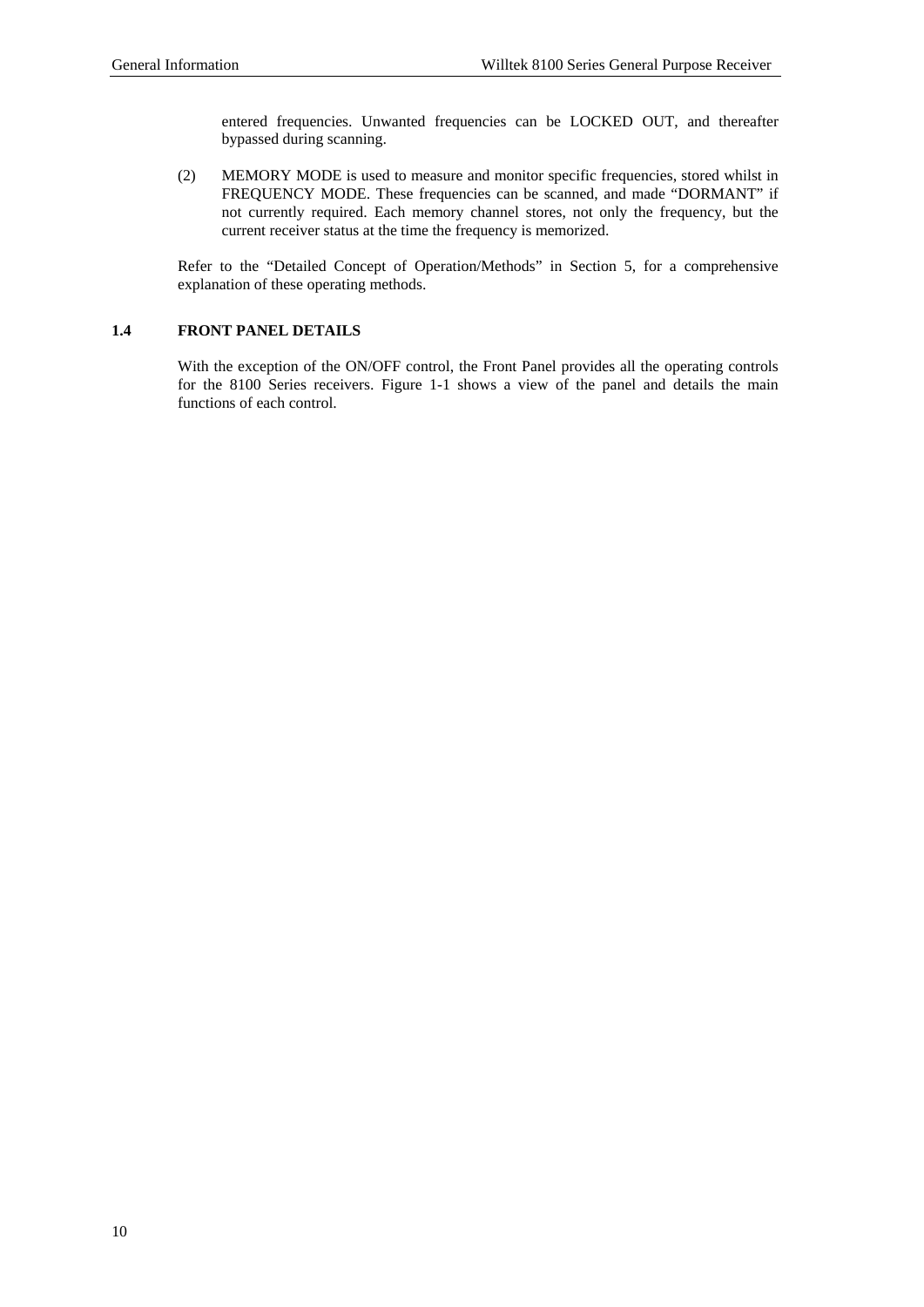entered frequencies. Unwanted frequencies can be LOCKED OUT, and thereafter bypassed during scanning.

(2) MEMORY MODE is used to measure and monitor specific frequencies, stored whilst in FREQUENCY MODE. These frequencies can be scanned, and made "DORMANT" if not currently required. Each memory channel stores, not only the frequency, but the current receiver status at the time the frequency is memorized.

Refer to the "Detailed Concept of Operation/Methods" in Section 5, for a comprehensive explanation of these operating methods.

## 1.4 FRONT PANEL DETAILS

With the exception of the ON/OFF control, the Front Panel provides all the operating controls for the 8100 Series receivers. Figure 1-1 shows a view of the panel and details the main functions of each control.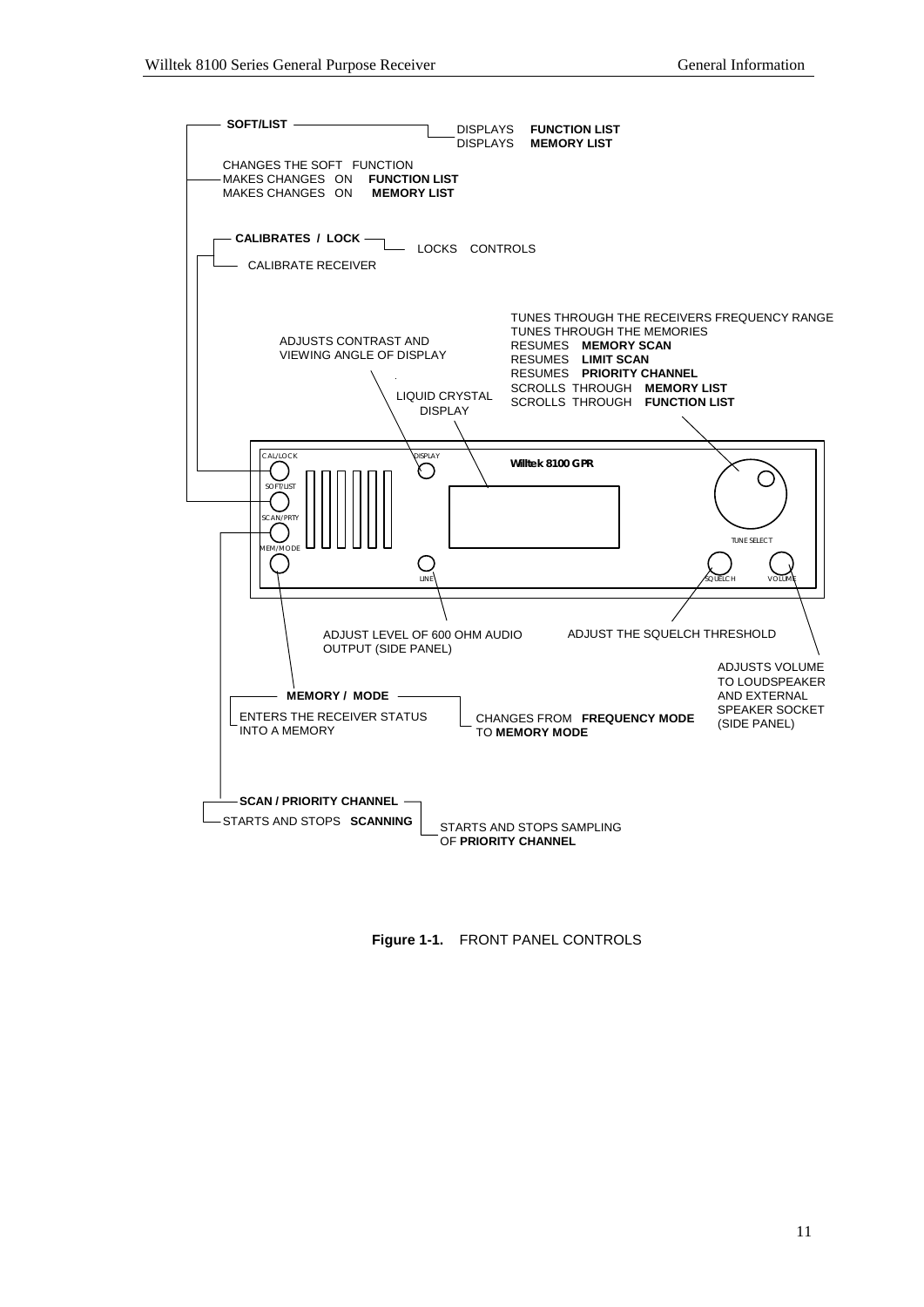**SOFT/LIST**

DISPLAYS **FUNCTION LIST**
DISPLAYS **MEMORY LIST**

CHANGES THE SOFT FUNCTION
MAKES CHANGES ON **FUNCTION LIST**
MAKES CHANGES ON **MEMORY LIST**

**CALIBRATES / LOCK**

LOCKS CONTROLS

CALIBRATE RECEIVER

TUNES THROUGH THE RECEIVERS FREQUENCY RANGE
TUNES THROUGH THE MEMORIES
RESUMES **MEMORY SCAN**
RESUMES **LIMIT SCAN**
RESUMES **PRIORITY CHANNEL**
SCROLLS THROUGH **MEMORY LIST**
SCROLLS THROUGH **FUNCTION LIST**

ADJUSTS CONTRAST AND VIEWING ANGLE OF DISPLAY

LIQUID CRYSTAL DISPLAY

CAL/LOCK
SOFT/LIST
SCAN/PRTY
MEM/MODE
DISPLAY
LINE
**Willtek 8100 GPR**
TUNE SELECT
SQUELCH
VOLUME

ADJUST LEVEL OF 600 OHM AUDIO OUTPUT (SIDE PANEL)

ADJUST THE SQUELCH THRESHOLD

ADJUSTS VOLUME TO LOUDSPEAKER AND EXTERNAL SPEAKER SOCKET (SIDE PANEL)

**MEMORY / MODE**

ENTERS THE RECEIVER STATUS INTO A MEMORY

CHANGES FROM **FREQUENCY MODE** TO **MEMORY MODE**

**SCAN / PRIORITY CHANNEL**

STARTS AND STOPS **SCANNING**

STARTS AND STOPS SAMPLING OF **PRIORITY CHANNEL**

**Figure 1-1.** FRONT PANEL CONTROLS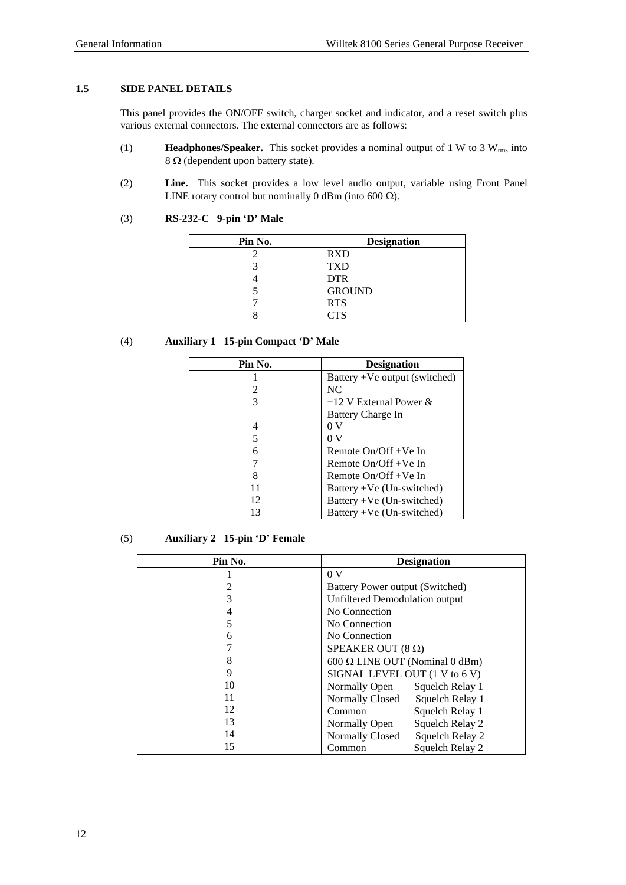## 1.5 SIDE PANEL DETAILS

This panel provides the ON/OFF switch, charger socket and indicator, and a reset switch plus various external connectors. The external connectors are as follows:

(1) **Headphones/Speaker.** This socket provides a nominal output of 1 W to 3 $W_{rms}$ into 8 Ω (dependent upon battery state).

(2) **Line.** This socket provides a low level audio output, variable using Front Panel LINE rotary control but nominally 0 dBm (into 600 Ω).

(3) **RS-232-C 9-pin 'D' Male**

| Pin No. | Designation |
|---|---|
| 2 | RXD |
| 3 | TXD |
| 4 | DTR |
| 5 | GROUND |
| 7 | RTS |
| 8 | CTS |

(4) **Auxiliary 1 15-pin Compact 'D' Male**

| Pin No. | Designation |
|---|---|
| 1 | Battery +Ve output (switched) |
| 2 | NC |
| 3 | +12 V External Power & Battery Charge In |
| 4 | 0 V |
| 5 | 0 V |
| 6 | Remote On/Off +Ve In |
| 7 | Remote On/Off +Ve In |
| 8 | Remote On/Off +Ve In |
| 11 | Battery +Ve (Un-switched) |
| 12 | Battery +Ve (Un-switched) |
| 13 | Battery +Ve (Un-switched) |

(5) **Auxiliary 2 15-pin 'D' Female**

| Pin No. | Designation |
|---|---|
| 1 | 0 V |
| 2 | Battery Power output (Switched) |
| 3 | Unfiltered Demodulation output |
| 4 | No Connection |
| 5 | No Connection |
| 6 | No Connection |
| 7 | SPEAKER OUT (8 Ω) |
| 8 | 600 Ω LINE OUT (Nominal 0 dBm) |
| 9 | SIGNAL LEVEL OUT (1 V to 6 V) |
| 10 | Normally Open Squelch Relay 1 |
| 11 | Normally Closed Squelch Relay 1 |
| 12 | Common Squelch Relay 1 |
| 13 | Normally Open Squelch Relay 2 |
| 14 | Normally Closed Squelch Relay 2 |
| 15 | Common Squelch Relay 2 |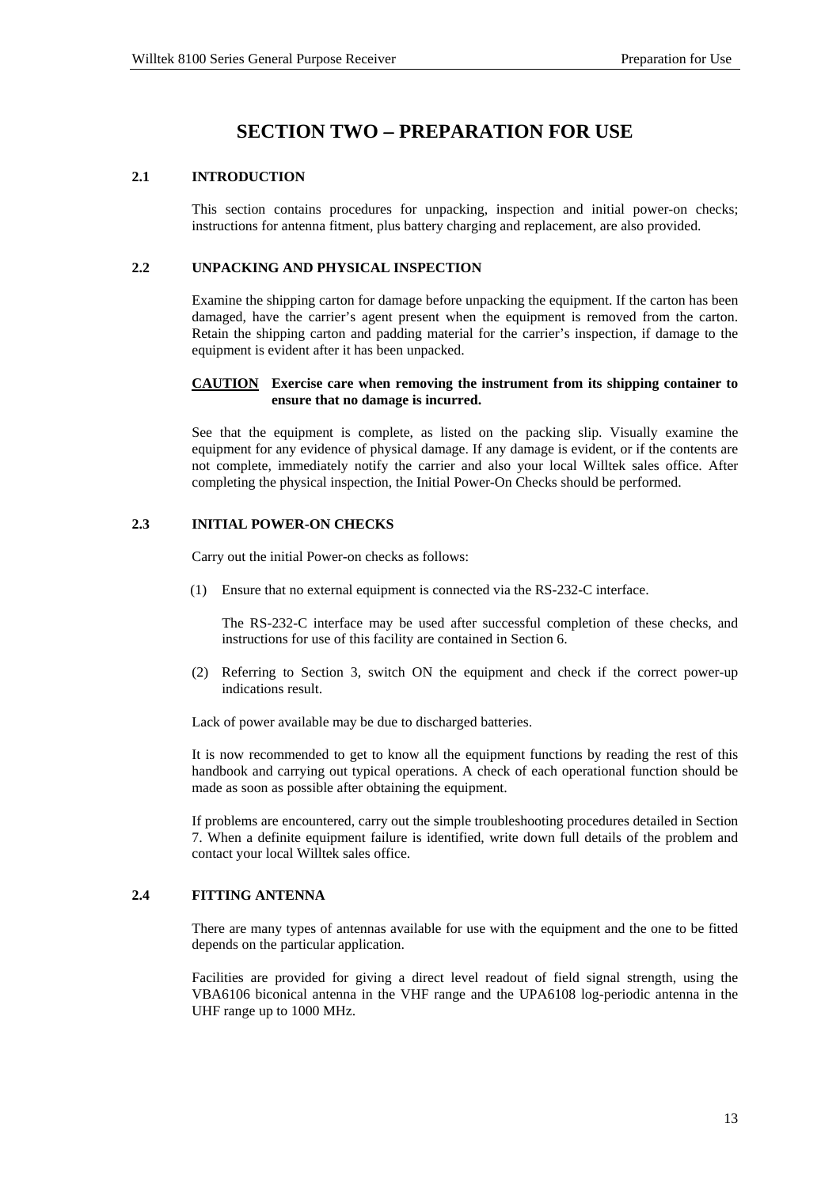# SECTION TWO – PREPARATION FOR USE

## 2.1 INTRODUCTION

This section contains procedures for unpacking, inspection and initial power-on checks; instructions for antenna fitment, plus battery charging and replacement, are also provided.

## 2.2 UNPACKING AND PHYSICAL INSPECTION

Examine the shipping carton for damage before unpacking the equipment. If the carton has been damaged, have the carrier's agent present when the equipment is removed from the carton. Retain the shipping carton and padding material for the carrier's inspection, if damage to the equipment is evident after it has been unpacked.

**CAUTION** **Exercise care when removing the instrument from its shipping container to ensure that no damage is incurred.**

See that the equipment is complete, as listed on the packing slip. Visually examine the equipment for any evidence of physical damage. If any damage is evident, or if the contents are not complete, immediately notify the carrier and also your local Willtek sales office. After completing the physical inspection, the Initial Power-On Checks should be performed.

## 2.3 INITIAL POWER-ON CHECKS

Carry out the initial Power-on checks as follows:

(1) Ensure that no external equipment is connected via the RS-232-C interface.

The RS-232-C interface may be used after successful completion of these checks, and instructions for use of this facility are contained in Section 6.

(2) Referring to Section 3, switch ON the equipment and check if the correct power-up indications result.

Lack of power available may be due to discharged batteries.

It is now recommended to get to know all the equipment functions by reading the rest of this handbook and carrying out typical operations. A check of each operational function should be made as soon as possible after obtaining the equipment.

If problems are encountered, carry out the simple troubleshooting procedures detailed in Section 7. When a definite equipment failure is identified, write down full details of the problem and contact your local Willtek sales office.

## 2.4 FITTING ANTENNA

There are many types of antennas available for use with the equipment and the one to be fitted depends on the particular application.

Facilities are provided for giving a direct level readout of field signal strength, using the VBA6106 biconical antenna in the VHF range and the UPA6108 log-periodic antenna in the UHF range up to 1000 MHz.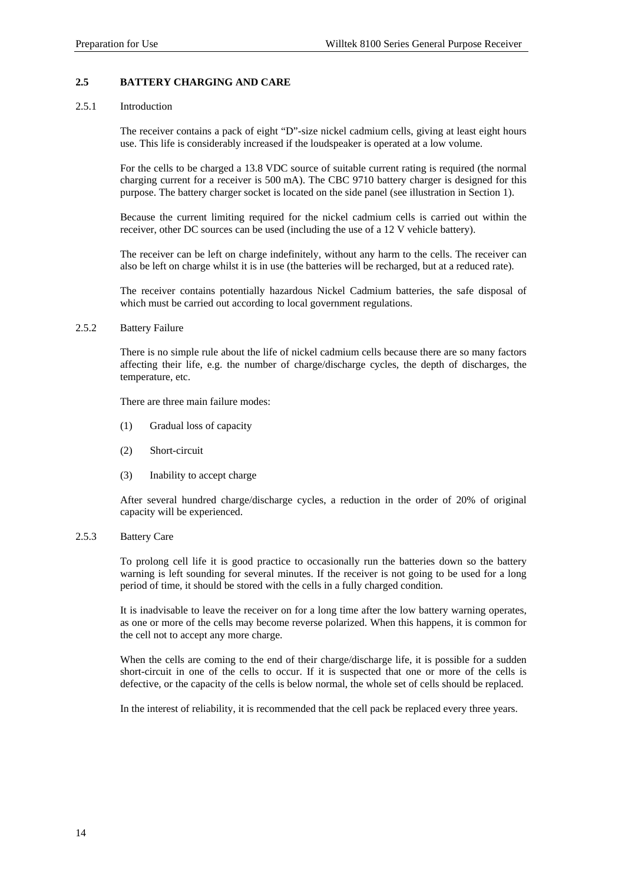## 2.5 BATTERY CHARGING AND CARE

### 2.5.1 Introduction

The receiver contains a pack of eight "D"-size nickel cadmium cells, giving at least eight hours use. This life is considerably increased if the loudspeaker is operated at a low volume.

For the cells to be charged a 13.8 VDC source of suitable current rating is required (the normal charging current for a receiver is 500 mA). The CBC 9710 battery charger is designed for this purpose. The battery charger socket is located on the side panel (see illustration in Section 1).

Because the current limiting required for the nickel cadmium cells is carried out within the receiver, other DC sources can be used (including the use of a 12 V vehicle battery).

The receiver can be left on charge indefinitely, without any harm to the cells. The receiver can also be left on charge whilst it is in use (the batteries will be recharged, but at a reduced rate).

The receiver contains potentially hazardous Nickel Cadmium batteries, the safe disposal of which must be carried out according to local government regulations.

### 2.5.2 Battery Failure

There is no simple rule about the life of nickel cadmium cells because there are so many factors affecting their life, e.g. the number of charge/discharge cycles, the depth of discharges, the temperature, etc.

There are three main failure modes:

(1) Gradual loss of capacity

(2) Short-circuit

(3) Inability to accept charge

After several hundred charge/discharge cycles, a reduction in the order of 20% of original capacity will be experienced.

### 2.5.3 Battery Care

To prolong cell life it is good practice to occasionally run the batteries down so the battery warning is left sounding for several minutes. If the receiver is not going to be used for a long period of time, it should be stored with the cells in a fully charged condition.

It is inadvisable to leave the receiver on for a long time after the low battery warning operates, as one or more of the cells may become reverse polarized. When this happens, it is common for the cell not to accept any more charge.

When the cells are coming to the end of their charge/discharge life, it is possible for a sudden short-circuit in one of the cells to occur. If it is suspected that one or more of the cells is defective, or the capacity of the cells is below normal, the whole set of cells should be replaced.

In the interest of reliability, it is recommended that the cell pack be replaced every three years.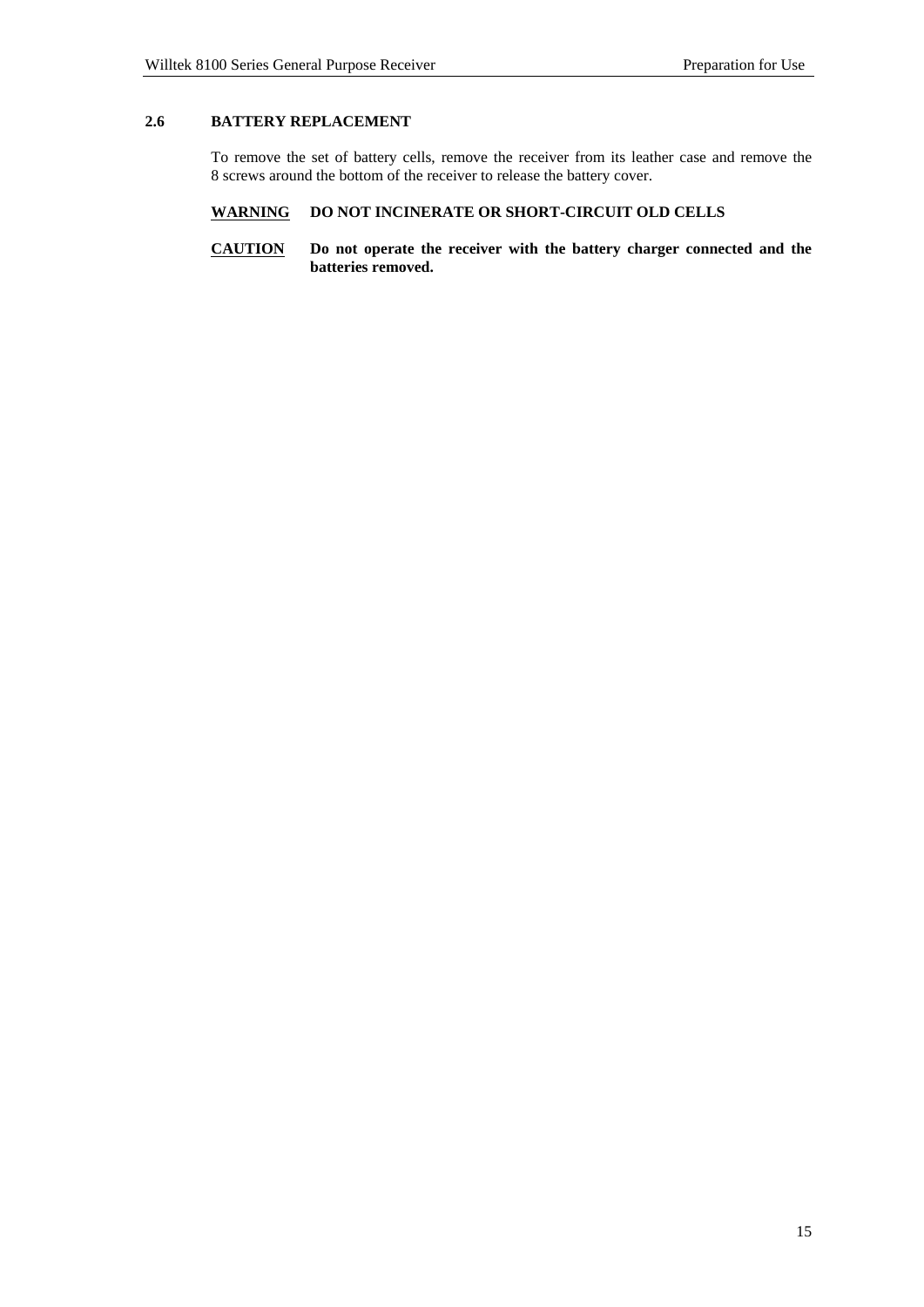## 2.6 BATTERY REPLACEMENT

To remove the set of battery cells, remove the receiver from its leather case and remove the 8 screws around the bottom of the receiver to release the battery cover.

**WARNING** **DO NOT INCINERATE OR SHORT-CIRCUIT OLD CELLS**

**CAUTION** **Do not operate the receiver with the battery charger connected and the batteries removed.**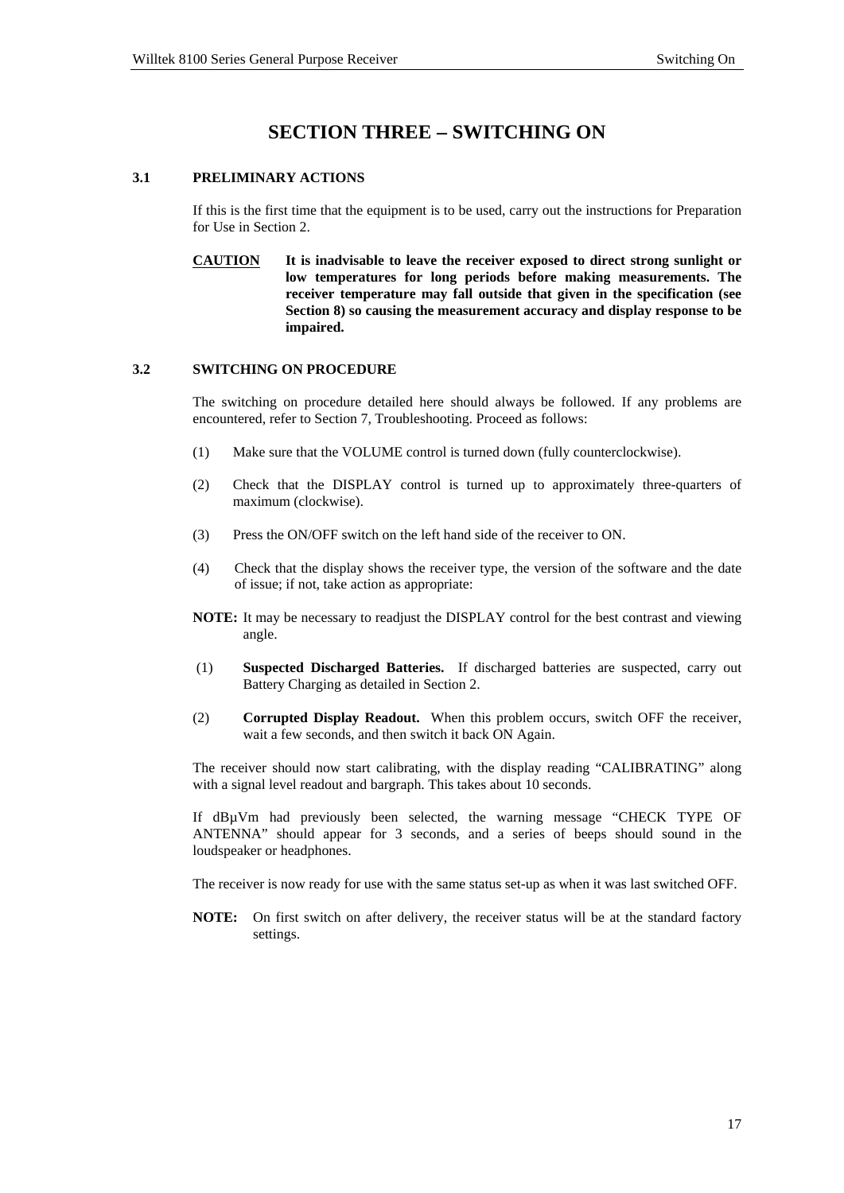# SECTION THREE – SWITCHING ON

## 3.1 PRELIMINARY ACTIONS

If this is the first time that the equipment is to be used, carry out the instructions for Preparation for Use in Section 2.

**CAUTION** **It is inadvisable to leave the receiver exposed to direct strong sunlight or low temperatures for long periods before making measurements. The receiver temperature may fall outside that given in the specification (see Section 8) so causing the measurement accuracy and display response to be impaired.**

## 3.2 SWITCHING ON PROCEDURE

The switching on procedure detailed here should always be followed. If any problems are encountered, refer to Section 7, Troubleshooting. Proceed as follows:

(1) Make sure that the VOLUME control is turned down (fully counterclockwise).

(2) Check that the DISPLAY control is turned up to approximately three-quarters of maximum (clockwise).

(3) Press the ON/OFF switch on the left hand side of the receiver to ON.

(4) Check that the display shows the receiver type, the version of the software and the date of issue; if not, take action as appropriate:

**NOTE:** It may be necessary to readjust the DISPLAY control for the best contrast and viewing angle.

(1) **Suspected Discharged Batteries.** If discharged batteries are suspected, carry out Battery Charging as detailed in Section 2.

(2) **Corrupted Display Readout.** When this problem occurs, switch OFF the receiver, wait a few seconds, and then switch it back ON Again.

The receiver should now start calibrating, with the display reading "CALIBRATING" along with a signal level readout and bargraph. This takes about 10 seconds.

If dBµVm had previously been selected, the warning message "CHECK TYPE OF ANTENNA" should appear for 3 seconds, and a series of beeps should sound in the loudspeaker or headphones.

The receiver is now ready for use with the same status set-up as when it was last switched OFF.

**NOTE:** On first switch on after delivery, the receiver status will be at the standard factory settings.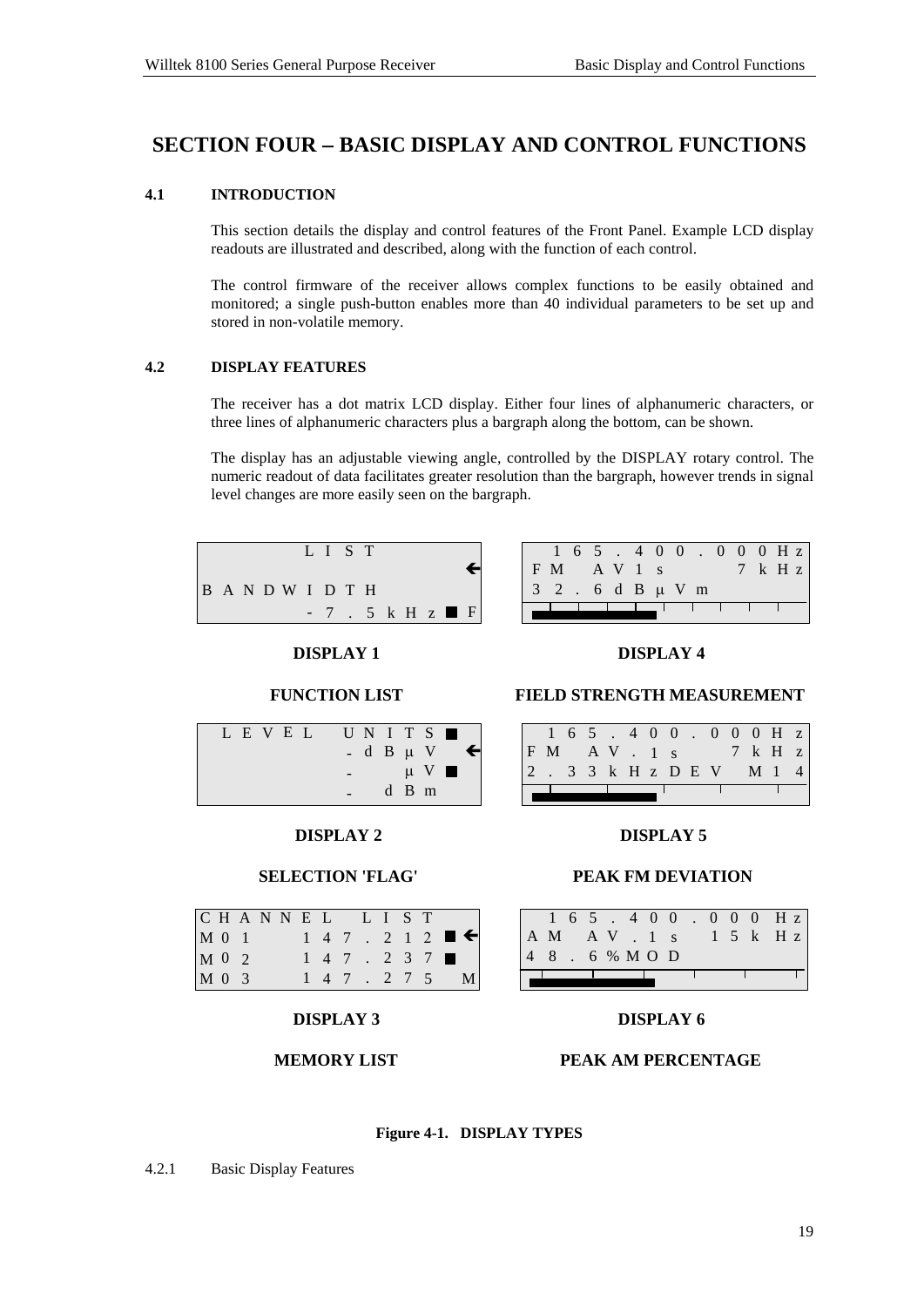# SECTION FOUR – BASIC DISPLAY AND CONTROL FUNCTIONS

## 4.1 INTRODUCTION

This section details the display and control features of the Front Panel. Example LCD display readouts are illustrated and described, along with the function of each control.

The control firmware of the receiver allows complex functions to be easily obtained and monitored; a single push-button enables more than 40 individual parameters to be set up and stored in non-volatile memory.

## 4.2 DISPLAY FEATURES

The receiver has a dot matrix LCD display. Either four lines of alphanumeric characters, or three lines of alphanumeric characters plus a bargraph along the bottom, can be shown.

The display has an adjustable viewing angle, controlled by the DISPLAY rotary control. The numeric readout of data facilitates greater resolution than the bargraph, however trends in signal level changes are more easily seen on the bargraph.

```
        LIST
                      ←
BANDWIDTH
          -7.5kHz ■ F
```

**DISPLAY 1**

**FUNCTION LIST**

```
 165.400.000Hz
FM  AV1s     7kHz
32.6dBµVm
[bargraph]
```

**DISPLAY 4**

**FIELD STRENGTH MEASUREMENT**

```
 LEVEL   UNITS ■
         -dBµV   ←
         -  µV ■
         -  dBm
```

**DISPLAY 2**

**SELECTION 'FLAG'**

```
 165.400.000Hz
FM  AV.1s    7kHz
2.33kHzDEV   M14
[bargraph]
```

**DISPLAY 5**

**PEAK FM DEVIATION**

```
CHANNEL  LIST
M01    147.212 ■ ←
M02    147.237 ■
M03    147.275   M
```

**DISPLAY 3**

**MEMORY LIST**

```
 165.400.000Hz
AM  AV.1s   15kHz
48.6%MOD
[bargraph]
```

**DISPLAY 6**

**PEAK AM PERCENTAGE**

**Figure 4-1. DISPLAY TYPES**

### 4.2.1 Basic Display Features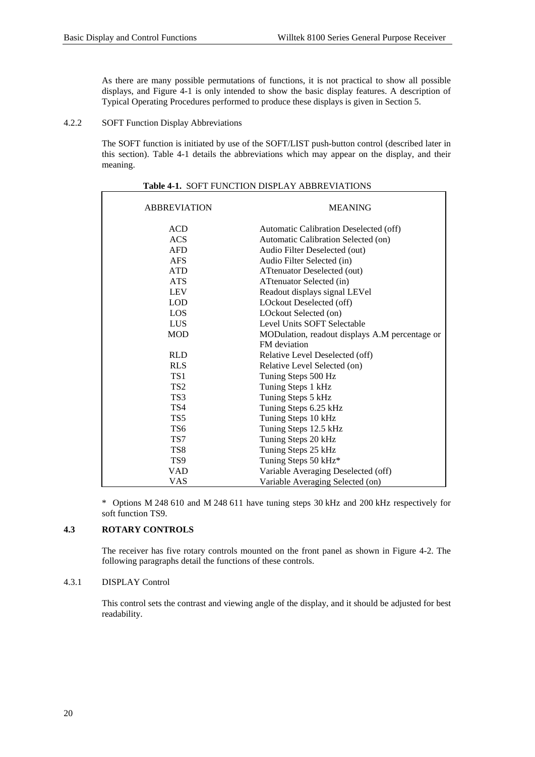As there are many possible permutations of functions, it is not practical to show all possible displays, and Figure 4-1 is only intended to show the basic display features. A description of Typical Operating Procedures performed to produce these displays is given in Section 5.

### 4.2.2 SOFT Function Display Abbreviations

The SOFT function is initiated by use of the SOFT/LIST push-button control (described later in this section). Table 4-1 details the abbreviations which may appear on the display, and their meaning.

**Table 4-1.** SOFT FUNCTION DISPLAY ABBREVIATIONS

| ABBREVIATION | MEANING |
|---|---|
| ACD | Automatic Calibration Deselected (off) |
| ACS | Automatic Calibration Selected (on) |
| AFD | Audio Filter Deselected (out) |
| AFS | Audio Filter Selected (in) |
| ATD | ATtenuator Deselected (out) |
| ATS | ATtenuator Selected (in) |
| LEV | Readout displays signal LEVel |
| LOD | LOckout Deselected (off) |
| LOS | LOckout Selected (on) |
| LUS | Level Units SOFT Selectable |
| MOD | MODulation, readout displays A.M percentage or FM deviation |
| RLD | Relative Level Deselected (off) |
| RLS | Relative Level Selected (on) |
| TS1 | Tuning Steps 500 Hz |
| TS2 | Tuning Steps 1 kHz |
| TS3 | Tuning Steps 5 kHz |
| TS4 | Tuning Steps 6.25 kHz |
| TS5 | Tuning Steps 10 kHz |
| TS6 | Tuning Steps 12.5 kHz |
| TS7 | Tuning Steps 20 kHz |
| TS8 | Tuning Steps 25 kHz |
| TS9 | Tuning Steps 50 kHz* |
| VAD | Variable Averaging Deselected (off) |
| VAS | Variable Averaging Selected (on) |

* Options M 248 610 and M 248 611 have tuning steps 30 kHz and 200 kHz respectively for soft function TS9.

## 4.3 ROTARY CONTROLS

The receiver has five rotary controls mounted on the front panel as shown in Figure 4-2. The following paragraphs detail the functions of these controls.

### 4.3.1 DISPLAY Control

This control sets the contrast and viewing angle of the display, and it should be adjusted for best readability.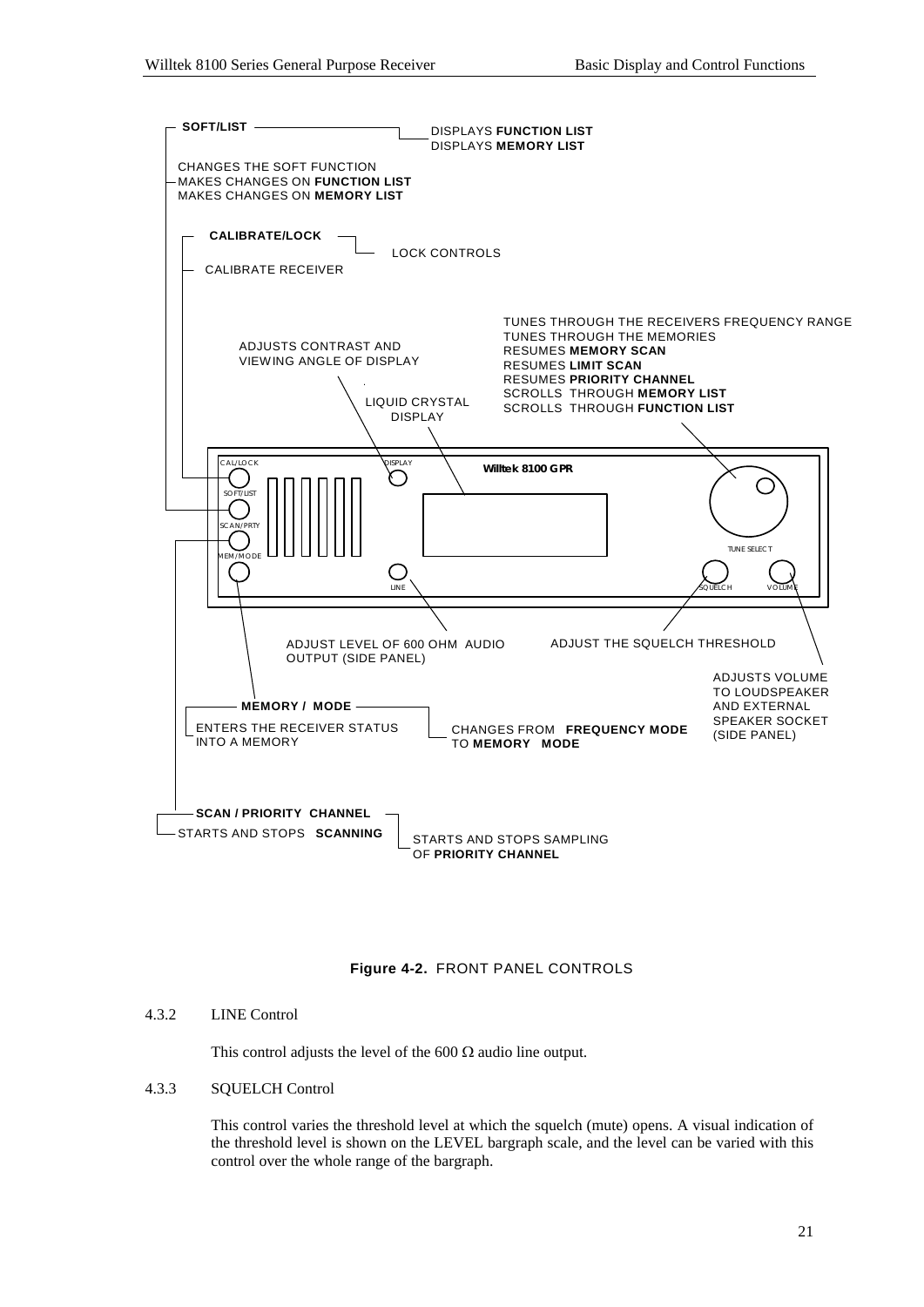**SOFT/LIST**

DISPLAYS **FUNCTION LIST**
DISPLAYS **MEMORY LIST**

CHANGES THE SOFT FUNCTION
MAKES CHANGES ON **FUNCTION LIST**
MAKES CHANGES ON **MEMORY LIST**

**CALIBRATE/LOCK**

LOCK CONTROLS

CALIBRATE RECEIVER

TUNES THROUGH THE RECEIVERS FREQUENCY RANGE
TUNES THROUGH THE MEMORIES
RESUMES **MEMORY SCAN**
RESUMES **LIMIT SCAN**
RESUMES **PRIORITY CHANNEL**
SCROLLS THROUGH **MEMORY LIST**
SCROLLS THROUGH **FUNCTION LIST**

ADJUSTS CONTRAST AND VIEWING ANGLE OF DISPLAY

LIQUID CRYSTAL DISPLAY

CAL/LOCK, SOFT/LIST, SCAN/PRTY, MEM/MODE, DISPLAY, **Willtek 8100 GPR**, LINE, TUNE SELECT, SQUELCH, VOLUME

ADJUST LEVEL OF 600 OHM AUDIO OUTPUT (SIDE PANEL)

ADJUST THE SQUELCH THRESHOLD

ADJUSTS VOLUME TO LOUDSPEAKER AND EXTERNAL SPEAKER SOCKET (SIDE PANEL)

**MEMORY / MODE**

ENTERS THE RECEIVER STATUS INTO A MEMORY

CHANGES FROM **FREQUENCY MODE** TO **MEMORY MODE**

**SCAN / PRIORITY CHANNEL**

STARTS AND STOPS **SCANNING**

STARTS AND STOPS SAMPLING OF **PRIORITY CHANNEL**

**Figure 4-2.** FRONT PANEL CONTROLS

### 4.3.2 LINE Control

This control adjusts the level of the 600 Ω audio line output.

### 4.3.3 SQUELCH Control

This control varies the threshold level at which the squelch (mute) opens. A visual indication of the threshold level is shown on the LEVEL bargraph scale, and the level can be varied with this control over the whole range of the bargraph.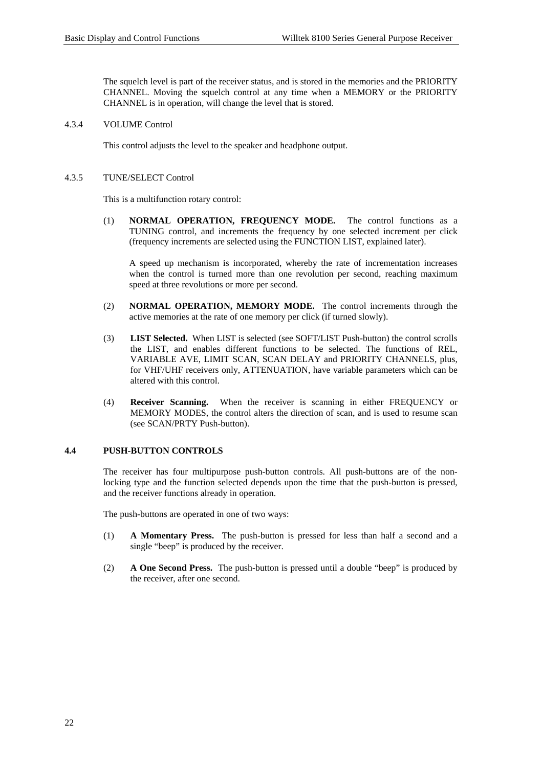The squelch level is part of the receiver status, and is stored in the memories and the PRIORITY CHANNEL. Moving the squelch control at any time when a MEMORY or the PRIORITY CHANNEL is in operation, will change the level that is stored.

### 4.3.4 VOLUME Control

This control adjusts the level to the speaker and headphone output.

### 4.3.5 TUNE/SELECT Control

This is a multifunction rotary control:

(1) **NORMAL OPERATION, FREQUENCY MODE.** The control functions as a TUNING control, and increments the frequency by one selected increment per click (frequency increments are selected using the FUNCTION LIST, explained later).

A speed up mechanism is incorporated, whereby the rate of incrementation increases when the control is turned more than one revolution per second, reaching maximum speed at three revolutions or more per second.

(2) **NORMAL OPERATION, MEMORY MODE.** The control increments through the active memories at the rate of one memory per click (if turned slowly).

(3) **LIST Selected.** When LIST is selected (see SOFT/LIST Push-button) the control scrolls the LIST, and enables different functions to be selected. The functions of REL, VARIABLE AVE, LIMIT SCAN, SCAN DELAY and PRIORITY CHANNELS, plus, for VHF/UHF receivers only, ATTENUATION, have variable parameters which can be altered with this control.

(4) **Receiver Scanning.** When the receiver is scanning in either FREQUENCY or MEMORY MODES, the control alters the direction of scan, and is used to resume scan (see SCAN/PRTY Push-button).

## 4.4 PUSH-BUTTON CONTROLS

The receiver has four multipurpose push-button controls. All push-buttons are of the non-locking type and the function selected depends upon the time that the push-button is pressed, and the receiver functions already in operation.

The push-buttons are operated in one of two ways:

(1) **A Momentary Press.** The push-button is pressed for less than half a second and a single "beep" is produced by the receiver.

(2) **A One Second Press.** The push-button is pressed until a double "beep" is produced by the receiver, after one second.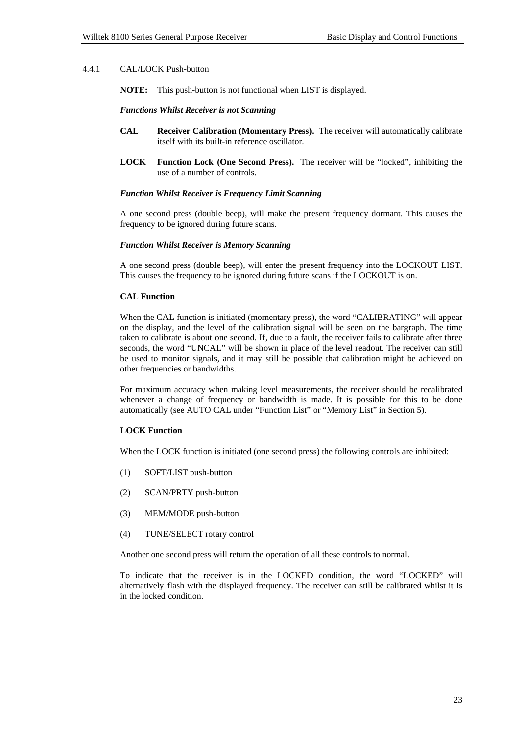### 4.4.1 CAL/LOCK Push-button

**NOTE:** This push-button is not functional when LIST is displayed.

***Functions Whilst Receiver is not Scanning***

**CAL** **Receiver Calibration (Momentary Press).** The receiver will automatically calibrate itself with its built-in reference oscillator.

**LOCK** **Function Lock (One Second Press).** The receiver will be "locked", inhibiting the use of a number of controls.

***Function Whilst Receiver is Frequency Limit Scanning***

A one second press (double beep), will make the present frequency dormant. This causes the frequency to be ignored during future scans.

***Function Whilst Receiver is Memory Scanning***

A one second press (double beep), will enter the present frequency into the LOCKOUT LIST. This causes the frequency to be ignored during future scans if the LOCKOUT is on.

**CAL Function**

When the CAL function is initiated (momentary press), the word "CALIBRATING" will appear on the display, and the level of the calibration signal will be seen on the bargraph. The time taken to calibrate is about one second. If, due to a fault, the receiver fails to calibrate after three seconds, the word "UNCAL" will be shown in place of the level readout. The receiver can still be used to monitor signals, and it may still be possible that calibration might be achieved on other frequencies or bandwidths.

For maximum accuracy when making level measurements, the receiver should be recalibrated whenever a change of frequency or bandwidth is made. It is possible for this to be done automatically (see AUTO CAL under "Function List" or "Memory List" in Section 5).

**LOCK Function**

When the LOCK function is initiated (one second press) the following controls are inhibited:

(1) SOFT/LIST push-button

(2) SCAN/PRTY push-button

(3) MEM/MODE push-button

(4) TUNE/SELECT rotary control

Another one second press will return the operation of all these controls to normal.

To indicate that the receiver is in the LOCKED condition, the word "LOCKED" will alternatively flash with the displayed frequency. The receiver can still be calibrated whilst it is in the locked condition.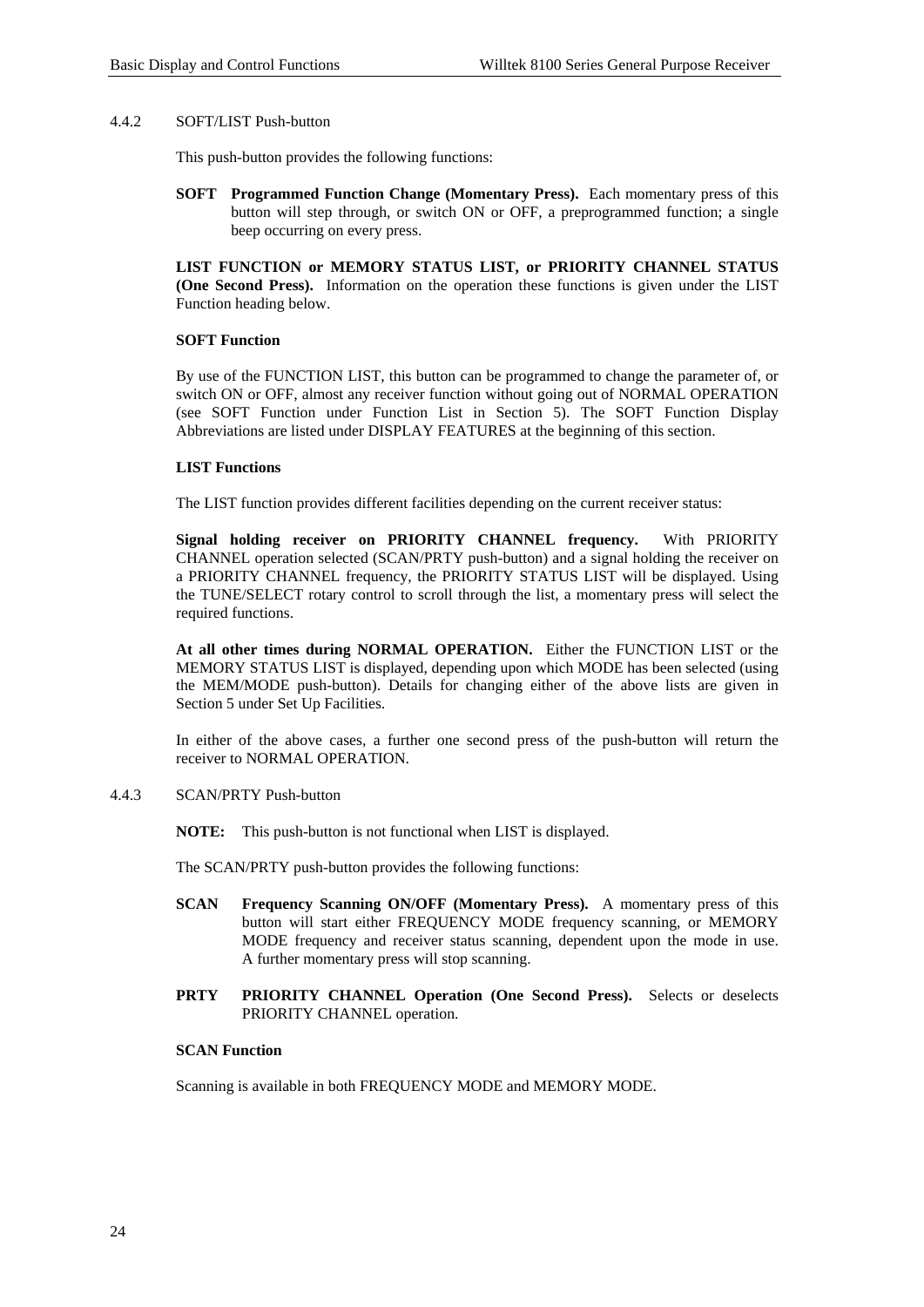### 4.4.2 SOFT/LIST Push-button

This push-button provides the following functions:

**SOFT Programmed Function Change (Momentary Press).** Each momentary press of this button will step through, or switch ON or OFF, a preprogrammed function; a single beep occurring on every press.

**LIST FUNCTION or MEMORY STATUS LIST, or PRIORITY CHANNEL STATUS (One Second Press).** Information on the operation these functions is given under the LIST Function heading below.

**SOFT Function**

By use of the FUNCTION LIST, this button can be programmed to change the parameter of, or switch ON or OFF, almost any receiver function without going out of NORMAL OPERATION (see SOFT Function under Function List in Section 5). The SOFT Function Display Abbreviations are listed under DISPLAY FEATURES at the beginning of this section.

**LIST Functions**

The LIST function provides different facilities depending on the current receiver status:

**Signal holding receiver on PRIORITY CHANNEL frequency.** With PRIORITY CHANNEL operation selected (SCAN/PRTY push-button) and a signal holding the receiver on a PRIORITY CHANNEL frequency, the PRIORITY STATUS LIST will be displayed. Using the TUNE/SELECT rotary control to scroll through the list, a momentary press will select the required functions.

**At all other times during NORMAL OPERATION.** Either the FUNCTION LIST or the MEMORY STATUS LIST is displayed, depending upon which MODE has been selected (using the MEM/MODE push-button). Details for changing either of the above lists are given in Section 5 under Set Up Facilities.

In either of the above cases, a further one second press of the push-button will return the receiver to NORMAL OPERATION.

### 4.4.3 SCAN/PRTY Push-button

**NOTE:** This push-button is not functional when LIST is displayed.

The SCAN/PRTY push-button provides the following functions:

**SCAN Frequency Scanning ON/OFF (Momentary Press).** A momentary press of this button will start either FREQUENCY MODE frequency scanning, or MEMORY MODE frequency and receiver status scanning, dependent upon the mode in use. A further momentary press will stop scanning.

**PRTY PRIORITY CHANNEL Operation (One Second Press).** Selects or deselects PRIORITY CHANNEL operation.

**SCAN Function**

Scanning is available in both FREQUENCY MODE and MEMORY MODE.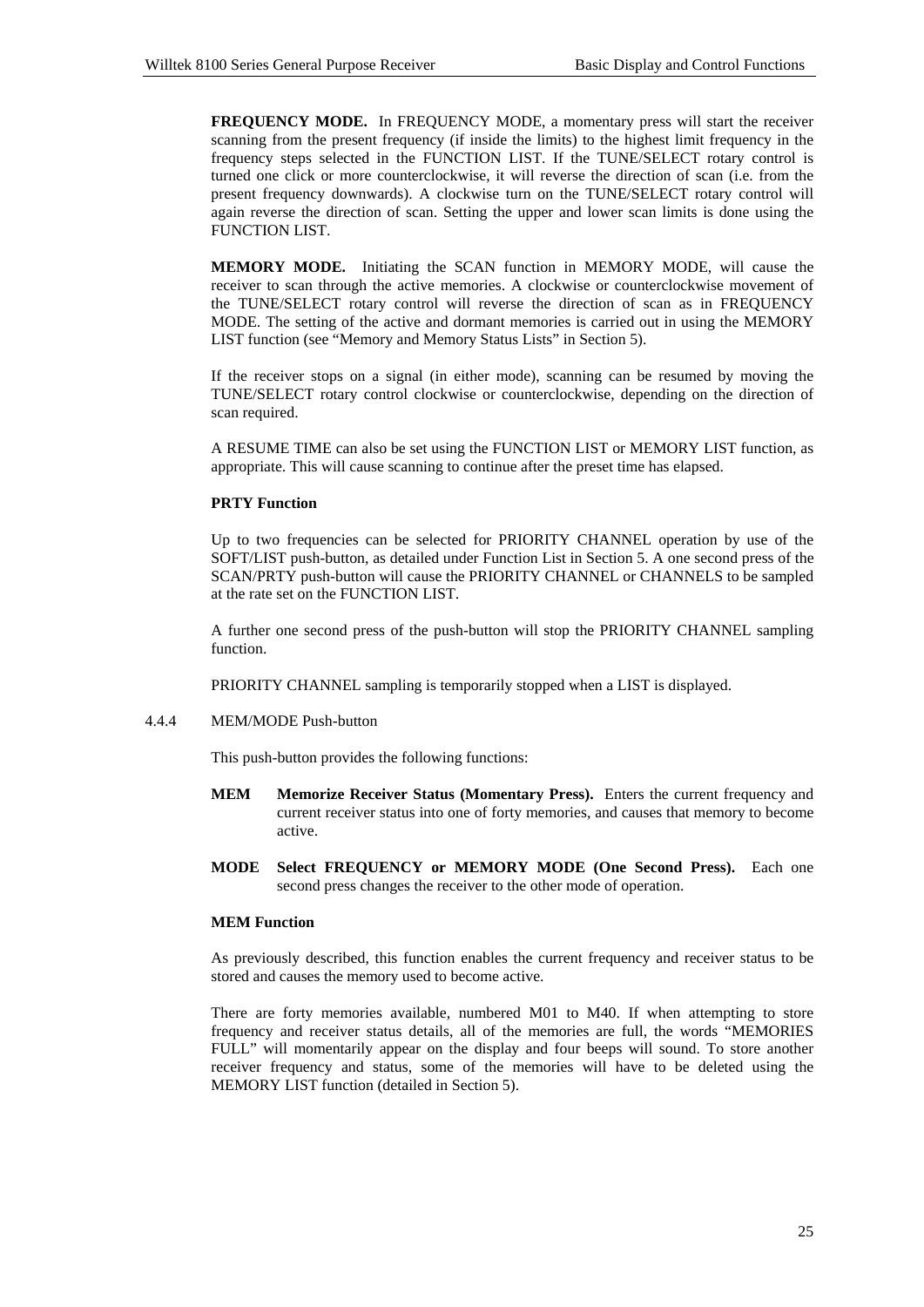**FREQUENCY MODE.** In FREQUENCY MODE, a momentary press will start the receiver scanning from the present frequency (if inside the limits) to the highest limit frequency in the frequency steps selected in the FUNCTION LIST. If the TUNE/SELECT rotary control is turned one click or more counterclockwise, it will reverse the direction of scan (i.e. from the present frequency downwards). A clockwise turn on the TUNE/SELECT rotary control will again reverse the direction of scan. Setting the upper and lower scan limits is done using the FUNCTION LIST.

**MEMORY MODE.** Initiating the SCAN function in MEMORY MODE, will cause the receiver to scan through the active memories. A clockwise or counterclockwise movement of the TUNE/SELECT rotary control will reverse the direction of scan as in FREQUENCY MODE. The setting of the active and dormant memories is carried out in using the MEMORY LIST function (see “Memory and Memory Status Lists” in Section 5).

If the receiver stops on a signal (in either mode), scanning can be resumed by moving the TUNE/SELECT rotary control clockwise or counterclockwise, depending on the direction of scan required.

A RESUME TIME can also be set using the FUNCTION LIST or MEMORY LIST function, as appropriate. This will cause scanning to continue after the preset time has elapsed.

**PRTY Function**

Up to two frequencies can be selected for PRIORITY CHANNEL operation by use of the SOFT/LIST push-button, as detailed under Function List in Section 5. A one second press of the SCAN/PRTY push-button will cause the PRIORITY CHANNEL or CHANNELS to be sampled at the rate set on the FUNCTION LIST.

A further one second press of the push-button will stop the PRIORITY CHANNEL sampling function.

PRIORITY CHANNEL sampling is temporarily stopped when a LIST is displayed.

### 4.4.4 MEM/MODE Push-button

This push-button provides the following functions:

**MEM** **Memorize Receiver Status (Momentary Press).** Enters the current frequency and current receiver status into one of forty memories, and causes that memory to become active.

**MODE** **Select FREQUENCY or MEMORY MODE (One Second Press).** Each one second press changes the receiver to the other mode of operation.

**MEM Function**

As previously described, this function enables the current frequency and receiver status to be stored and causes the memory used to become active.

There are forty memories available, numbered M01 to M40. If when attempting to store frequency and receiver status details, all of the memories are full, the words “MEMORIES FULL” will momentarily appear on the display and four beeps will sound. To store another receiver frequency and status, some of the memories will have to be deleted using the MEMORY LIST function (detailed in Section 5).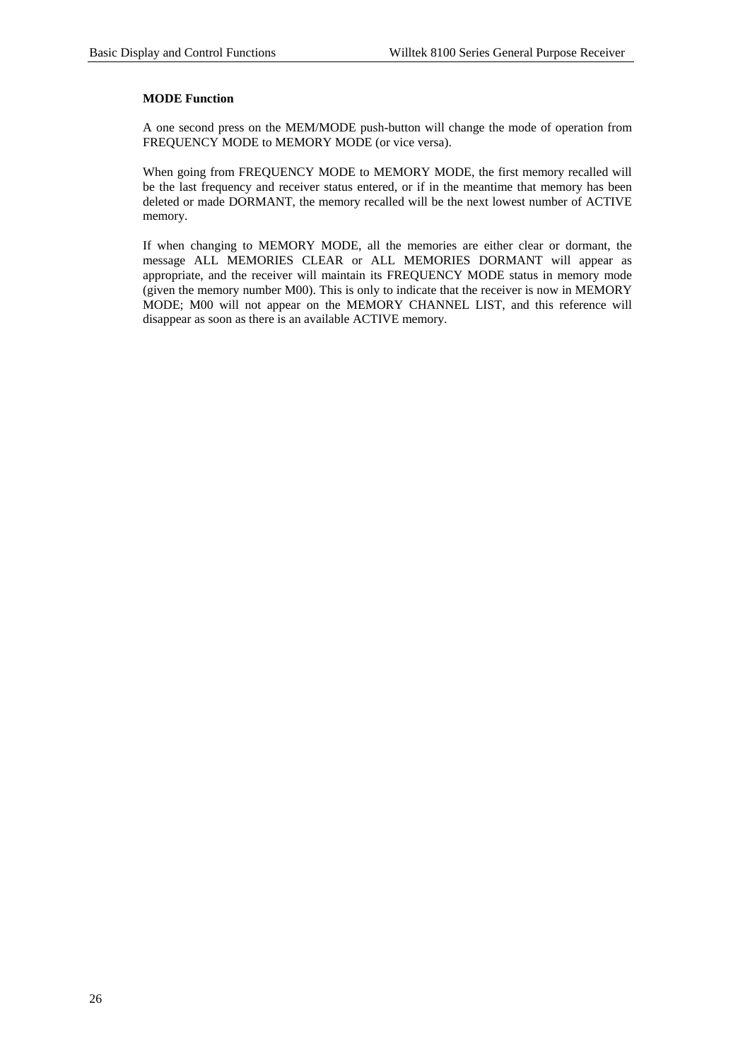**MODE Function**

A one second press on the MEM/MODE push-button will change the mode of operation from FREQUENCY MODE to MEMORY MODE (or vice versa).

When going from FREQUENCY MODE to MEMORY MODE, the first memory recalled will be the last frequency and receiver status entered, or if in the meantime that memory has been deleted or made DORMANT, the memory recalled will be the next lowest number of ACTIVE memory.

If when changing to MEMORY MODE, all the memories are either clear or dormant, the message ALL MEMORIES CLEAR or ALL MEMORIES DORMANT will appear as appropriate, and the receiver will maintain its FREQUENCY MODE status in memory mode (given the memory number M00). This is only to indicate that the receiver is now in MEMORY MODE; M00 will not appear on the MEMORY CHANNEL LIST, and this reference will disappear as soon as there is an available ACTIVE memory.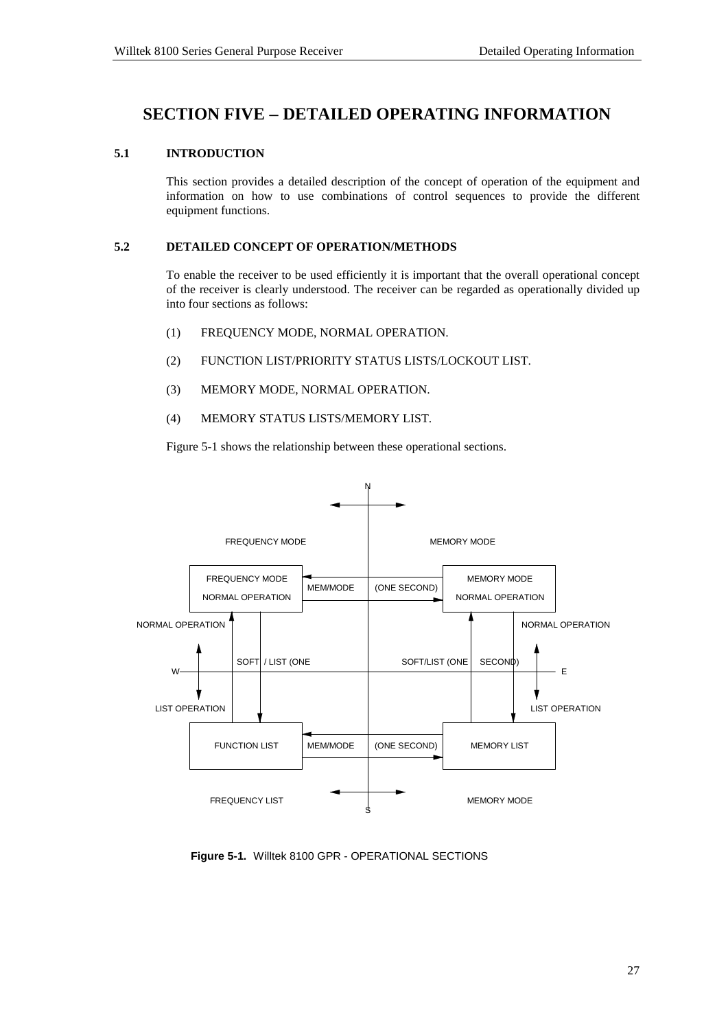# SECTION FIVE – DETAILED OPERATING INFORMATION

## 5.1 INTRODUCTION

This section provides a detailed description of the concept of operation of the equipment and information on how to use combinations of control sequences to provide the different equipment functions.

## 5.2 DETAILED CONCEPT OF OPERATION/METHODS

To enable the receiver to be used efficiently it is important that the overall operational concept of the receiver is clearly understood. The receiver can be regarded as operationally divided up into four sections as follows:

(1) FREQUENCY MODE, NORMAL OPERATION.

(2) FUNCTION LIST/PRIORITY STATUS LISTS/LOCKOUT LIST.

(3) MEMORY MODE, NORMAL OPERATION.

(4) MEMORY STATUS LISTS/MEMORY LIST.

Figure 5-1 shows the relationship between these operational sections.

N

FREQUENCY MODE MEMORY MODE

FREQUENCY MODE NORMAL OPERATION MEM/MODE (ONE SECOND) MEMORY MODE NORMAL OPERATION

NORMAL OPERATION NORMAL OPERATION

W SOFT / LIST (ONE SOFT/LIST (ONE SECOND) E

LIST OPERATION LIST OPERATION

FUNCTION LIST MEM/MODE (ONE SECOND) MEMORY LIST

FREQUENCY LIST MEMORY MODE

S

**Figure 5-1.** Willtek 8100 GPR - OPERATIONAL SECTIONS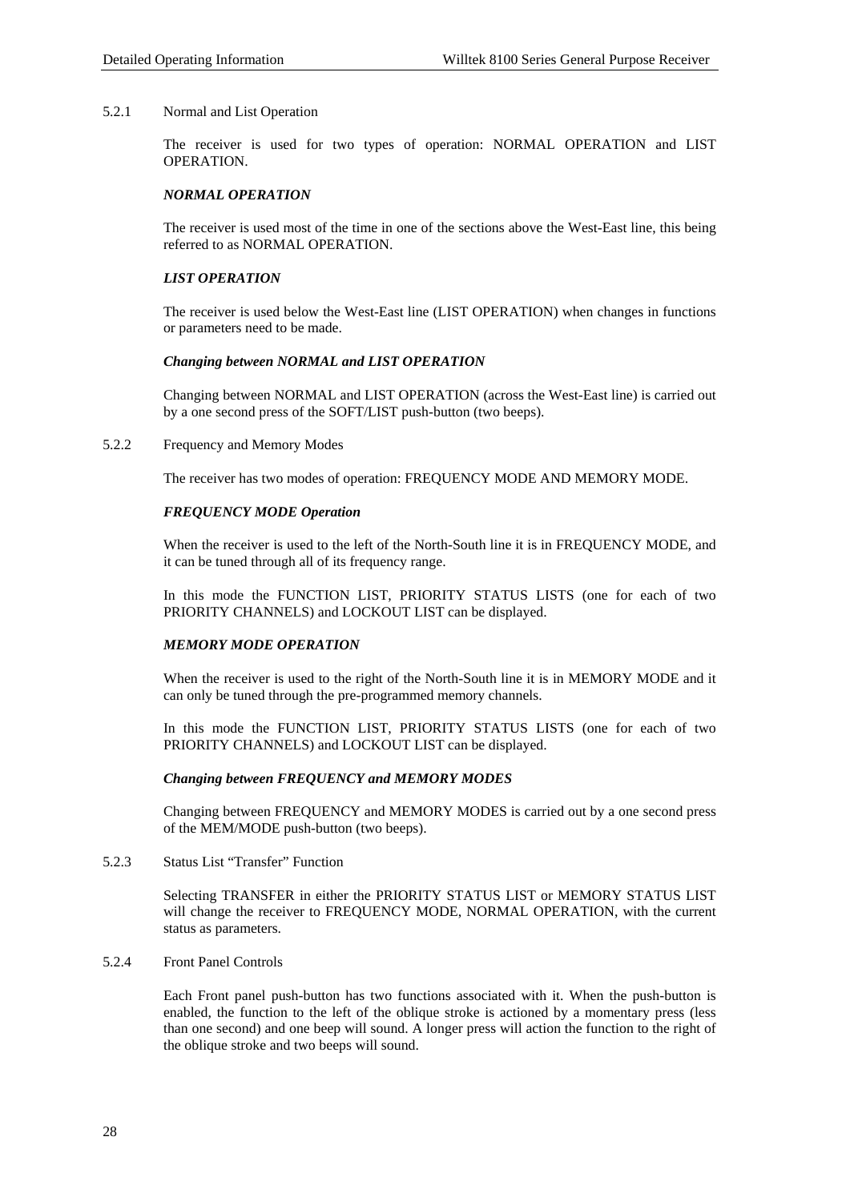### 5.2.1 Normal and List Operation

The receiver is used for two types of operation: NORMAL OPERATION and LIST OPERATION.

***NORMAL OPERATION***

The receiver is used most of the time in one of the sections above the West-East line, this being referred to as NORMAL OPERATION.

***LIST OPERATION***

The receiver is used below the West-East line (LIST OPERATION) when changes in functions or parameters need to be made.

***Changing between NORMAL and LIST OPERATION***

Changing between NORMAL and LIST OPERATION (across the West-East line) is carried out by a one second press of the SOFT/LIST push-button (two beeps).

### 5.2.2 Frequency and Memory Modes

The receiver has two modes of operation: FREQUENCY MODE AND MEMORY MODE.

***FREQUENCY MODE Operation***

When the receiver is used to the left of the North-South line it is in FREQUENCY MODE, and it can be tuned through all of its frequency range.

In this mode the FUNCTION LIST, PRIORITY STATUS LISTS (one for each of two PRIORITY CHANNELS) and LOCKOUT LIST can be displayed.

***MEMORY MODE OPERATION***

When the receiver is used to the right of the North-South line it is in MEMORY MODE and it can only be tuned through the pre-programmed memory channels.

In this mode the FUNCTION LIST, PRIORITY STATUS LISTS (one for each of two PRIORITY CHANNELS) and LOCKOUT LIST can be displayed.

***Changing between FREQUENCY and MEMORY MODES***

Changing between FREQUENCY and MEMORY MODES is carried out by a one second press of the MEM/MODE push-button (two beeps).

### 5.2.3 Status List "Transfer" Function

Selecting TRANSFER in either the PRIORITY STATUS LIST or MEMORY STATUS LIST will change the receiver to FREQUENCY MODE, NORMAL OPERATION, with the current status as parameters.

### 5.2.4 Front Panel Controls

Each Front panel push-button has two functions associated with it. When the push-button is enabled, the function to the left of the oblique stroke is actioned by a momentary press (less than one second) and one beep will sound. A longer press will action the function to the right of the oblique stroke and two beeps will sound.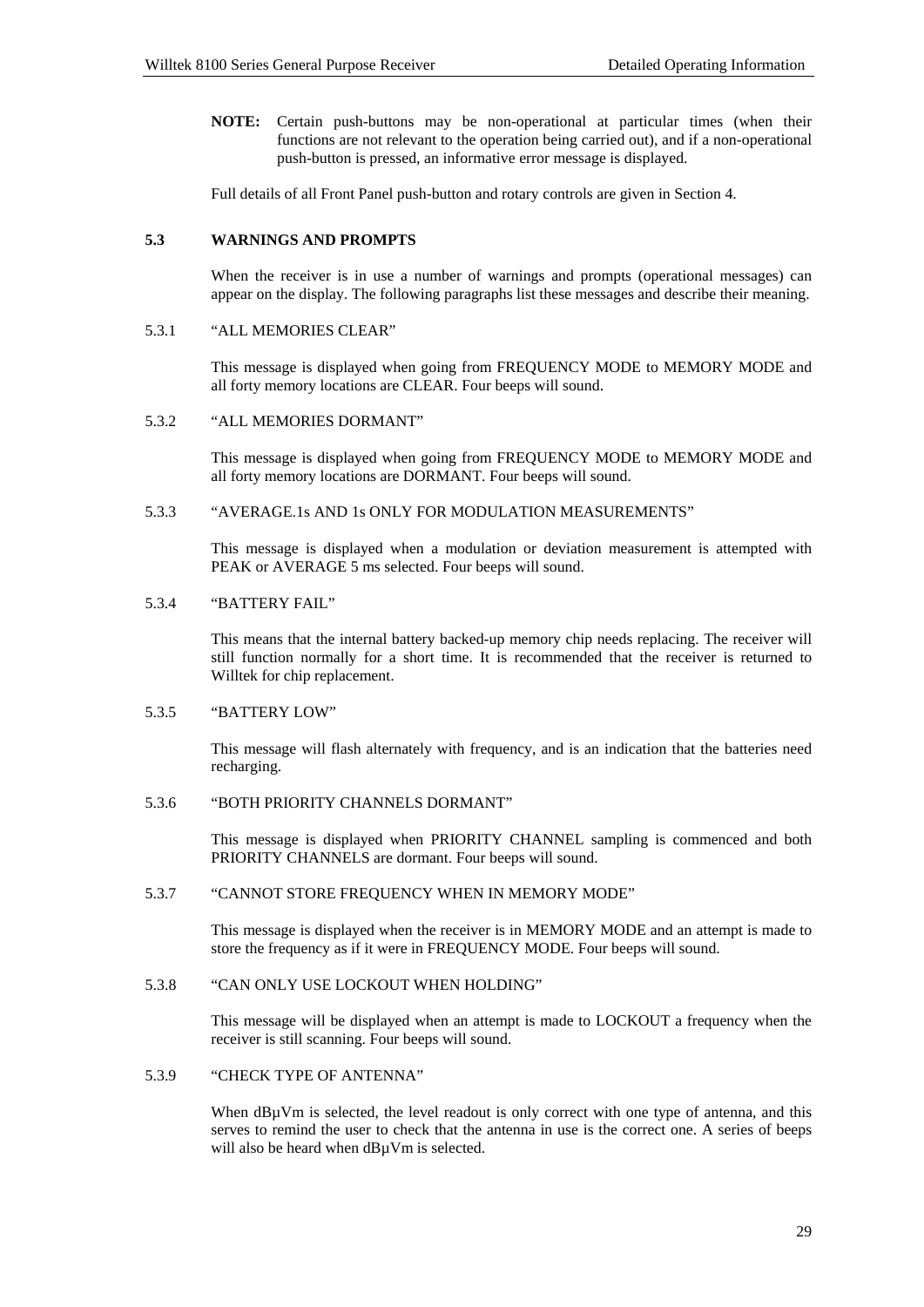**NOTE:** Certain push-buttons may be non-operational at particular times (when their functions are not relevant to the operation being carried out), and if a non-operational push-button is pressed, an informative error message is displayed.

Full details of all Front Panel push-button and rotary controls are given in Section 4.

## 5.3 WARNINGS AND PROMPTS

When the receiver is in use a number of warnings and prompts (operational messages) can appear on the display. The following paragraphs list these messages and describe their meaning.

### 5.3.1 "ALL MEMORIES CLEAR"

This message is displayed when going from FREQUENCY MODE to MEMORY MODE and all forty memory locations are CLEAR. Four beeps will sound.

### 5.3.2 "ALL MEMORIES DORMANT"

This message is displayed when going from FREQUENCY MODE to MEMORY MODE and all forty memory locations are DORMANT. Four beeps will sound.

### 5.3.3 "AVERAGE.1s AND 1s ONLY FOR MODULATION MEASUREMENTS"

This message is displayed when a modulation or deviation measurement is attempted with PEAK or AVERAGE 5 ms selected. Four beeps will sound.

### 5.3.4 "BATTERY FAIL"

This means that the internal battery backed-up memory chip needs replacing. The receiver will still function normally for a short time. It is recommended that the receiver is returned to Willtek for chip replacement.

### 5.3.5 "BATTERY LOW"

This message will flash alternately with frequency, and is an indication that the batteries need recharging.

### 5.3.6 "BOTH PRIORITY CHANNELS DORMANT"

This message is displayed when PRIORITY CHANNEL sampling is commenced and both PRIORITY CHANNELS are dormant. Four beeps will sound.

### 5.3.7 "CANNOT STORE FREQUENCY WHEN IN MEMORY MODE"

This message is displayed when the receiver is in MEMORY MODE and an attempt is made to store the frequency as if it were in FREQUENCY MODE. Four beeps will sound.

### 5.3.8 "CAN ONLY USE LOCKOUT WHEN HOLDING"

This message will be displayed when an attempt is made to LOCKOUT a frequency when the receiver is still scanning. Four beeps will sound.

### 5.3.9 "CHECK TYPE OF ANTENNA"

When dBµVm is selected, the level readout is only correct with one type of antenna, and this serves to remind the user to check that the antenna in use is the correct one. A series of beeps will also be heard when dBµVm is selected.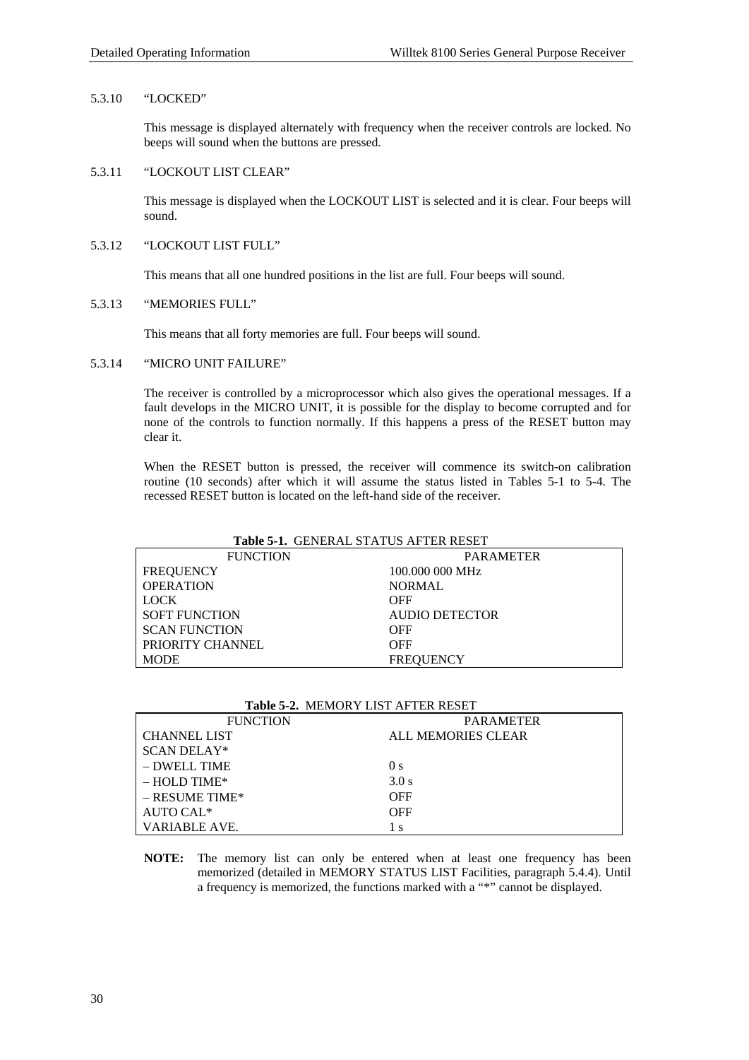### 5.3.10 "LOCKED"

This message is displayed alternately with frequency when the receiver controls are locked. No beeps will sound when the buttons are pressed.

### 5.3.11 "LOCKOUT LIST CLEAR"

This message is displayed when the LOCKOUT LIST is selected and it is clear. Four beeps will sound.

### 5.3.12 "LOCKOUT LIST FULL"

This means that all one hundred positions in the list are full. Four beeps will sound.

### 5.3.13 "MEMORIES FULL"

This means that all forty memories are full. Four beeps will sound.

### 5.3.14 "MICRO UNIT FAILURE"

The receiver is controlled by a microprocessor which also gives the operational messages. If a fault develops in the MICRO UNIT, it is possible for the display to become corrupted and for none of the controls to function normally. If this happens a press of the RESET button may clear it.

When the RESET button is pressed, the receiver will commence its switch-on calibration routine (10 seconds) after which it will assume the status listed in Tables 5-1 to 5-4. The recessed RESET button is located on the left-hand side of the receiver.

**Table 5-1.** GENERAL STATUS AFTER RESET

| FUNCTION | PARAMETER |
|---|---|
| FREQUENCY | 100.000 000 MHz |
| OPERATION | NORMAL |
| LOCK | OFF |
| SOFT FUNCTION | AUDIO DETECTOR |
| SCAN FUNCTION | OFF |
| PRIORITY CHANNEL | OFF |
| MODE | FREQUENCY |

**Table 5-2.** MEMORY LIST AFTER RESET

| FUNCTION | PARAMETER |
|---|---|
| CHANNEL LIST | ALL MEMORIES CLEAR |
| SCAN DELAY* | |
| – DWELL TIME | 0 s |
| – HOLD TIME* | 3.0 s |
| – RESUME TIME* | OFF |
| AUTO CAL* | OFF |
| VARIABLE AVE. | 1 s |

**NOTE:** The memory list can only be entered when at least one frequency has been memorized (detailed in MEMORY STATUS LIST Facilities, paragraph 5.4.4). Until a frequency is memorized, the functions marked with a "*" cannot be displayed.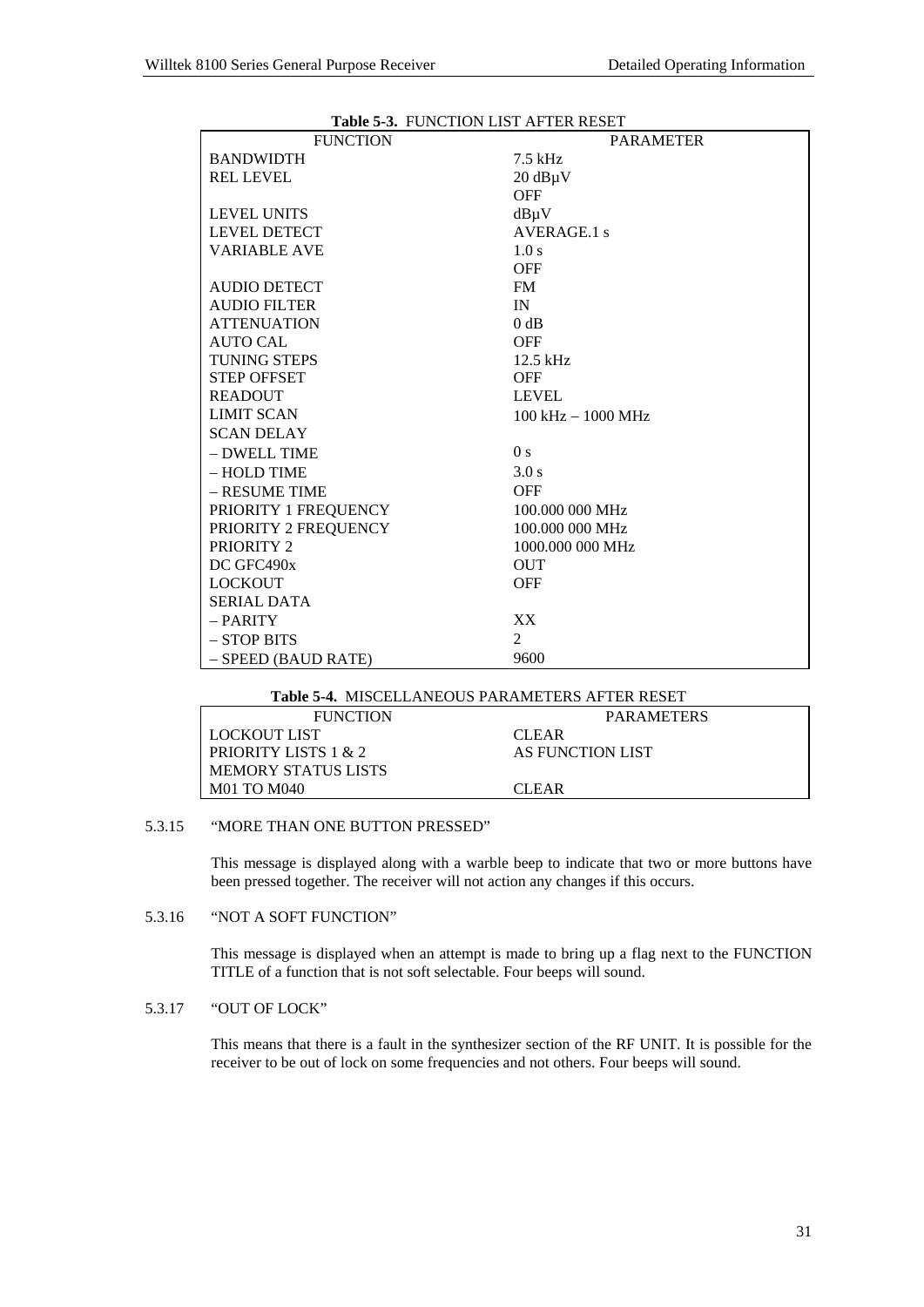**Table 5-3.** FUNCTION LIST AFTER RESET

| FUNCTION | PARAMETER |
|---|---|
| BANDWIDTH | 7.5 kHz |
| REL LEVEL | 20 dBµV |
| | OFF |
| LEVEL UNITS | dBµV |
| LEVEL DETECT | AVERAGE.1 s |
| VARIABLE AVE | 1.0 s |
| | OFF |
| AUDIO DETECT | FM |
| AUDIO FILTER | IN |
| ATTENUATION | 0 dB |
| AUTO CAL | OFF |
| TUNING STEPS | 12.5 kHz |
| STEP OFFSET | OFF |
| READOUT | LEVEL |
| LIMIT SCAN | 100 kHz – 1000 MHz |
| SCAN DELAY | |
| – DWELL TIME | 0 s |
| – HOLD TIME | 3.0 s |
| – RESUME TIME | OFF |
| PRIORITY 1 FREQUENCY | 100.000 000 MHz |
| PRIORITY 2 FREQUENCY | 100.000 000 MHz |
| PRIORITY 2 | 1000.000 000 MHz |
| DC GFC490x | OUT |
| LOCKOUT | OFF |
| SERIAL DATA | |
| – PARITY | XX |
| – STOP BITS | 2 |
| – SPEED (BAUD RATE) | 9600 |

**Table 5-4.** MISCELLANEOUS PARAMETERS AFTER RESET

| FUNCTION | PARAMETERS |
|---|---|
| LOCKOUT LIST | CLEAR |
| PRIORITY LISTS 1 & 2 | AS FUNCTION LIST |
| MEMORY STATUS LISTS | |
| M01 TO M040 | CLEAR |

5.3.15 "MORE THAN ONE BUTTON PRESSED"

This message is displayed along with a warble beep to indicate that two or more buttons have been pressed together. The receiver will not action any changes if this occurs.

5.3.16 "NOT A SOFT FUNCTION"

This message is displayed when an attempt is made to bring up a flag next to the FUNCTION TITLE of a function that is not soft selectable. Four beeps will sound.

5.3.17 "OUT OF LOCK"

This means that there is a fault in the synthesizer section of the RF UNIT. It is possible for the receiver to be out of lock on some frequencies and not others. Four beeps will sound.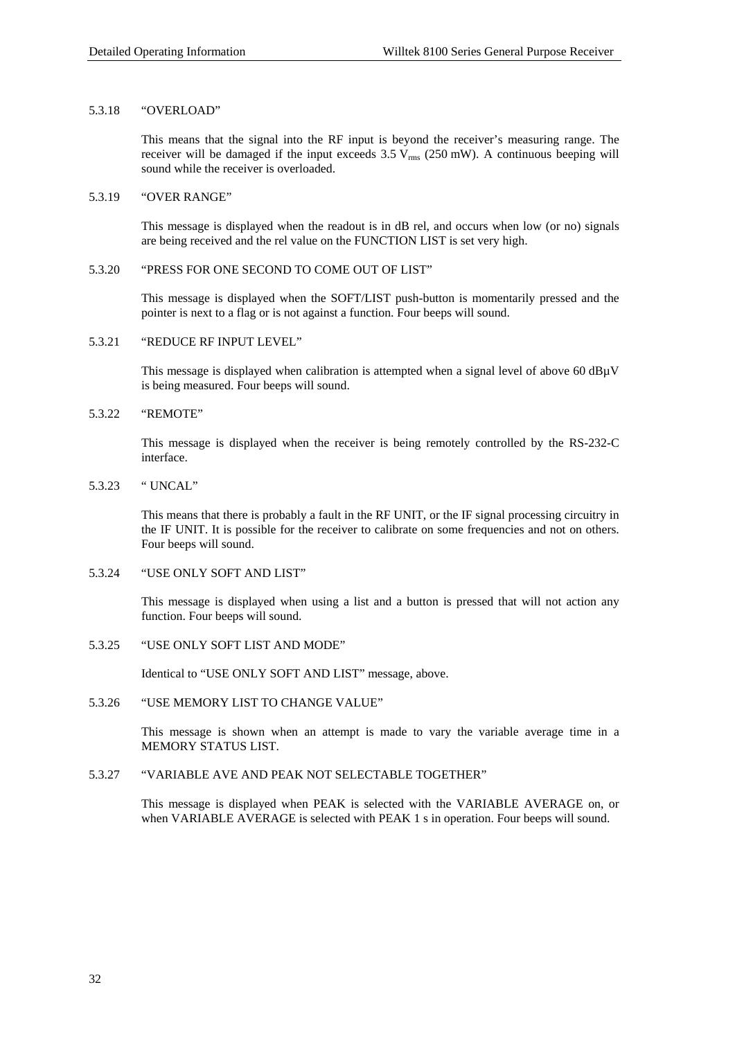### 5.3.18 "OVERLOAD"

This means that the signal into the RF input is beyond the receiver's measuring range. The receiver will be damaged if the input exceeds 3.5 $V_{rms}$ (250 mW). A continuous beeping will sound while the receiver is overloaded.

### 5.3.19 "OVER RANGE"

This message is displayed when the readout is in dB rel, and occurs when low (or no) signals are being received and the rel value on the FUNCTION LIST is set very high.

### 5.3.20 "PRESS FOR ONE SECOND TO COME OUT OF LIST"

This message is displayed when the SOFT/LIST push-button is momentarily pressed and the pointer is next to a flag or is not against a function. Four beeps will sound.

### 5.3.21 "REDUCE RF INPUT LEVEL"

This message is displayed when calibration is attempted when a signal level of above 60 dBµV is being measured. Four beeps will sound.

### 5.3.22 "REMOTE"

This message is displayed when the receiver is being remotely controlled by the RS-232-C interface.

### 5.3.23 " UNCAL"

This means that there is probably a fault in the RF UNIT, or the IF signal processing circuitry in the IF UNIT. It is possible for the receiver to calibrate on some frequencies and not on others. Four beeps will sound.

### 5.3.24 "USE ONLY SOFT AND LIST"

This message is displayed when using a list and a button is pressed that will not action any function. Four beeps will sound.

### 5.3.25 "USE ONLY SOFT LIST AND MODE"

Identical to "USE ONLY SOFT AND LIST" message, above.

### 5.3.26 "USE MEMORY LIST TO CHANGE VALUE"

This message is shown when an attempt is made to vary the variable average time in a MEMORY STATUS LIST.

### 5.3.27 "VARIABLE AVE AND PEAK NOT SELECTABLE TOGETHER"

This message is displayed when PEAK is selected with the VARIABLE AVERAGE on, or when VARIABLE AVERAGE is selected with PEAK 1 s in operation. Four beeps will sound.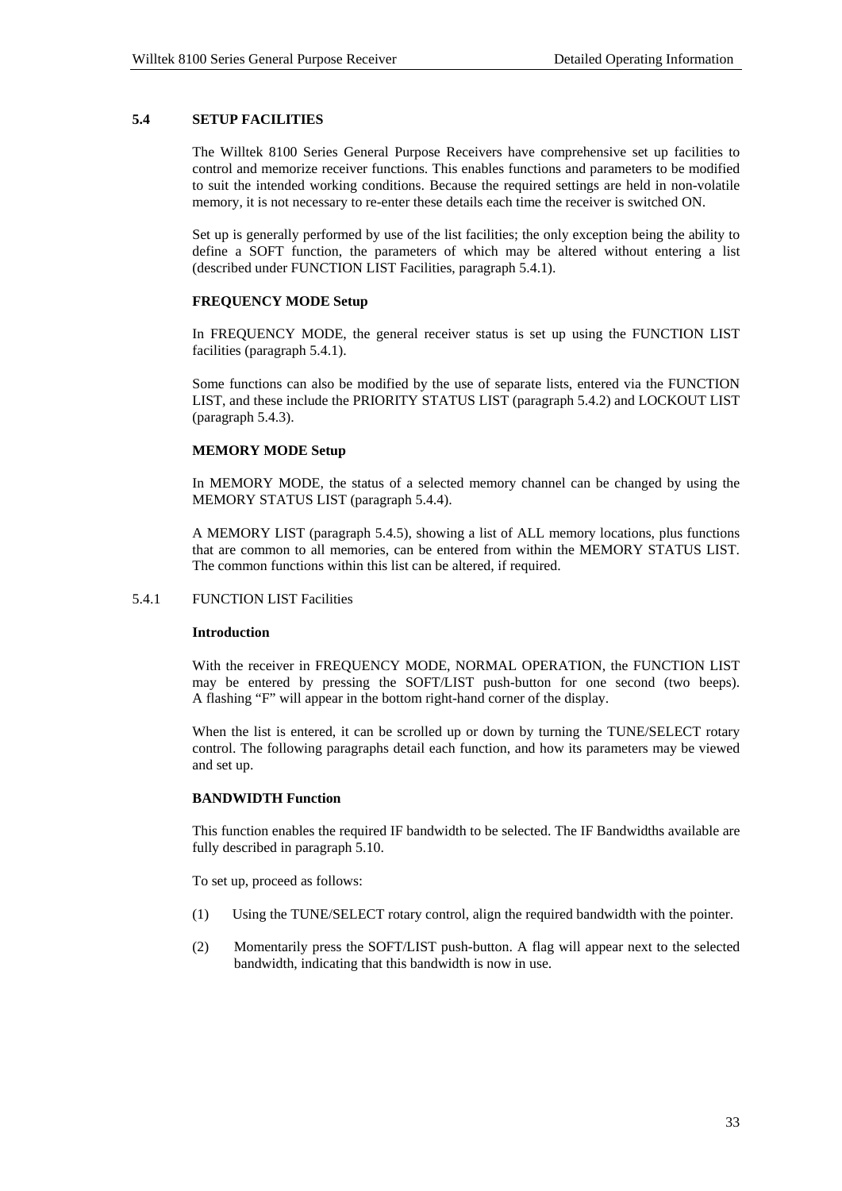## 5.4 SETUP FACILITIES

The Willtek 8100 Series General Purpose Receivers have comprehensive set up facilities to control and memorize receiver functions. This enables functions and parameters to be modified to suit the intended working conditions. Because the required settings are held in non-volatile memory, it is not necessary to re-enter these details each time the receiver is switched ON.

Set up is generally performed by use of the list facilities; the only exception being the ability to define a SOFT function, the parameters of which may be altered without entering a list (described under FUNCTION LIST Facilities, paragraph 5.4.1).

**FREQUENCY MODE Setup**

In FREQUENCY MODE, the general receiver status is set up using the FUNCTION LIST facilities (paragraph 5.4.1).

Some functions can also be modified by the use of separate lists, entered via the FUNCTION LIST, and these include the PRIORITY STATUS LIST (paragraph 5.4.2) and LOCKOUT LIST (paragraph 5.4.3).

**MEMORY MODE Setup**

In MEMORY MODE, the status of a selected memory channel can be changed by using the MEMORY STATUS LIST (paragraph 5.4.4).

A MEMORY LIST (paragraph 5.4.5), showing a list of ALL memory locations, plus functions that are common to all memories, can be entered from within the MEMORY STATUS LIST. The common functions within this list can be altered, if required.

### 5.4.1 FUNCTION LIST Facilities

**Introduction**

With the receiver in FREQUENCY MODE, NORMAL OPERATION, the FUNCTION LIST may be entered by pressing the SOFT/LIST push-button for one second (two beeps). A flashing "F" will appear in the bottom right-hand corner of the display.

When the list is entered, it can be scrolled up or down by turning the TUNE/SELECT rotary control. The following paragraphs detail each function, and how its parameters may be viewed and set up.

**BANDWIDTH Function**

This function enables the required IF bandwidth to be selected. The IF Bandwidths available are fully described in paragraph 5.10.

To set up, proceed as follows:

(1) Using the TUNE/SELECT rotary control, align the required bandwidth with the pointer.

(2) Momentarily press the SOFT/LIST push-button. A flag will appear next to the selected bandwidth, indicating that this bandwidth is now in use.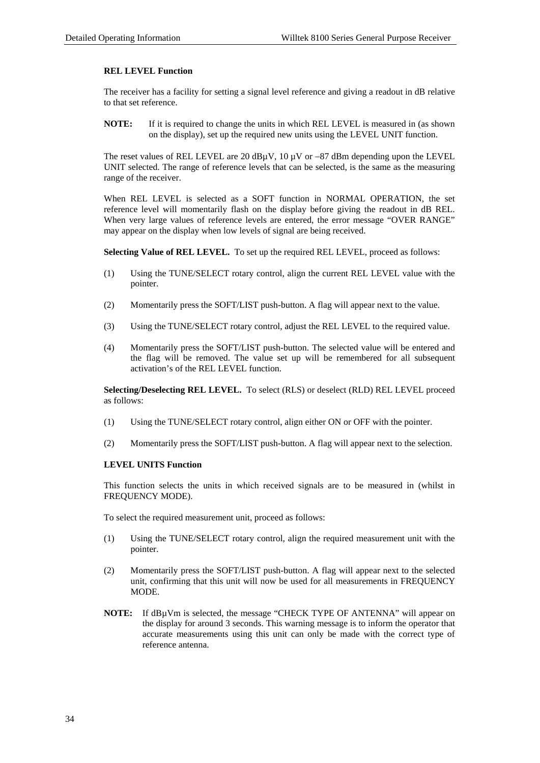### REL LEVEL Function

The receiver has a facility for setting a signal level reference and giving a readout in dB relative to that set reference.

**NOTE:** If it is required to change the units in which REL LEVEL is measured in (as shown on the display), set up the required new units using the LEVEL UNIT function.

The reset values of REL LEVEL are 20 dBµV, 10 µV or −87 dBm depending upon the LEVEL UNIT selected. The range of reference levels that can be selected, is the same as the measuring range of the receiver.

When REL LEVEL is selected as a SOFT function in NORMAL OPERATION, the set reference level will momentarily flash on the display before giving the readout in dB REL. When very large values of reference levels are entered, the error message “OVER RANGE” may appear on the display when low levels of signal are being received.

**Selecting Value of REL LEVEL.** To set up the required REL LEVEL, proceed as follows:

(1) Using the TUNE/SELECT rotary control, align the current REL LEVEL value with the pointer.

(2) Momentarily press the SOFT/LIST push-button. A flag will appear next to the value.

(3) Using the TUNE/SELECT rotary control, adjust the REL LEVEL to the required value.

(4) Momentarily press the SOFT/LIST push-button. The selected value will be entered and the flag will be removed. The value set up will be remembered for all subsequent activation’s of the REL LEVEL function.

**Selecting/Deselecting REL LEVEL.** To select (RLS) or deselect (RLD) REL LEVEL proceed as follows:

(1) Using the TUNE/SELECT rotary control, align either ON or OFF with the pointer.

(2) Momentarily press the SOFT/LIST push-button. A flag will appear next to the selection.

### LEVEL UNITS Function

This function selects the units in which received signals are to be measured in (whilst in FREQUENCY MODE).

To select the required measurement unit, proceed as follows:

(1) Using the TUNE/SELECT rotary control, align the required measurement unit with the pointer.

(2) Momentarily press the SOFT/LIST push-button. A flag will appear next to the selected unit, confirming that this unit will now be used for all measurements in FREQUENCY MODE.

**NOTE:** If dBµVm is selected, the message “CHECK TYPE OF ANTENNA” will appear on the display for around 3 seconds. This warning message is to inform the operator that accurate measurements using this unit can only be made with the correct type of reference antenna.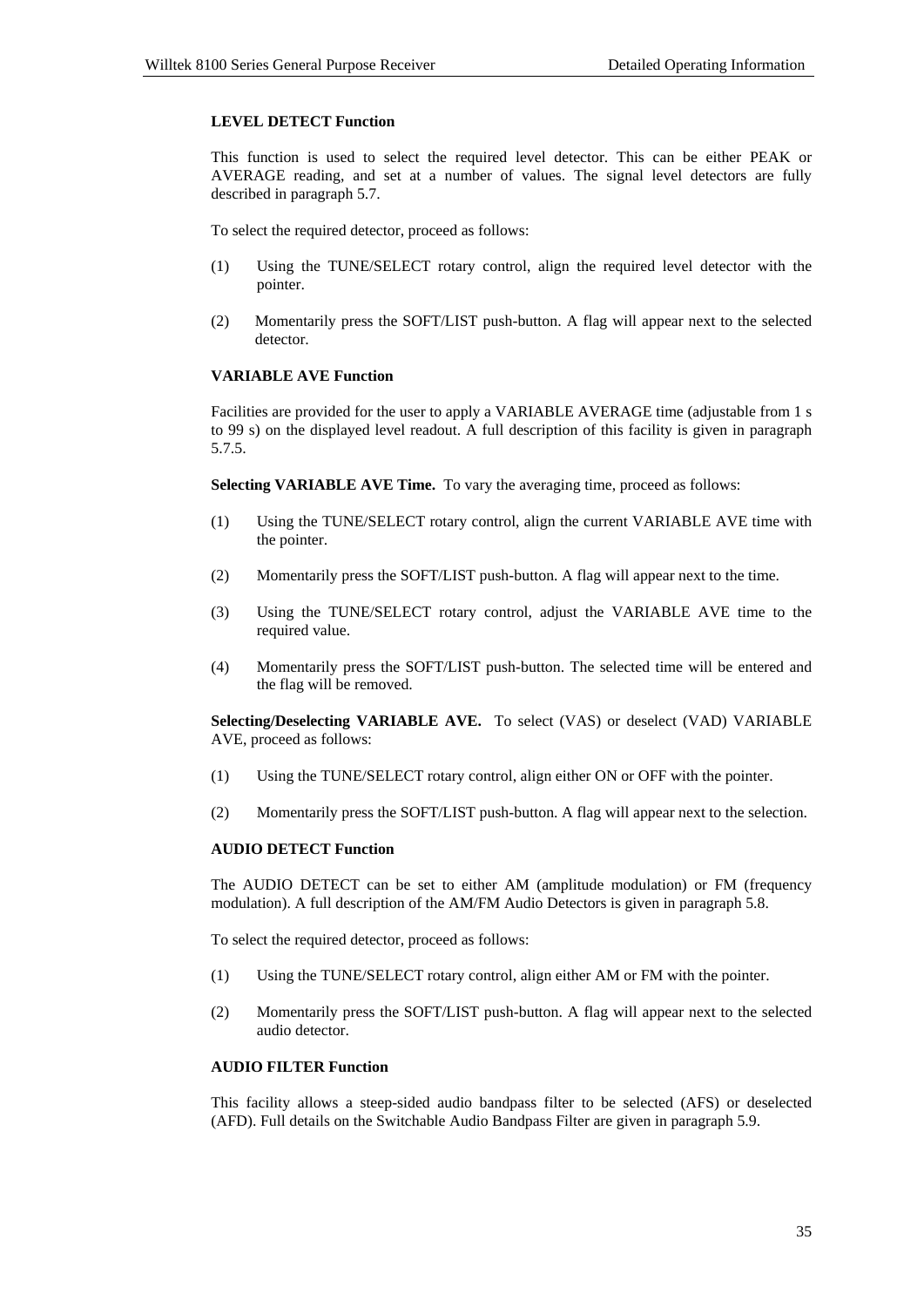**LEVEL DETECT Function**

This function is used to select the required level detector. This can be either PEAK or AVERAGE reading, and set at a number of values. The signal level detectors are fully described in paragraph 5.7.

To select the required detector, proceed as follows:

(1) Using the TUNE/SELECT rotary control, align the required level detector with the pointer.

(2) Momentarily press the SOFT/LIST push-button. A flag will appear next to the selected detector.

**VARIABLE AVE Function**

Facilities are provided for the user to apply a VARIABLE AVERAGE time (adjustable from 1 s to 99 s) on the displayed level readout. A full description of this facility is given in paragraph 5.7.5.

**Selecting VARIABLE AVE Time.** To vary the averaging time, proceed as follows:

(1) Using the TUNE/SELECT rotary control, align the current VARIABLE AVE time with the pointer.

(2) Momentarily press the SOFT/LIST push-button. A flag will appear next to the time.

(3) Using the TUNE/SELECT rotary control, adjust the VARIABLE AVE time to the required value.

(4) Momentarily press the SOFT/LIST push-button. The selected time will be entered and the flag will be removed.

**Selecting/Deselecting VARIABLE AVE.** To select (VAS) or deselect (VAD) VARIABLE AVE, proceed as follows:

(1) Using the TUNE/SELECT rotary control, align either ON or OFF with the pointer.

(2) Momentarily press the SOFT/LIST push-button. A flag will appear next to the selection.

**AUDIO DETECT Function**

The AUDIO DETECT can be set to either AM (amplitude modulation) or FM (frequency modulation). A full description of the AM/FM Audio Detectors is given in paragraph 5.8.

To select the required detector, proceed as follows:

(1) Using the TUNE/SELECT rotary control, align either AM or FM with the pointer.

(2) Momentarily press the SOFT/LIST push-button. A flag will appear next to the selected audio detector.

**AUDIO FILTER Function**

This facility allows a steep-sided audio bandpass filter to be selected (AFS) or deselected (AFD). Full details on the Switchable Audio Bandpass Filter are given in paragraph 5.9.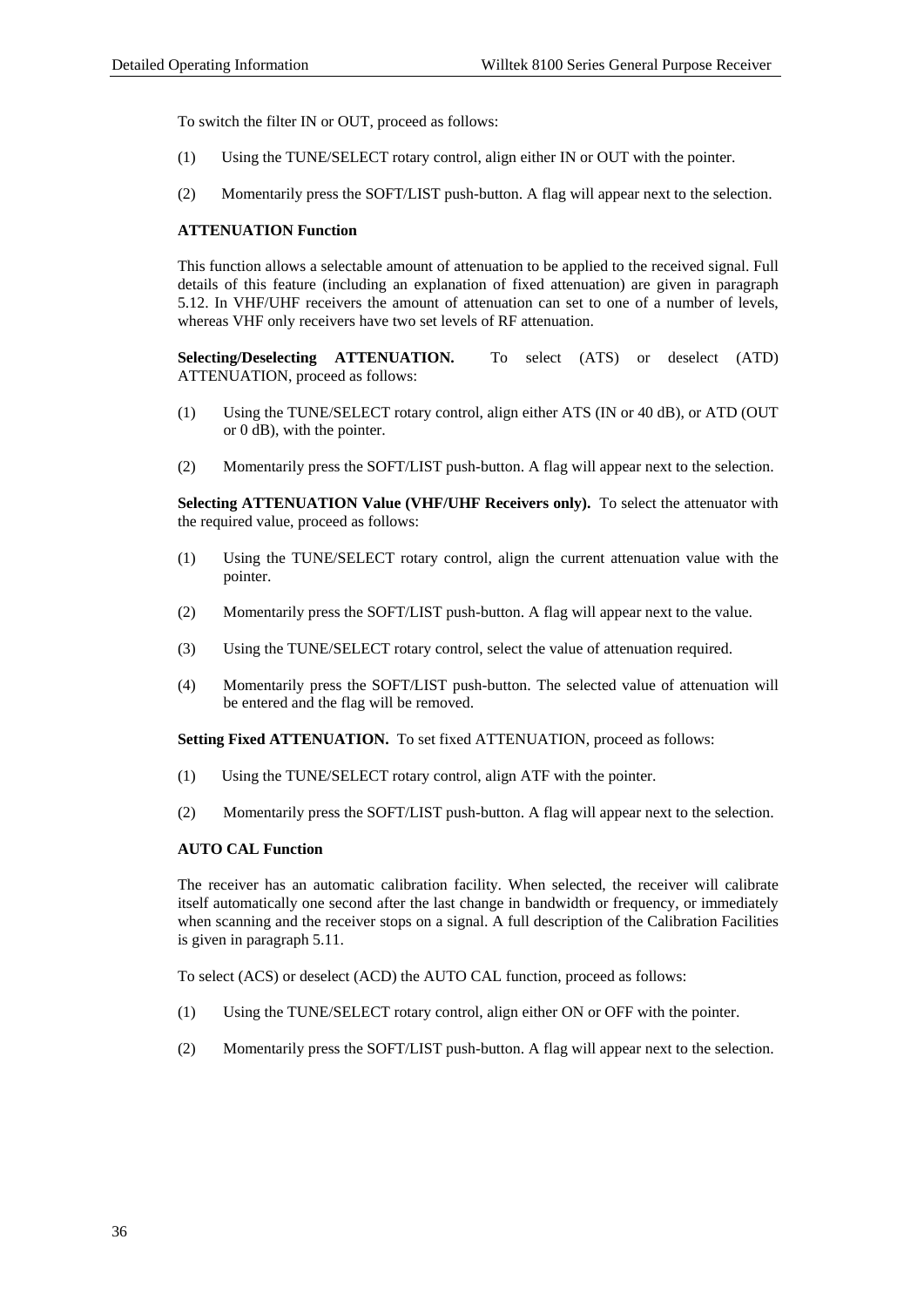To switch the filter IN or OUT, proceed as follows:

(1) Using the TUNE/SELECT rotary control, align either IN or OUT with the pointer.

(2) Momentarily press the SOFT/LIST push-button. A flag will appear next to the selection.

**ATTENUATION Function**

This function allows a selectable amount of attenuation to be applied to the received signal. Full details of this feature (including an explanation of fixed attenuation) are given in paragraph 5.12. In VHF/UHF receivers the amount of attenuation can set to one of a number of levels, whereas VHF only receivers have two set levels of RF attenuation.

**Selecting/Deselecting ATTENUATION.** To select (ATS) or deselect (ATD) ATTENUATION, proceed as follows:

(1) Using the TUNE/SELECT rotary control, align either ATS (IN or 40 dB), or ATD (OUT or 0 dB), with the pointer.

(2) Momentarily press the SOFT/LIST push-button. A flag will appear next to the selection.

**Selecting ATTENUATION Value (VHF/UHF Receivers only).** To select the attenuator with the required value, proceed as follows:

(1) Using the TUNE/SELECT rotary control, align the current attenuation value with the pointer.

(2) Momentarily press the SOFT/LIST push-button. A flag will appear next to the value.

(3) Using the TUNE/SELECT rotary control, select the value of attenuation required.

(4) Momentarily press the SOFT/LIST push-button. The selected value of attenuation will be entered and the flag will be removed.

**Setting Fixed ATTENUATION.** To set fixed ATTENUATION, proceed as follows:

(1) Using the TUNE/SELECT rotary control, align ATF with the pointer.

(2) Momentarily press the SOFT/LIST push-button. A flag will appear next to the selection.

**AUTO CAL Function**

The receiver has an automatic calibration facility. When selected, the receiver will calibrate itself automatically one second after the last change in bandwidth or frequency, or immediately when scanning and the receiver stops on a signal. A full description of the Calibration Facilities is given in paragraph 5.11.

To select (ACS) or deselect (ACD) the AUTO CAL function, proceed as follows:

(1) Using the TUNE/SELECT rotary control, align either ON or OFF with the pointer.

(2) Momentarily press the SOFT/LIST push-button. A flag will appear next to the selection.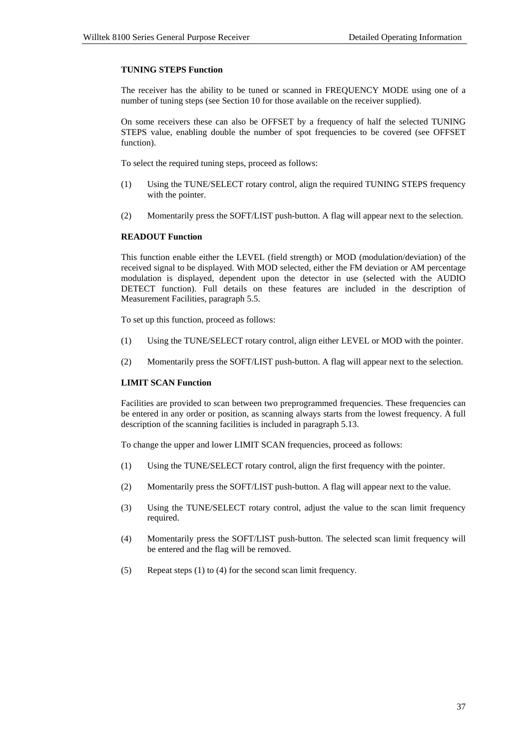**TUNING STEPS Function**

The receiver has the ability to be tuned or scanned in FREQUENCY MODE using one of a number of tuning steps (see Section 10 for those available on the receiver supplied).

On some receivers these can also be OFFSET by a frequency of half the selected TUNING STEPS value, enabling double the number of spot frequencies to be covered (see OFFSET function).

To select the required tuning steps, proceed as follows:

(1) Using the TUNE/SELECT rotary control, align the required TUNING STEPS frequency with the pointer.

(2) Momentarily press the SOFT/LIST push-button. A flag will appear next to the selection.

**READOUT Function**

This function enable either the LEVEL (field strength) or MOD (modulation/deviation) of the received signal to be displayed. With MOD selected, either the FM deviation or AM percentage modulation is displayed, dependent upon the detector in use (selected with the AUDIO DETECT function). Full details on these features are included in the description of Measurement Facilities, paragraph 5.5.

To set up this function, proceed as follows:

(1) Using the TUNE/SELECT rotary control, align either LEVEL or MOD with the pointer.

(2) Momentarily press the SOFT/LIST push-button. A flag will appear next to the selection.

**LIMIT SCAN Function**

Facilities are provided to scan between two preprogrammed frequencies. These frequencies can be entered in any order or position, as scanning always starts from the lowest frequency. A full description of the scanning facilities is included in paragraph 5.13.

To change the upper and lower LIMIT SCAN frequencies, proceed as follows:

(1) Using the TUNE/SELECT rotary control, align the first frequency with the pointer.

(2) Momentarily press the SOFT/LIST push-button. A flag will appear next to the value.

(3) Using the TUNE/SELECT rotary control, adjust the value to the scan limit frequency required.

(4) Momentarily press the SOFT/LIST push-button. The selected scan limit frequency will be entered and the flag will be removed.

(5) Repeat steps (1) to (4) for the second scan limit frequency.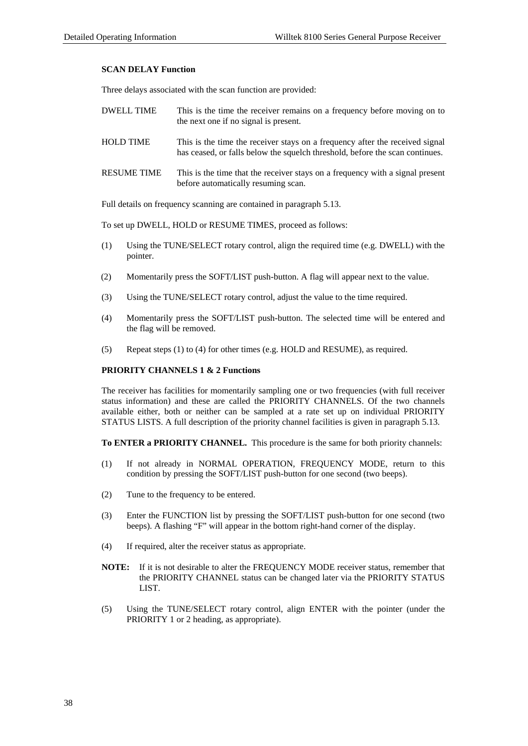**SCAN DELAY Function**

Three delays associated with the scan function are provided:

| | |
|---|---|
| DWELL TIME | This is the time the receiver remains on a frequency before moving on to the next one if no signal is present. |
| HOLD TIME | This is the time the receiver stays on a frequency after the received signal has ceased, or falls below the squelch threshold, before the scan continues. |
| RESUME TIME | This is the time that the receiver stays on a frequency with a signal present before automatically resuming scan. |

Full details on frequency scanning are contained in paragraph 5.13.

To set up DWELL, HOLD or RESUME TIMES, proceed as follows:

(1) Using the TUNE/SELECT rotary control, align the required time (e.g. DWELL) with the pointer.

(2) Momentarily press the SOFT/LIST push-button. A flag will appear next to the value.

(3) Using the TUNE/SELECT rotary control, adjust the value to the time required.

(4) Momentarily press the SOFT/LIST push-button. The selected time will be entered and the flag will be removed.

(5) Repeat steps (1) to (4) for other times (e.g. HOLD and RESUME), as required.

**PRIORITY CHANNELS 1 & 2 Functions**

The receiver has facilities for momentarily sampling one or two frequencies (with full receiver status information) and these are called the PRIORITY CHANNELS. Of the two channels available either, both or neither can be sampled at a rate set up on individual PRIORITY STATUS LISTS. A full description of the priority channel facilities is given in paragraph 5.13.

**To ENTER a PRIORITY CHANNEL.** This procedure is the same for both priority channels:

(1) If not already in NORMAL OPERATION, FREQUENCY MODE, return to this condition by pressing the SOFT/LIST push-button for one second (two beeps).

(2) Tune to the frequency to be entered.

(3) Enter the FUNCTION list by pressing the SOFT/LIST push-button for one second (two beeps). A flashing "F" will appear in the bottom right-hand corner of the display.

(4) If required, alter the receiver status as appropriate.

**NOTE:** If it is not desirable to alter the FREQUENCY MODE receiver status, remember that the PRIORITY CHANNEL status can be changed later via the PRIORITY STATUS LIST.

(5) Using the TUNE/SELECT rotary control, align ENTER with the pointer (under the PRIORITY 1 or 2 heading, as appropriate).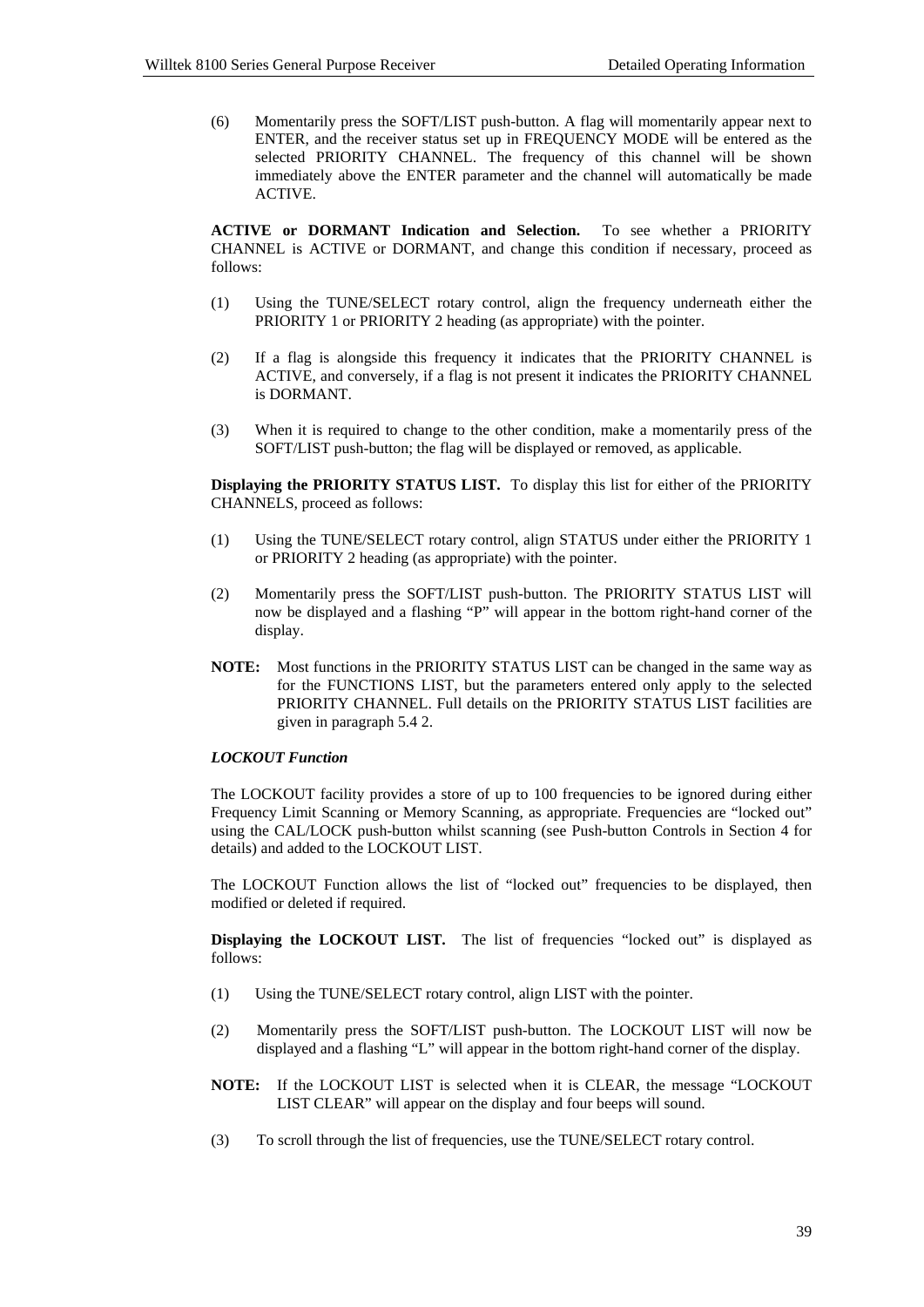(6) Momentarily press the SOFT/LIST push-button. A flag will momentarily appear next to ENTER, and the receiver status set up in FREQUENCY MODE will be entered as the selected PRIORITY CHANNEL. The frequency of this channel will be shown immediately above the ENTER parameter and the channel will automatically be made ACTIVE.

**ACTIVE or DORMANT Indication and Selection.** To see whether a PRIORITY CHANNEL is ACTIVE or DORMANT, and change this condition if necessary, proceed as follows:

(1) Using the TUNE/SELECT rotary control, align the frequency underneath either the PRIORITY 1 or PRIORITY 2 heading (as appropriate) with the pointer.

(2) If a flag is alongside this frequency it indicates that the PRIORITY CHANNEL is ACTIVE, and conversely, if a flag is not present it indicates the PRIORITY CHANNEL is DORMANT.

(3) When it is required to change to the other condition, make a momentarily press of the SOFT/LIST push-button; the flag will be displayed or removed, as applicable.

**Displaying the PRIORITY STATUS LIST.** To display this list for either of the PRIORITY CHANNELS, proceed as follows:

(1) Using the TUNE/SELECT rotary control, align STATUS under either the PRIORITY 1 or PRIORITY 2 heading (as appropriate) with the pointer.

(2) Momentarily press the SOFT/LIST push-button. The PRIORITY STATUS LIST will now be displayed and a flashing "P" will appear in the bottom right-hand corner of the display.

**NOTE:** Most functions in the PRIORITY STATUS LIST can be changed in the same way as for the FUNCTIONS LIST, but the parameters entered only apply to the selected PRIORITY CHANNEL. Full details on the PRIORITY STATUS LIST facilities are given in paragraph 5.4 2.

***LOCKOUT Function***

The LOCKOUT facility provides a store of up to 100 frequencies to be ignored during either Frequency Limit Scanning or Memory Scanning, as appropriate. Frequencies are "locked out" using the CAL/LOCK push-button whilst scanning (see Push-button Controls in Section 4 for details) and added to the LOCKOUT LIST.

The LOCKOUT Function allows the list of "locked out" frequencies to be displayed, then modified or deleted if required.

**Displaying the LOCKOUT LIST.** The list of frequencies "locked out" is displayed as follows:

(1) Using the TUNE/SELECT rotary control, align LIST with the pointer.

(2) Momentarily press the SOFT/LIST push-button. The LOCKOUT LIST will now be displayed and a flashing "L" will appear in the bottom right-hand corner of the display.

**NOTE:** If the LOCKOUT LIST is selected when it is CLEAR, the message "LOCKOUT LIST CLEAR" will appear on the display and four beeps will sound.

(3) To scroll through the list of frequencies, use the TUNE/SELECT rotary control.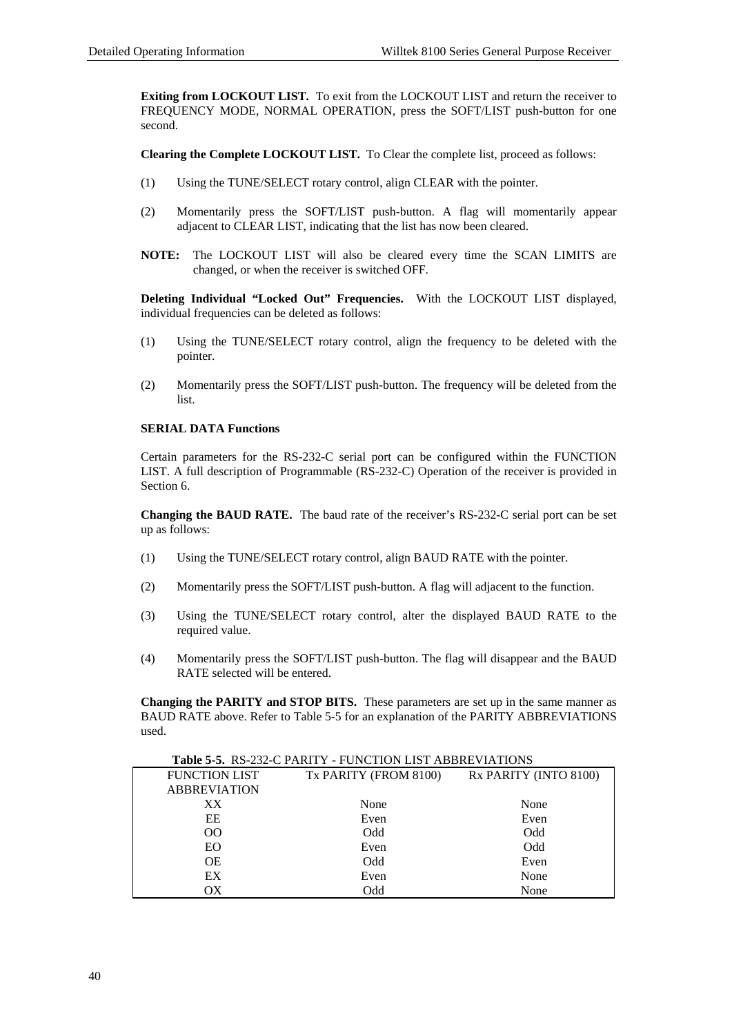**Exiting from LOCKOUT LIST.** To exit from the LOCKOUT LIST and return the receiver to FREQUENCY MODE, NORMAL OPERATION, press the SOFT/LIST push-button for one second.

**Clearing the Complete LOCKOUT LIST.** To Clear the complete list, proceed as follows:

(1) Using the TUNE/SELECT rotary control, align CLEAR with the pointer.

(2) Momentarily press the SOFT/LIST push-button. A flag will momentarily appear adjacent to CLEAR LIST, indicating that the list has now been cleared.

**NOTE:** The LOCKOUT LIST will also be cleared every time the SCAN LIMITS are changed, or when the receiver is switched OFF.

**Deleting Individual "Locked Out" Frequencies.** With the LOCKOUT LIST displayed, individual frequencies can be deleted as follows:

(1) Using the TUNE/SELECT rotary control, align the frequency to be deleted with the pointer.

(2) Momentarily press the SOFT/LIST push-button. The frequency will be deleted from the list.

**SERIAL DATA Functions**

Certain parameters for the RS-232-C serial port can be configured within the FUNCTION LIST. A full description of Programmable (RS-232-C) Operation of the receiver is provided in Section 6.

**Changing the BAUD RATE.** The baud rate of the receiver's RS-232-C serial port can be set up as follows:

(1) Using the TUNE/SELECT rotary control, align BAUD RATE with the pointer.

(2) Momentarily press the SOFT/LIST push-button. A flag will adjacent to the function.

(3) Using the TUNE/SELECT rotary control, alter the displayed BAUD RATE to the required value.

(4) Momentarily press the SOFT/LIST push-button. The flag will disappear and the BAUD RATE selected will be entered.

**Changing the PARITY and STOP BITS.** These parameters are set up in the same manner as BAUD RATE above. Refer to Table 5-5 for an explanation of the PARITY ABBREVIATIONS used.

**Table 5-5.** RS-232-C PARITY - FUNCTION LIST ABBREVIATIONS

| FUNCTION LIST ABBREVIATION | Tx PARITY (FROM 8100) | Rx PARITY (INTO 8100) |
|---|---|---|
| XX | None | None |
| EE | Even | Even |
| OO | Odd | Odd |
| EO | Even | Odd |
| OE | Odd | Even |
| EX | Even | None |
| OX | Odd | None |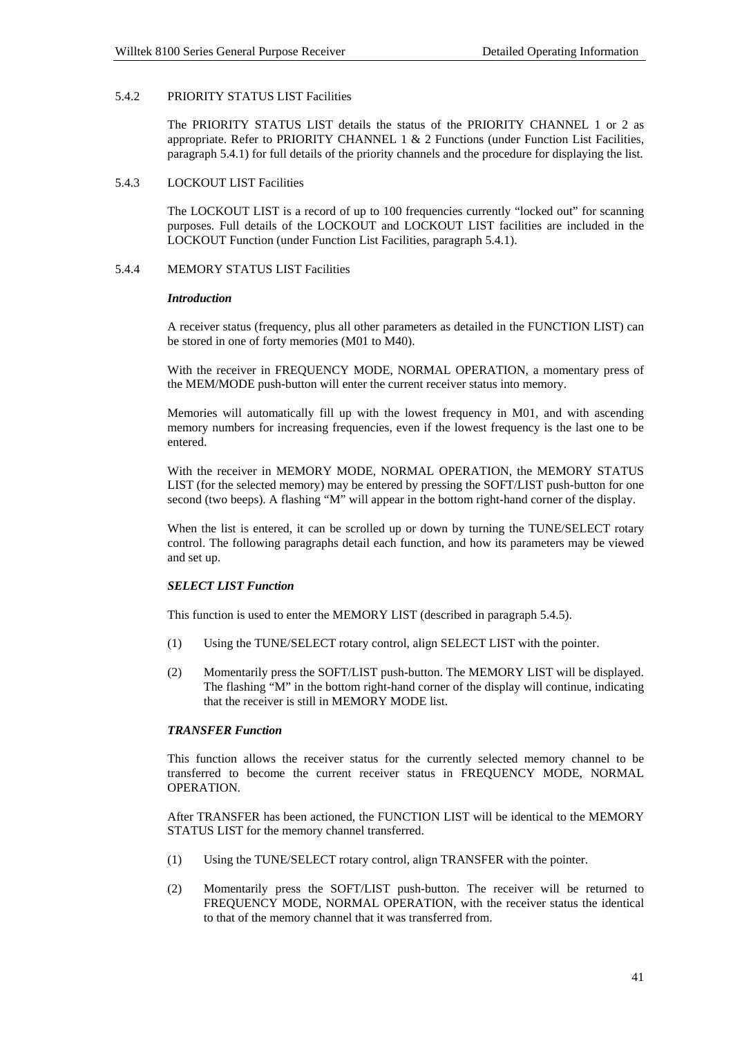### 5.4.2 PRIORITY STATUS LIST Facilities

The PRIORITY STATUS LIST details the status of the PRIORITY CHANNEL 1 or 2 as appropriate. Refer to PRIORITY CHANNEL 1 & 2 Functions (under Function List Facilities, paragraph 5.4.1) for full details of the priority channels and the procedure for displaying the list.

### 5.4.3 LOCKOUT LIST Facilities

The LOCKOUT LIST is a record of up to 100 frequencies currently "locked out" for scanning purposes. Full details of the LOCKOUT and LOCKOUT LIST facilities are included in the LOCKOUT Function (under Function List Facilities, paragraph 5.4.1).

### 5.4.4 MEMORY STATUS LIST Facilities

***Introduction***

A receiver status (frequency, plus all other parameters as detailed in the FUNCTION LIST) can be stored in one of forty memories (M01 to M40).

With the receiver in FREQUENCY MODE, NORMAL OPERATION, a momentary press of the MEM/MODE push-button will enter the current receiver status into memory.

Memories will automatically fill up with the lowest frequency in M01, and with ascending memory numbers for increasing frequencies, even if the lowest frequency is the last one to be entered.

With the receiver in MEMORY MODE, NORMAL OPERATION, the MEMORY STATUS LIST (for the selected memory) may be entered by pressing the SOFT/LIST push-button for one second (two beeps). A flashing "M" will appear in the bottom right-hand corner of the display.

When the list is entered, it can be scrolled up or down by turning the TUNE/SELECT rotary control. The following paragraphs detail each function, and how its parameters may be viewed and set up.

***SELECT LIST Function***

This function is used to enter the MEMORY LIST (described in paragraph 5.4.5).

(1) Using the TUNE/SELECT rotary control, align SELECT LIST with the pointer.

(2) Momentarily press the SOFT/LIST push-button. The MEMORY LIST will be displayed. The flashing "M" in the bottom right-hand corner of the display will continue, indicating that the receiver is still in MEMORY MODE list.

***TRANSFER Function***

This function allows the receiver status for the currently selected memory channel to be transferred to become the current receiver status in FREQUENCY MODE, NORMAL OPERATION.

After TRANSFER has been actioned, the FUNCTION LIST will be identical to the MEMORY STATUS LIST for the memory channel transferred.

(1) Using the TUNE/SELECT rotary control, align TRANSFER with the pointer.

(2) Momentarily press the SOFT/LIST push-button. The receiver will be returned to FREQUENCY MODE, NORMAL OPERATION, with the receiver status the identical to that of the memory channel that it was transferred from.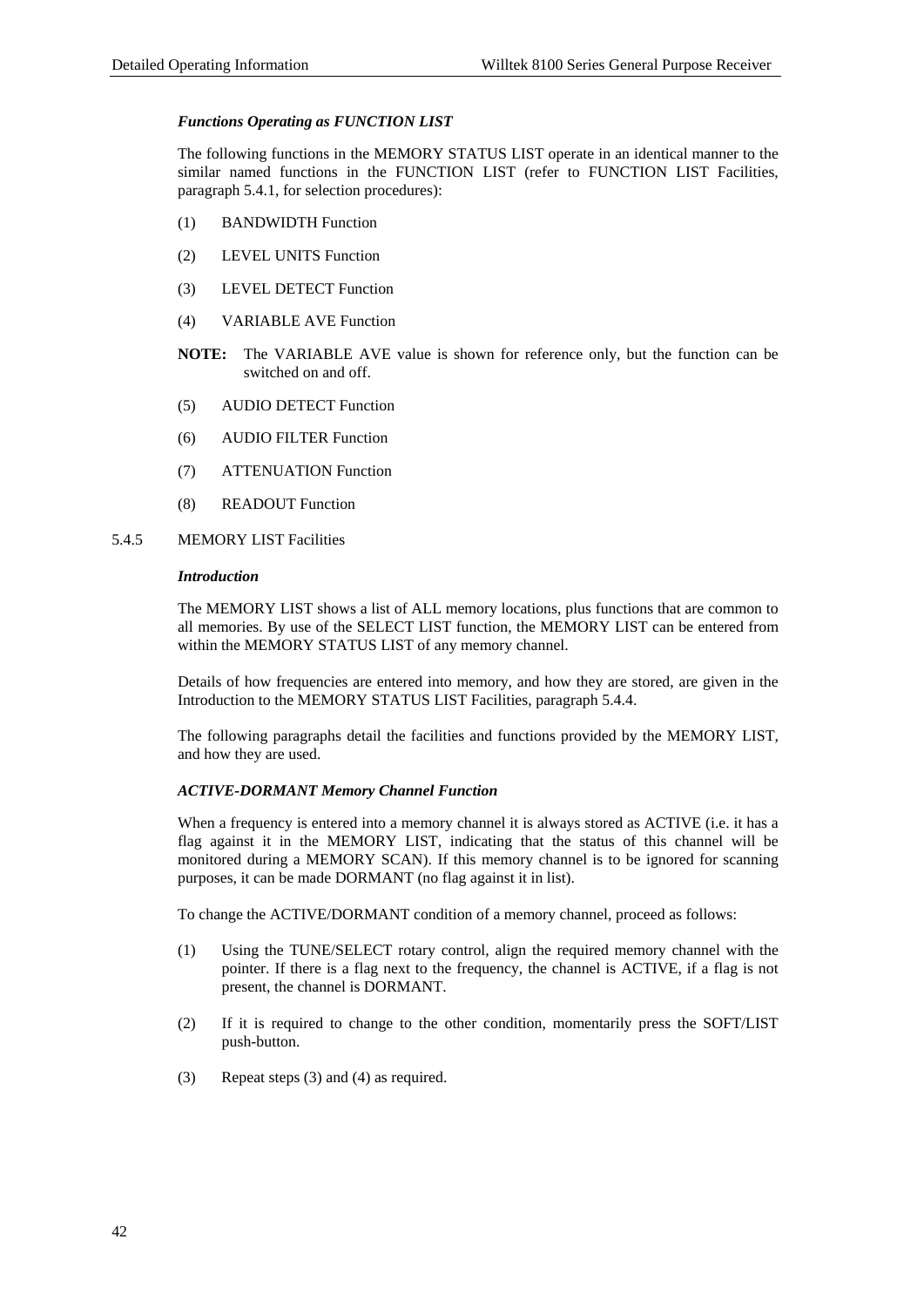***Functions Operating as FUNCTION LIST***

The following functions in the MEMORY STATUS LIST operate in an identical manner to the similar named functions in the FUNCTION LIST (refer to FUNCTION LIST Facilities, paragraph 5.4.1, for selection procedures):

(1) BANDWIDTH Function

(2) LEVEL UNITS Function

(3) LEVEL DETECT Function

(4) VARIABLE AVE Function

**NOTE:** The VARIABLE AVE value is shown for reference only, but the function can be switched on and off.

(5) AUDIO DETECT Function

(6) AUDIO FILTER Function

(7) ATTENUATION Function

(8) READOUT Function

## 5.4.5 MEMORY LIST Facilities

***Introduction***

The MEMORY LIST shows a list of ALL memory locations, plus functions that are common to all memories. By use of the SELECT LIST function, the MEMORY LIST can be entered from within the MEMORY STATUS LIST of any memory channel.

Details of how frequencies are entered into memory, and how they are stored, are given in the Introduction to the MEMORY STATUS LIST Facilities, paragraph 5.4.4.

The following paragraphs detail the facilities and functions provided by the MEMORY LIST, and how they are used.

***ACTIVE-DORMANT Memory Channel Function***

When a frequency is entered into a memory channel it is always stored as ACTIVE (i.e. it has a flag against it in the MEMORY LIST, indicating that the status of this channel will be monitored during a MEMORY SCAN). If this memory channel is to be ignored for scanning purposes, it can be made DORMANT (no flag against it in list).

To change the ACTIVE/DORMANT condition of a memory channel, proceed as follows:

(1) Using the TUNE/SELECT rotary control, align the required memory channel with the pointer. If there is a flag next to the frequency, the channel is ACTIVE, if a flag is not present, the channel is DORMANT.

(2) If it is required to change to the other condition, momentarily press the SOFT/LIST push-button.

(3) Repeat steps (3) and (4) as required.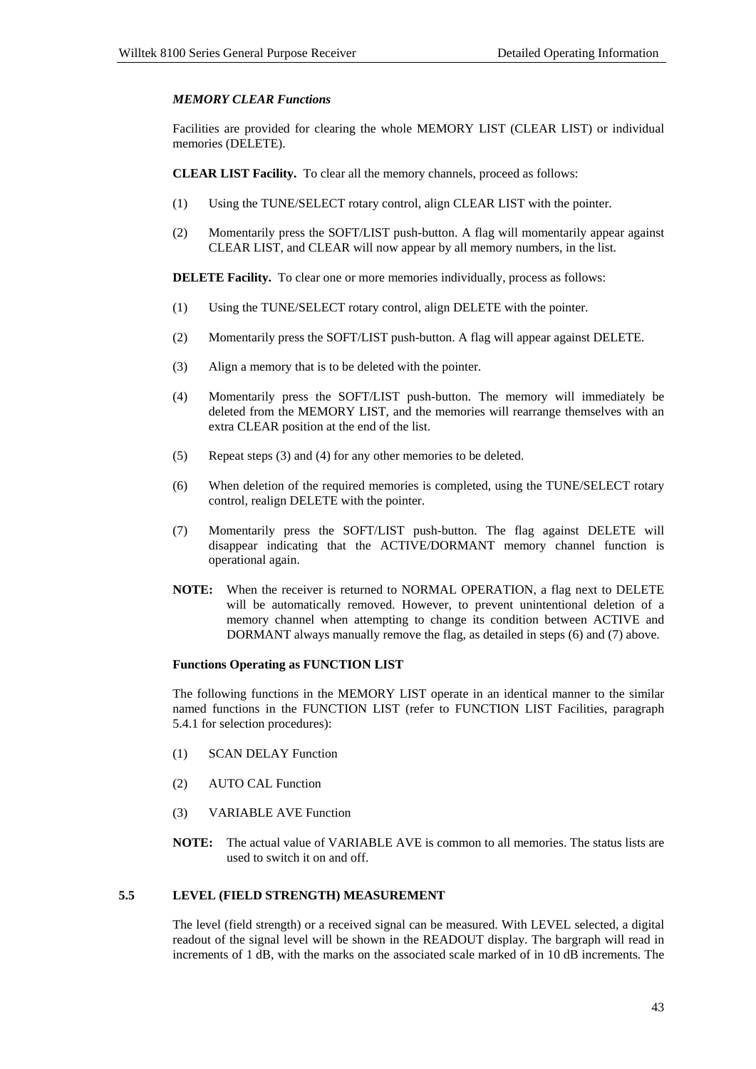*MEMORY CLEAR Functions*

Facilities are provided for clearing the whole MEMORY LIST (CLEAR LIST) or individual memories (DELETE).

**CLEAR LIST Facility.** To clear all the memory channels, proceed as follows:

(1) Using the TUNE/SELECT rotary control, align CLEAR LIST with the pointer.

(2) Momentarily press the SOFT/LIST push-button. A flag will momentarily appear against CLEAR LIST, and CLEAR will now appear by all memory numbers, in the list.

**DELETE Facility.** To clear one or more memories individually, process as follows:

(1) Using the TUNE/SELECT rotary control, align DELETE with the pointer.

(2) Momentarily press the SOFT/LIST push-button. A flag will appear against DELETE.

(3) Align a memory that is to be deleted with the pointer.

(4) Momentarily press the SOFT/LIST push-button. The memory will immediately be deleted from the MEMORY LIST, and the memories will rearrange themselves with an extra CLEAR position at the end of the list.

(5) Repeat steps (3) and (4) for any other memories to be deleted.

(6) When deletion of the required memories is completed, using the TUNE/SELECT rotary control, realign DELETE with the pointer.

(7) Momentarily press the SOFT/LIST push-button. The flag against DELETE will disappear indicating that the ACTIVE/DORMANT memory channel function is operational again.

**NOTE:** When the receiver is returned to NORMAL OPERATION, a flag next to DELETE will be automatically removed. However, to prevent unintentional deletion of a memory channel when attempting to change its condition between ACTIVE and DORMANT always manually remove the flag, as detailed in steps (6) and (7) above.

**Functions Operating as FUNCTION LIST**

The following functions in the MEMORY LIST operate in an identical manner to the similar named functions in the FUNCTION LIST (refer to FUNCTION LIST Facilities, paragraph 5.4.1 for selection procedures):

(1) SCAN DELAY Function

(2) AUTO CAL Function

(3) VARIABLE AVE Function

**NOTE:** The actual value of VARIABLE AVE is common to all memories. The status lists are used to switch it on and off.

## 5.5 LEVEL (FIELD STRENGTH) MEASUREMENT

The level (field strength) or a received signal can be measured. With LEVEL selected, a digital readout of the signal level will be shown in the READOUT display. The bargraph will read in increments of 1 dB, with the marks on the associated scale marked of in 10 dB increments. The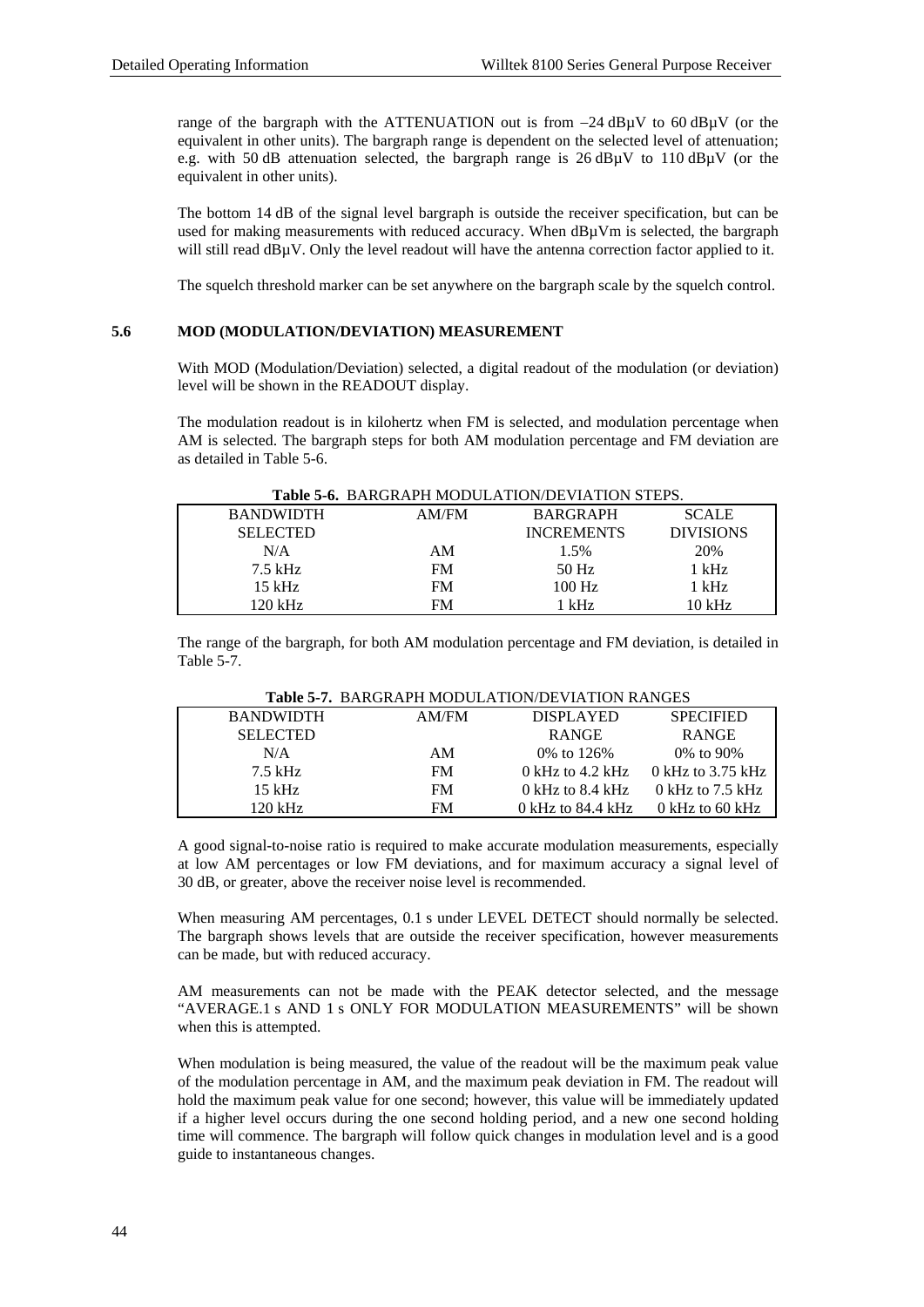range of the bargraph with the ATTENUATION out is from −24 dBμV to 60 dBμV (or the equivalent in other units). The bargraph range is dependent on the selected level of attenuation; e.g. with 50 dB attenuation selected, the bargraph range is 26 dBμV to 110 dBμV (or the equivalent in other units).

The bottom 14 dB of the signal level bargraph is outside the receiver specification, but can be used for making measurements with reduced accuracy. When dBμVm is selected, the bargraph will still read dBμV. Only the level readout will have the antenna correction factor applied to it.

The squelch threshold marker can be set anywhere on the bargraph scale by the squelch control.

## 5.6 MOD (MODULATION/DEVIATION) MEASUREMENT

With MOD (Modulation/Deviation) selected, a digital readout of the modulation (or deviation) level will be shown in the READOUT display.

The modulation readout is in kilohertz when FM is selected, and modulation percentage when AM is selected. The bargraph steps for both AM modulation percentage and FM deviation are as detailed in Table 5-6.

**Table 5-6.** BARGRAPH MODULATION/DEVIATION STEPS.

| BANDWIDTH SELECTED | AM/FM | BARGRAPH INCREMENTS | SCALE DIVISIONS |
|---|---|---|---|
| N/A | AM | 1.5% | 20% |
| 7.5 kHz | FM | 50 Hz | 1 kHz |
| 15 kHz | FM | 100 Hz | 1 kHz |
| 120 kHz | FM | 1 kHz | 10 kHz |

The range of the bargraph, for both AM modulation percentage and FM deviation, is detailed in Table 5-7.

**Table 5-7.** BARGRAPH MODULATION/DEVIATION RANGES

| BANDWIDTH SELECTED | AM/FM | DISPLAYED RANGE | SPECIFIED RANGE |
|---|---|---|---|
| N/A | AM | 0% to 126% | 0% to 90% |
| 7.5 kHz | FM | 0 kHz to 4.2 kHz | 0 kHz to 3.75 kHz |
| 15 kHz | FM | 0 kHz to 8.4 kHz | 0 kHz to 7.5 kHz |
| 120 kHz | FM | 0 kHz to 84.4 kHz | 0 kHz to 60 kHz |

A good signal-to-noise ratio is required to make accurate modulation measurements, especially at low AM percentages or low FM deviations, and for maximum accuracy a signal level of 30 dB, or greater, above the receiver noise level is recommended.

When measuring AM percentages, 0.1 s under LEVEL DETECT should normally be selected. The bargraph shows levels that are outside the receiver specification, however measurements can be made, but with reduced accuracy.

AM measurements can not be made with the PEAK detector selected, and the message "AVERAGE.1 s AND 1 s ONLY FOR MODULATION MEASUREMENTS" will be shown when this is attempted.

When modulation is being measured, the value of the readout will be the maximum peak value of the modulation percentage in AM, and the maximum peak deviation in FM. The readout will hold the maximum peak value for one second; however, this value will be immediately updated if a higher level occurs during the one second holding period, and a new one second holding time will commence. The bargraph will follow quick changes in modulation level and is a good guide to instantaneous changes.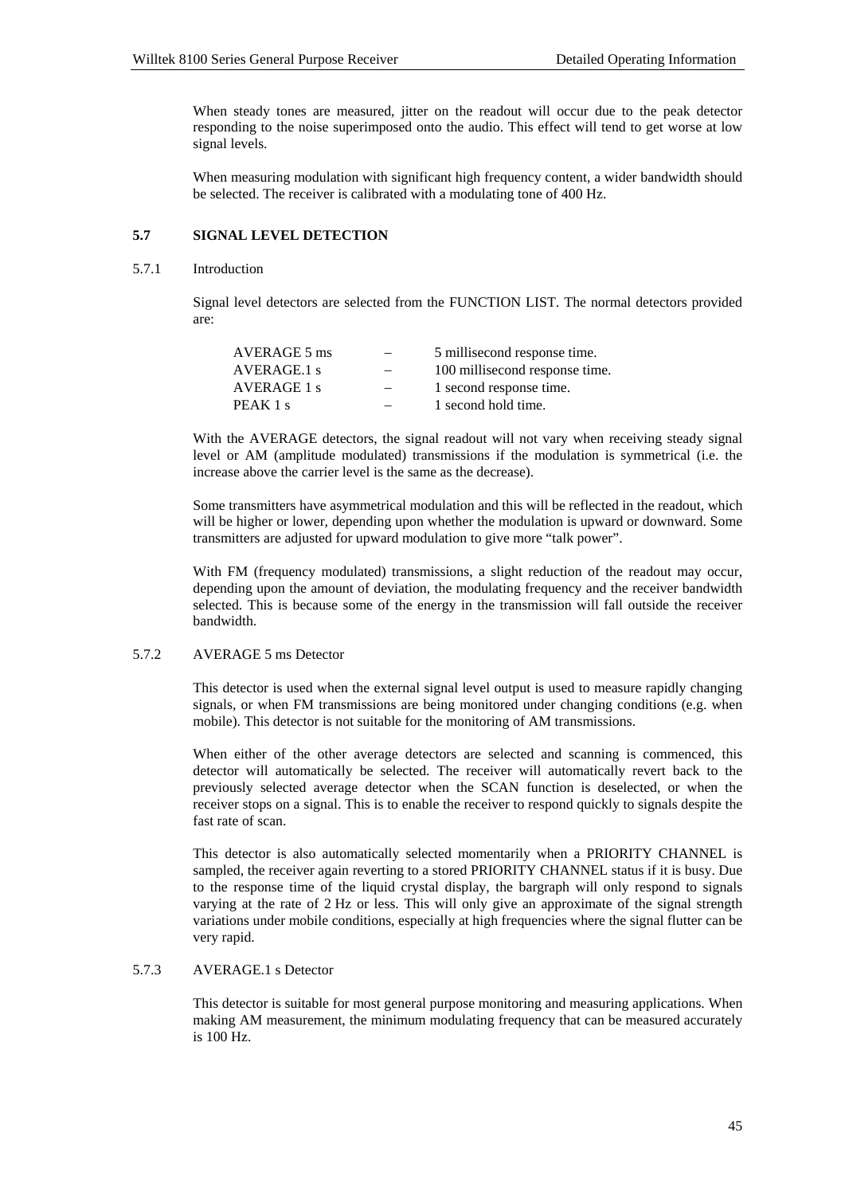When steady tones are measured, jitter on the readout will occur due to the peak detector responding to the noise superimposed onto the audio. This effect will tend to get worse at low signal levels.

When measuring modulation with significant high frequency content, a wider bandwidth should be selected. The receiver is calibrated with a modulating tone of 400 Hz.

## 5.7 SIGNAL LEVEL DETECTION

### 5.7.1 Introduction

Signal level detectors are selected from the FUNCTION LIST. The normal detectors provided are:

| | | |
|---|---|---|
| AVERAGE 5 ms | – | 5 millisecond response time. |
| AVERAGE.1 s | – | 100 millisecond response time. |
| AVERAGE 1 s | – | 1 second response time. |
| PEAK 1 s | – | 1 second hold time. |

With the AVERAGE detectors, the signal readout will not vary when receiving steady signal level or AM (amplitude modulated) transmissions if the modulation is symmetrical (i.e. the increase above the carrier level is the same as the decrease).

Some transmitters have asymmetrical modulation and this will be reflected in the readout, which will be higher or lower, depending upon whether the modulation is upward or downward. Some transmitters are adjusted for upward modulation to give more "talk power".

With FM (frequency modulated) transmissions, a slight reduction of the readout may occur, depending upon the amount of deviation, the modulating frequency and the receiver bandwidth selected. This is because some of the energy in the transmission will fall outside the receiver bandwidth.

### 5.7.2 AVERAGE 5 ms Detector

This detector is used when the external signal level output is used to measure rapidly changing signals, or when FM transmissions are being monitored under changing conditions (e.g. when mobile). This detector is not suitable for the monitoring of AM transmissions.

When either of the other average detectors are selected and scanning is commenced, this detector will automatically be selected. The receiver will automatically revert back to the previously selected average detector when the SCAN function is deselected, or when the receiver stops on a signal. This is to enable the receiver to respond quickly to signals despite the fast rate of scan.

This detector is also automatically selected momentarily when a PRIORITY CHANNEL is sampled, the receiver again reverting to a stored PRIORITY CHANNEL status if it is busy. Due to the response time of the liquid crystal display, the bargraph will only respond to signals varying at the rate of 2 Hz or less. This will only give an approximate of the signal strength variations under mobile conditions, especially at high frequencies where the signal flutter can be very rapid.

### 5.7.3 AVERAGE.1 s Detector

This detector is suitable for most general purpose monitoring and measuring applications. When making AM measurement, the minimum modulating frequency that can be measured accurately is 100 Hz.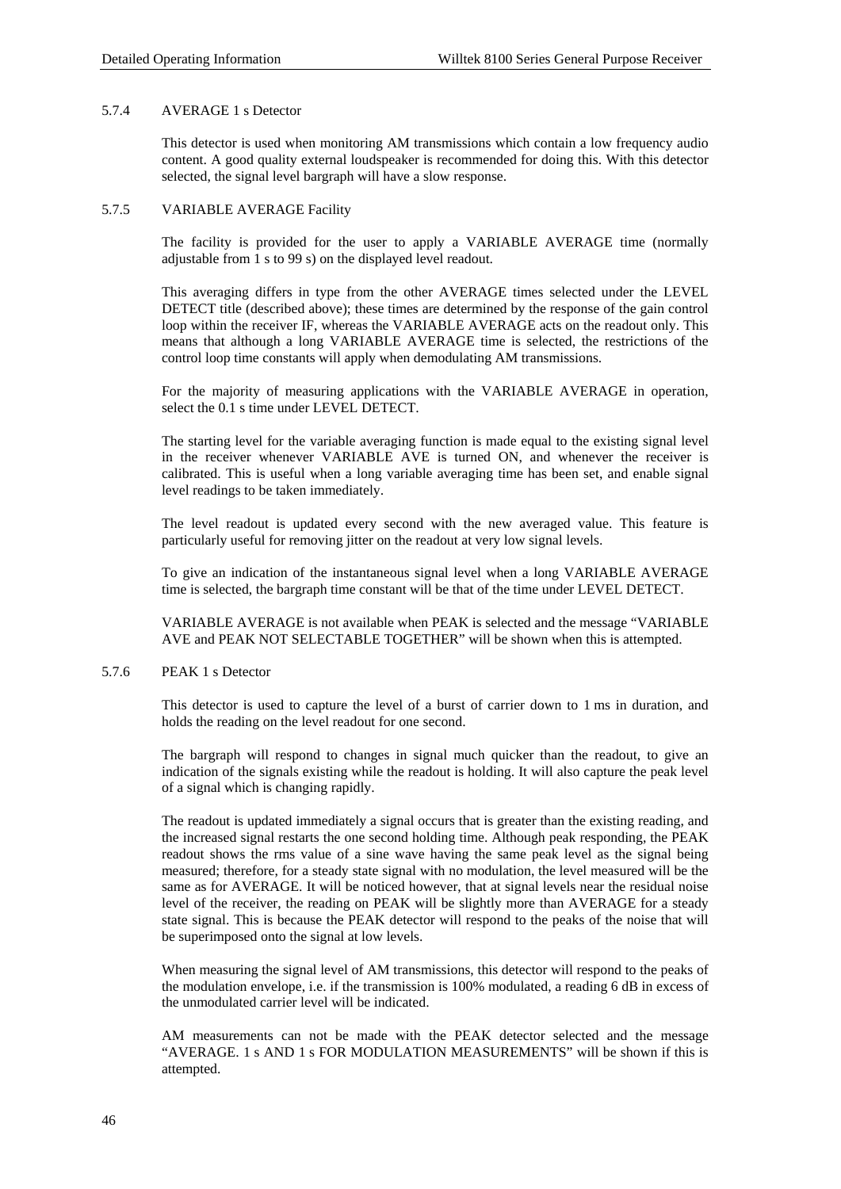### 5.7.4 AVERAGE 1 s Detector

This detector is used when monitoring AM transmissions which contain a low frequency audio content. A good quality external loudspeaker is recommended for doing this. With this detector selected, the signal level bargraph will have a slow response.

### 5.7.5 VARIABLE AVERAGE Facility

The facility is provided for the user to apply a VARIABLE AVERAGE time (normally adjustable from 1 s to 99 s) on the displayed level readout.

This averaging differs in type from the other AVERAGE times selected under the LEVEL DETECT title (described above); these times are determined by the response of the gain control loop within the receiver IF, whereas the VARIABLE AVERAGE acts on the readout only. This means that although a long VARIABLE AVERAGE time is selected, the restrictions of the control loop time constants will apply when demodulating AM transmissions.

For the majority of measuring applications with the VARIABLE AVERAGE in operation, select the 0.1 s time under LEVEL DETECT.

The starting level for the variable averaging function is made equal to the existing signal level in the receiver whenever VARIABLE AVE is turned ON, and whenever the receiver is calibrated. This is useful when a long variable averaging time has been set, and enable signal level readings to be taken immediately.

The level readout is updated every second with the new averaged value. This feature is particularly useful for removing jitter on the readout at very low signal levels.

To give an indication of the instantaneous signal level when a long VARIABLE AVERAGE time is selected, the bargraph time constant will be that of the time under LEVEL DETECT.

VARIABLE AVERAGE is not available when PEAK is selected and the message "VARIABLE AVE and PEAK NOT SELECTABLE TOGETHER" will be shown when this is attempted.

### 5.7.6 PEAK 1 s Detector

This detector is used to capture the level of a burst of carrier down to 1 ms in duration, and holds the reading on the level readout for one second.

The bargraph will respond to changes in signal much quicker than the readout, to give an indication of the signals existing while the readout is holding. It will also capture the peak level of a signal which is changing rapidly.

The readout is updated immediately a signal occurs that is greater than the existing reading, and the increased signal restarts the one second holding time. Although peak responding, the PEAK readout shows the rms value of a sine wave having the same peak level as the signal being measured; therefore, for a steady state signal with no modulation, the level measured will be the same as for AVERAGE. It will be noticed however, that at signal levels near the residual noise level of the receiver, the reading on PEAK will be slightly more than AVERAGE for a steady state signal. This is because the PEAK detector will respond to the peaks of the noise that will be superimposed onto the signal at low levels.

When measuring the signal level of AM transmissions, this detector will respond to the peaks of the modulation envelope, i.e. if the transmission is 100% modulated, a reading 6 dB in excess of the unmodulated carrier level will be indicated.

AM measurements can not be made with the PEAK detector selected and the message "AVERAGE. 1 s AND 1 s FOR MODULATION MEASUREMENTS" will be shown if this is attempted.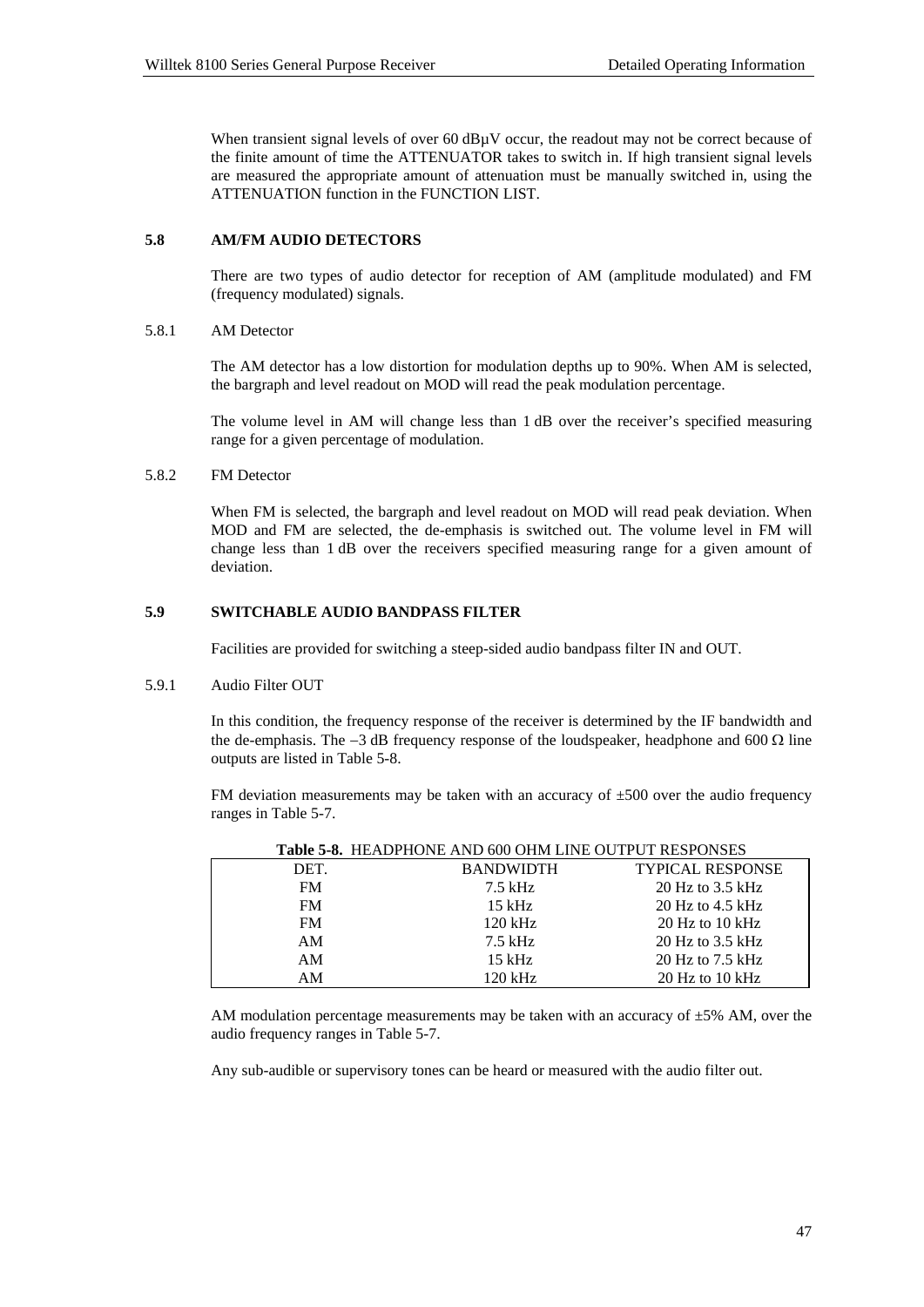When transient signal levels of over 60 dBμV occur, the readout may not be correct because of the finite amount of time the ATTENUATOR takes to switch in. If high transient signal levels are measured the appropriate amount of attenuation must be manually switched in, using the ATTENUATION function in the FUNCTION LIST.

## 5.8 AM/FM AUDIO DETECTORS

There are two types of audio detector for reception of AM (amplitude modulated) and FM (frequency modulated) signals.

### 5.8.1 AM Detector

The AM detector has a low distortion for modulation depths up to 90%. When AM is selected, the bargraph and level readout on MOD will read the peak modulation percentage.

The volume level in AM will change less than 1 dB over the receiver's specified measuring range for a given percentage of modulation.

### 5.8.2 FM Detector

When FM is selected, the bargraph and level readout on MOD will read peak deviation. When MOD and FM are selected, the de-emphasis is switched out. The volume level in FM will change less than 1 dB over the receivers specified measuring range for a given amount of deviation.

## 5.9 SWITCHABLE AUDIO BANDPASS FILTER

Facilities are provided for switching a steep-sided audio bandpass filter IN and OUT.

### 5.9.1 Audio Filter OUT

In this condition, the frequency response of the receiver is determined by the IF bandwidth and the de-emphasis. The –3 dB frequency response of the loudspeaker, headphone and 600 Ω line outputs are listed in Table 5-8.

FM deviation measurements may be taken with an accuracy of ±500 over the audio frequency ranges in Table 5-7.

**Table 5-8.** HEADPHONE AND 600 OHM LINE OUTPUT RESPONSES

| DET. | BANDWIDTH | TYPICAL RESPONSE |
|---|---|---|
| FM | 7.5 kHz | 20 Hz to 3.5 kHz |
| FM | 15 kHz | 20 Hz to 4.5 kHz |
| FM | 120 kHz | 20 Hz to 10 kHz |
| AM | 7.5 kHz | 20 Hz to 3.5 kHz |
| AM | 15 kHz | 20 Hz to 7.5 kHz |
| AM | 120 kHz | 20 Hz to 10 kHz |

AM modulation percentage measurements may be taken with an accuracy of ±5% AM, over the audio frequency ranges in Table 5-7.

Any sub-audible or supervisory tones can be heard or measured with the audio filter out.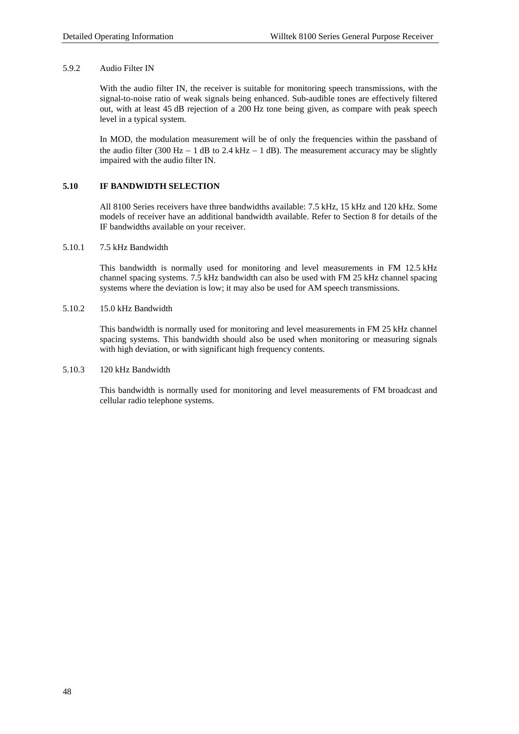### 5.9.2 Audio Filter IN

With the audio filter IN, the receiver is suitable for monitoring speech transmissions, with the signal-to-noise ratio of weak signals being enhanced. Sub-audible tones are effectively filtered out, with at least 45 dB rejection of a 200 Hz tone being given, as compare with peak speech level in a typical system.

In MOD, the modulation measurement will be of only the frequencies within the passband of the audio filter (300 Hz − 1 dB to 2.4 kHz − 1 dB). The measurement accuracy may be slightly impaired with the audio filter IN.

## 5.10 IF BANDWIDTH SELECTION

All 8100 Series receivers have three bandwidths available: 7.5 kHz, 15 kHz and 120 kHz. Some models of receiver have an additional bandwidth available. Refer to Section 8 for details of the IF bandwidths available on your receiver.

### 5.10.1 7.5 kHz Bandwidth

This bandwidth is normally used for monitoring and level measurements in FM 12.5 kHz channel spacing systems. 7.5 kHz bandwidth can also be used with FM 25 kHz channel spacing systems where the deviation is low; it may also be used for AM speech transmissions.

### 5.10.2 15.0 kHz Bandwidth

This bandwidth is normally used for monitoring and level measurements in FM 25 kHz channel spacing systems. This bandwidth should also be used when monitoring or measuring signals with high deviation, or with significant high frequency contents.

### 5.10.3 120 kHz Bandwidth

This bandwidth is normally used for monitoring and level measurements of FM broadcast and cellular radio telephone systems.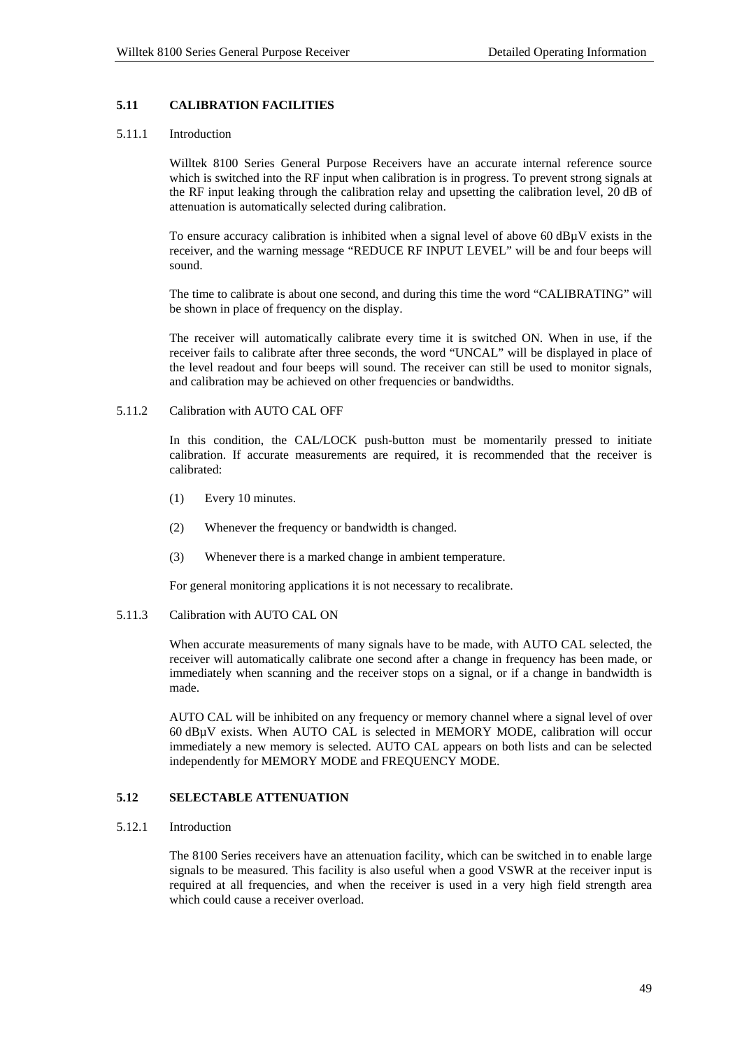## 5.11 CALIBRATION FACILITIES

### 5.11.1 Introduction

Willtek 8100 Series General Purpose Receivers have an accurate internal reference source which is switched into the RF input when calibration is in progress. To prevent strong signals at the RF input leaking through the calibration relay and upsetting the calibration level, 20 dB of attenuation is automatically selected during calibration.

To ensure accuracy calibration is inhibited when a signal level of above 60 dBµV exists in the receiver, and the warning message "REDUCE RF INPUT LEVEL" will be and four beeps will sound.

The time to calibrate is about one second, and during this time the word "CALIBRATING" will be shown in place of frequency on the display.

The receiver will automatically calibrate every time it is switched ON. When in use, if the receiver fails to calibrate after three seconds, the word "UNCAL" will be displayed in place of the level readout and four beeps will sound. The receiver can still be used to monitor signals, and calibration may be achieved on other frequencies or bandwidths.

### 5.11.2 Calibration with AUTO CAL OFF

In this condition, the CAL/LOCK push-button must be momentarily pressed to initiate calibration. If accurate measurements are required, it is recommended that the receiver is calibrated:

(1) Every 10 minutes.

(2) Whenever the frequency or bandwidth is changed.

(3) Whenever there is a marked change in ambient temperature.

For general monitoring applications it is not necessary to recalibrate.

### 5.11.3 Calibration with AUTO CAL ON

When accurate measurements of many signals have to be made, with AUTO CAL selected, the receiver will automatically calibrate one second after a change in frequency has been made, or immediately when scanning and the receiver stops on a signal, or if a change in bandwidth is made.

AUTO CAL will be inhibited on any frequency or memory channel where a signal level of over 60 dBµV exists. When AUTO CAL is selected in MEMORY MODE, calibration will occur immediately a new memory is selected. AUTO CAL appears on both lists and can be selected independently for MEMORY MODE and FREQUENCY MODE.

## 5.12 SELECTABLE ATTENUATION

### 5.12.1 Introduction

The 8100 Series receivers have an attenuation facility, which can be switched in to enable large signals to be measured. This facility is also useful when a good VSWR at the receiver input is required at all frequencies, and when the receiver is used in a very high field strength area which could cause a receiver overload.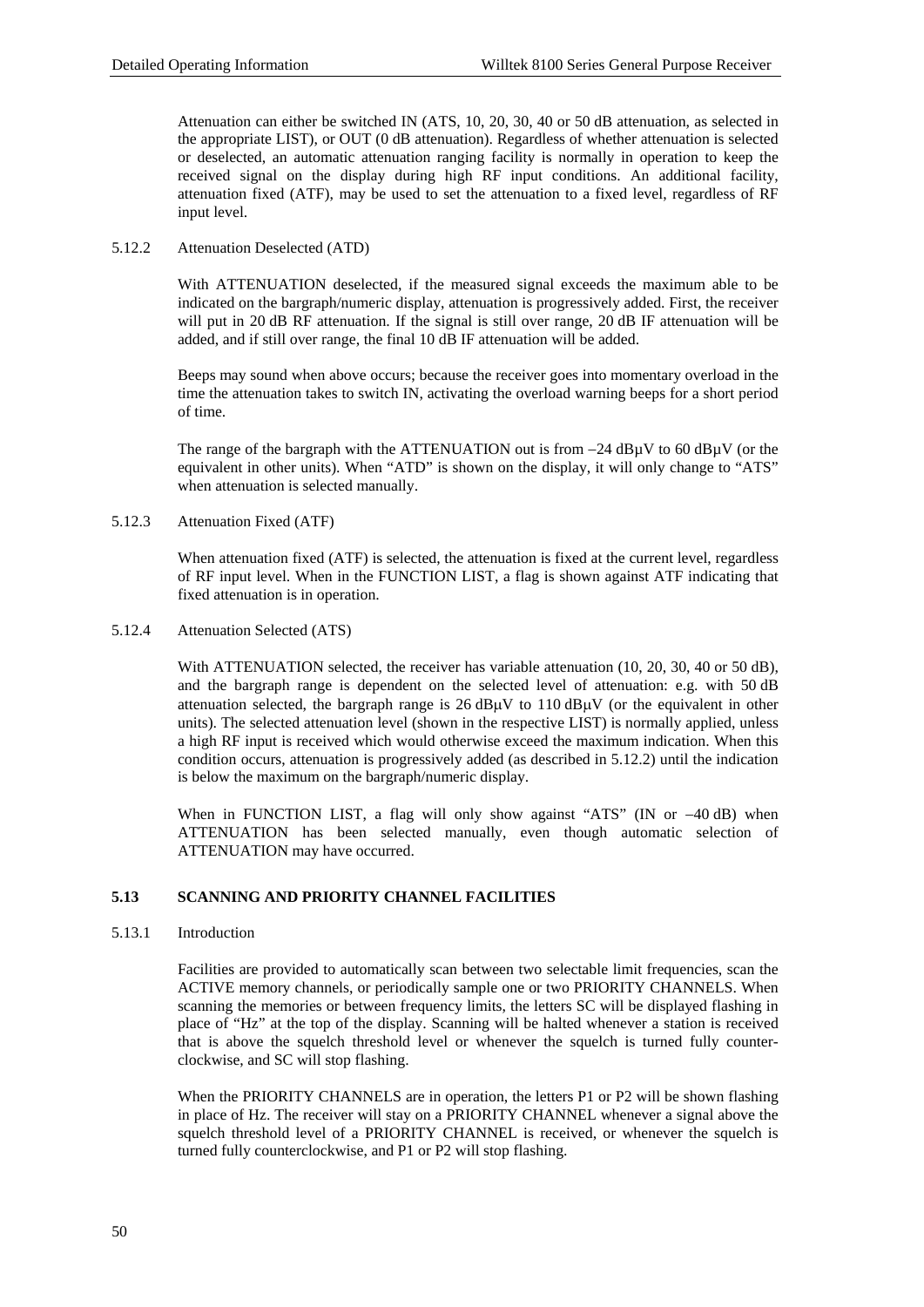Attenuation can either be switched IN (ATS, 10, 20, 30, 40 or 50 dB attenuation, as selected in the appropriate LIST), or OUT (0 dB attenuation). Regardless of whether attenuation is selected or deselected, an automatic attenuation ranging facility is normally in operation to keep the received signal on the display during high RF input conditions. An additional facility, attenuation fixed (ATF), may be used to set the attenuation to a fixed level, regardless of RF input level.

5.12.2 Attenuation Deselected (ATD)

With ATTENUATION deselected, if the measured signal exceeds the maximum able to be indicated on the bargraph/numeric display, attenuation is progressively added. First, the receiver will put in 20 dB RF attenuation. If the signal is still over range, 20 dB IF attenuation will be added, and if still over range, the final 10 dB IF attenuation will be added.

Beeps may sound when above occurs; because the receiver goes into momentary overload in the time the attenuation takes to switch IN, activating the overload warning beeps for a short period of time.

The range of the bargraph with the ATTENUATION out is from −24 dBµV to 60 dBµV (or the equivalent in other units). When "ATD" is shown on the display, it will only change to "ATS" when attenuation is selected manually.

5.12.3 Attenuation Fixed (ATF)

When attenuation fixed (ATF) is selected, the attenuation is fixed at the current level, regardless of RF input level. When in the FUNCTION LIST, a flag is shown against ATF indicating that fixed attenuation is in operation.

5.12.4 Attenuation Selected (ATS)

With ATTENUATION selected, the receiver has variable attenuation (10, 20, 30, 40 or 50 dB), and the bargraph range is dependent on the selected level of attenuation: e.g. with 50 dB attenuation selected, the bargraph range is 26 dBµV to 110 dBµV (or the equivalent in other units). The selected attenuation level (shown in the respective LIST) is normally applied, unless a high RF input is received which would otherwise exceed the maximum indication. When this condition occurs, attenuation is progressively added (as described in 5.12.2) until the indication is below the maximum on the bargraph/numeric display.

When in FUNCTION LIST, a flag will only show against "ATS" (IN or −40 dB) when ATTENUATION has been selected manually, even though automatic selection of ATTENUATION may have occurred.

## 5.13 SCANNING AND PRIORITY CHANNEL FACILITIES

5.13.1 Introduction

Facilities are provided to automatically scan between two selectable limit frequencies, scan the ACTIVE memory channels, or periodically sample one or two PRIORITY CHANNELS. When scanning the memories or between frequency limits, the letters SC will be displayed flashing in place of "Hz" at the top of the display. Scanning will be halted whenever a station is received that is above the squelch threshold level or whenever the squelch is turned fully counter-clockwise, and SC will stop flashing.

When the PRIORITY CHANNELS are in operation, the letters P1 or P2 will be shown flashing in place of Hz. The receiver will stay on a PRIORITY CHANNEL whenever a signal above the squelch threshold level of a PRIORITY CHANNEL is received, or whenever the squelch is turned fully counterclockwise, and P1 or P2 will stop flashing.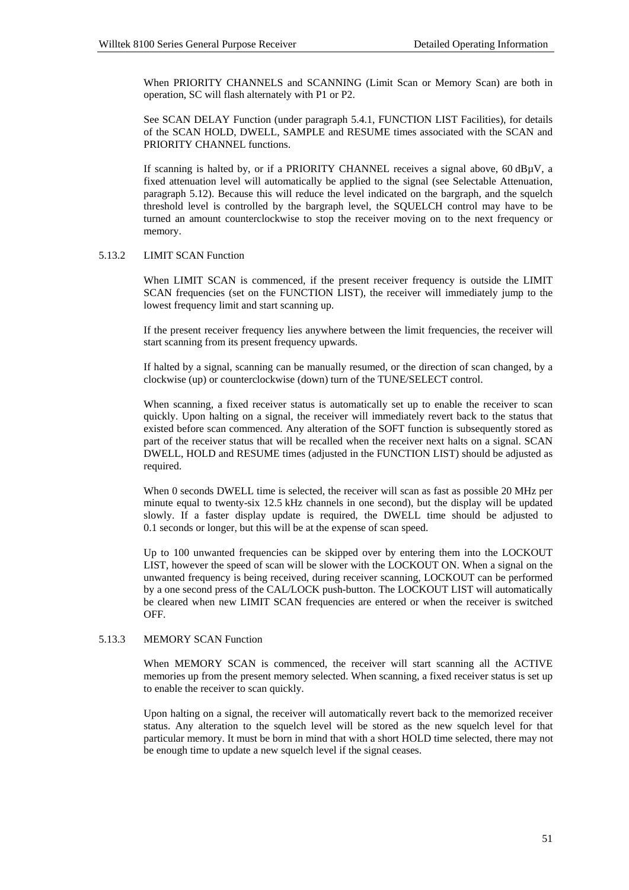When PRIORITY CHANNELS and SCANNING (Limit Scan or Memory Scan) are both in operation, SC will flash alternately with P1 or P2.

See SCAN DELAY Function (under paragraph 5.4.1, FUNCTION LIST Facilities), for details of the SCAN HOLD, DWELL, SAMPLE and RESUME times associated with the SCAN and PRIORITY CHANNEL functions.

If scanning is halted by, or if a PRIORITY CHANNEL receives a signal above, 60 dBμV, a fixed attenuation level will automatically be applied to the signal (see Selectable Attenuation, paragraph 5.12). Because this will reduce the level indicated on the bargraph, and the squelch threshold level is controlled by the bargraph level, the SQUELCH control may have to be turned an amount counterclockwise to stop the receiver moving on to the next frequency or memory.

### 5.13.2 LIMIT SCAN Function

When LIMIT SCAN is commenced, if the present receiver frequency is outside the LIMIT SCAN frequencies (set on the FUNCTION LIST), the receiver will immediately jump to the lowest frequency limit and start scanning up.

If the present receiver frequency lies anywhere between the limit frequencies, the receiver will start scanning from its present frequency upwards.

If halted by a signal, scanning can be manually resumed, or the direction of scan changed, by a clockwise (up) or counterclockwise (down) turn of the TUNE/SELECT control.

When scanning, a fixed receiver status is automatically set up to enable the receiver to scan quickly. Upon halting on a signal, the receiver will immediately revert back to the status that existed before scan commenced. Any alteration of the SOFT function is subsequently stored as part of the receiver status that will be recalled when the receiver next halts on a signal. SCAN DWELL, HOLD and RESUME times (adjusted in the FUNCTION LIST) should be adjusted as required.

When 0 seconds DWELL time is selected, the receiver will scan as fast as possible 20 MHz per minute equal to twenty-six 12.5 kHz channels in one second), but the display will be updated slowly. If a faster display update is required, the DWELL time should be adjusted to 0.1 seconds or longer, but this will be at the expense of scan speed.

Up to 100 unwanted frequencies can be skipped over by entering them into the LOCKOUT LIST, however the speed of scan will be slower with the LOCKOUT ON. When a signal on the unwanted frequency is being received, during receiver scanning, LOCKOUT can be performed by a one second press of the CAL/LOCK push-button. The LOCKOUT LIST will automatically be cleared when new LIMIT SCAN frequencies are entered or when the receiver is switched OFF.

### 5.13.3 MEMORY SCAN Function

When MEMORY SCAN is commenced, the receiver will start scanning all the ACTIVE memories up from the present memory selected. When scanning, a fixed receiver status is set up to enable the receiver to scan quickly.

Upon halting on a signal, the receiver will automatically revert back to the memorized receiver status. Any alteration to the squelch level will be stored as the new squelch level for that particular memory. It must be born in mind that with a short HOLD time selected, there may not be enough time to update a new squelch level if the signal ceases.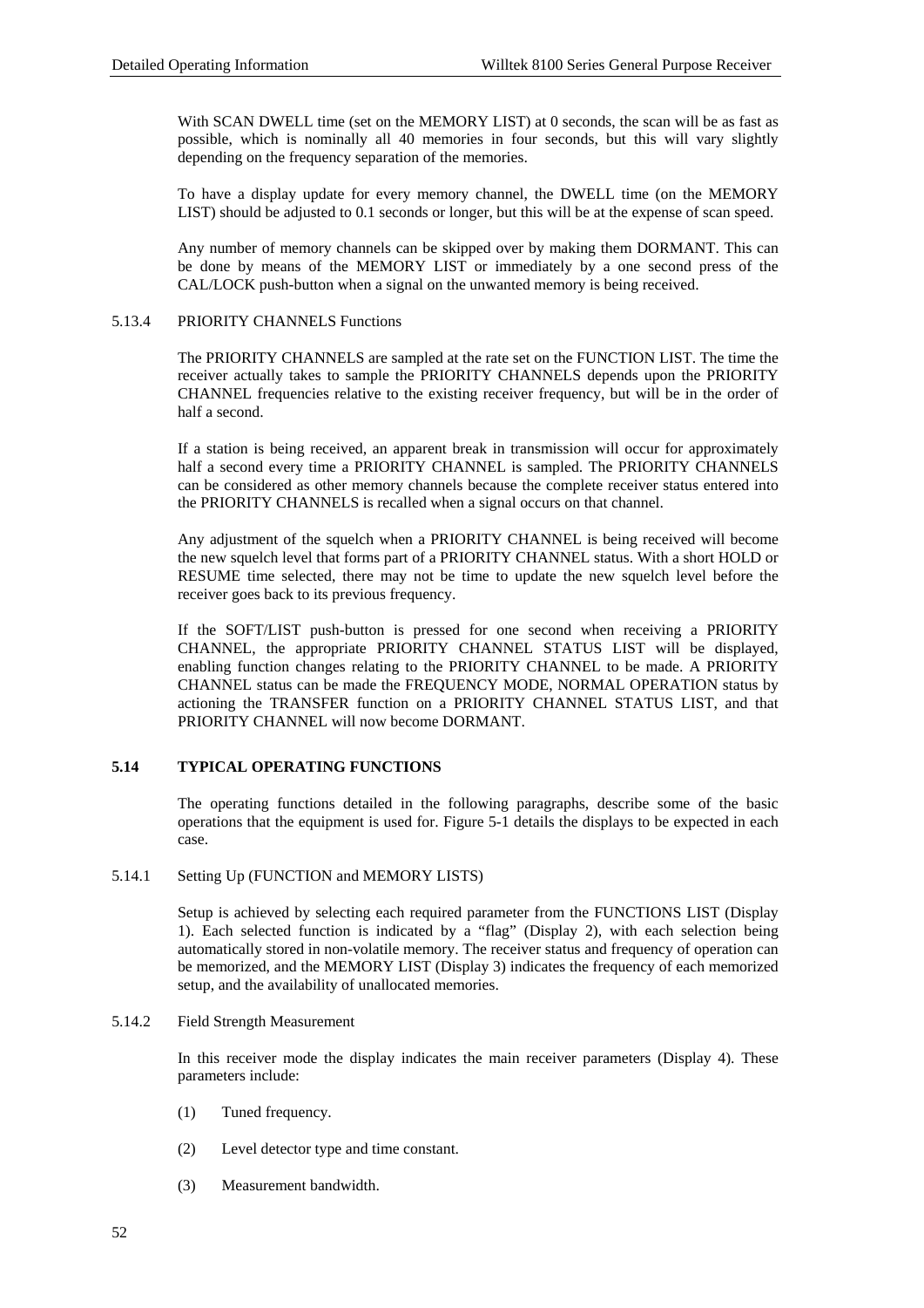With SCAN DWELL time (set on the MEMORY LIST) at 0 seconds, the scan will be as fast as possible, which is nominally all 40 memories in four seconds, but this will vary slightly depending on the frequency separation of the memories.

To have a display update for every memory channel, the DWELL time (on the MEMORY LIST) should be adjusted to 0.1 seconds or longer, but this will be at the expense of scan speed.

Any number of memory channels can be skipped over by making them DORMANT. This can be done by means of the MEMORY LIST or immediately by a one second press of the CAL/LOCK push-button when a signal on the unwanted memory is being received.

### 5.13.4 PRIORITY CHANNELS Functions

The PRIORITY CHANNELS are sampled at the rate set on the FUNCTION LIST. The time the receiver actually takes to sample the PRIORITY CHANNELS depends upon the PRIORITY CHANNEL frequencies relative to the existing receiver frequency, but will be in the order of half a second.

If a station is being received, an apparent break in transmission will occur for approximately half a second every time a PRIORITY CHANNEL is sampled. The PRIORITY CHANNELS can be considered as other memory channels because the complete receiver status entered into the PRIORITY CHANNELS is recalled when a signal occurs on that channel.

Any adjustment of the squelch when a PRIORITY CHANNEL is being received will become the new squelch level that forms part of a PRIORITY CHANNEL status. With a short HOLD or RESUME time selected, there may not be time to update the new squelch level before the receiver goes back to its previous frequency.

If the SOFT/LIST push-button is pressed for one second when receiving a PRIORITY CHANNEL, the appropriate PRIORITY CHANNEL STATUS LIST will be displayed, enabling function changes relating to the PRIORITY CHANNEL to be made. A PRIORITY CHANNEL status can be made the FREQUENCY MODE, NORMAL OPERATION status by actioning the TRANSFER function on a PRIORITY CHANNEL STATUS LIST, and that PRIORITY CHANNEL will now become DORMANT.

## 5.14 TYPICAL OPERATING FUNCTIONS

The operating functions detailed in the following paragraphs, describe some of the basic operations that the equipment is used for. Figure 5-1 details the displays to be expected in each case.

### 5.14.1 Setting Up (FUNCTION and MEMORY LISTS)

Setup is achieved by selecting each required parameter from the FUNCTIONS LIST (Display 1). Each selected function is indicated by a "flag" (Display 2), with each selection being automatically stored in non-volatile memory. The receiver status and frequency of operation can be memorized, and the MEMORY LIST (Display 3) indicates the frequency of each memorized setup, and the availability of unallocated memories.

### 5.14.2 Field Strength Measurement

In this receiver mode the display indicates the main receiver parameters (Display 4). These parameters include:

(1) Tuned frequency.

(2) Level detector type and time constant.

(3) Measurement bandwidth.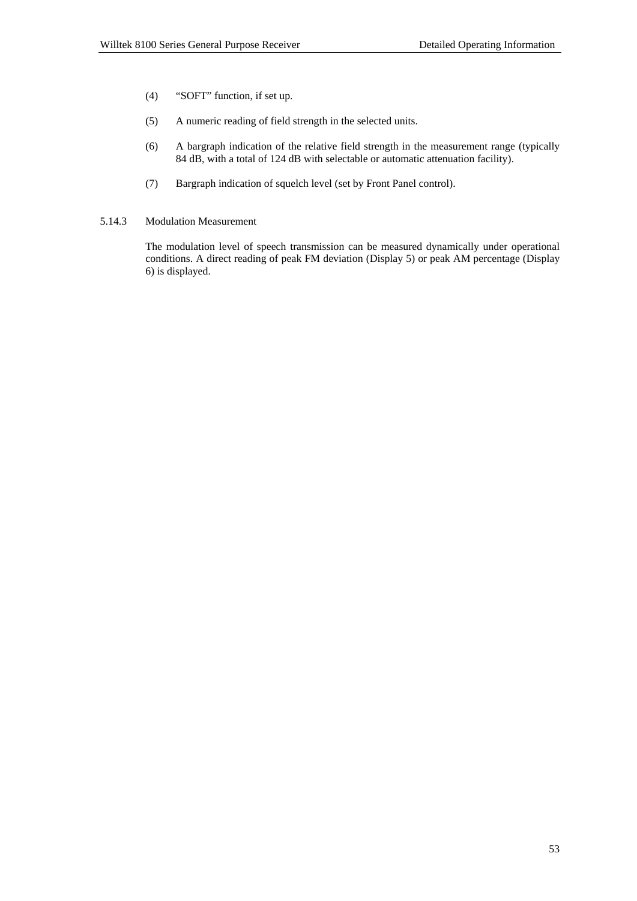(4) "SOFT" function, if set up.

(5) A numeric reading of field strength in the selected units.

(6) A bargraph indication of the relative field strength in the measurement range (typically 84 dB, with a total of 124 dB with selectable or automatic attenuation facility).

(7) Bargraph indication of squelch level (set by Front Panel control).

### 5.14.3 Modulation Measurement

The modulation level of speech transmission can be measured dynamically under operational conditions. A direct reading of peak FM deviation (Display 5) or peak AM percentage (Display 6) is displayed.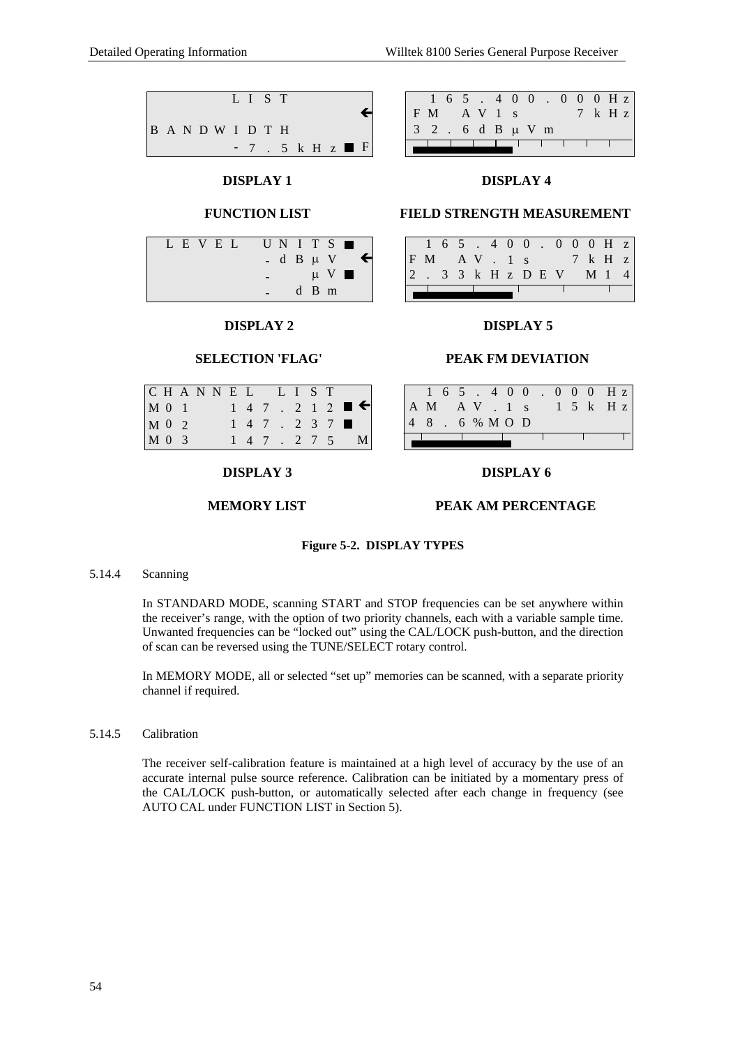```
        L I S T
                          ←
B A N D W I D T H
           - 7 . 5 k H z ■ F
```

**DISPLAY 1**

**FUNCTION LIST**

```
 L E V E L   U N I T S ■
            - d B μ V   ←
            -    μ V ■
            -    d B m
```

**DISPLAY 2**

**SELECTION 'FLAG'**

```
C H A N N E L   L I S T
M 0 1      1 4 7 . 2 1 2 ■ ←
M 0 2      1 4 7 . 2 3 7 ■
M 0 3      1 4 7 . 2 7 5    M
```

**DISPLAY 3**

**MEMORY LIST**

```
  1 6 5 . 4 0 0 . 0 0 0 H z
F M   A V 1 s        7 k H z
3 2 . 6 d B μ V m
```

**DISPLAY 4**

**FIELD STRENGTH MEASUREMENT**

```
  1 6 5 . 4 0 0 . 0 0 0 H z
F M   A V . 1 s      7 k H z
2 . 3 3 k H z D E V   M 1 4
```

**DISPLAY 5**

**PEAK FM DEVIATION**

```
  1 6 5 . 4 0 0 . 0 0 0 H z
A M   A V . 1 s   1 5 k H z
4 8 . 6 % M O D
```

**DISPLAY 6**

**PEAK AM PERCENTAGE**

**Figure 5-2. DISPLAY TYPES**

5.14.4 Scanning

In STANDARD MODE, scanning START and STOP frequencies can be set anywhere within the receiver's range, with the option of two priority channels, each with a variable sample time. Unwanted frequencies can be "locked out" using the CAL/LOCK push-button, and the direction of scan can be reversed using the TUNE/SELECT rotary control.

In MEMORY MODE, all or selected "set up" memories can be scanned, with a separate priority channel if required.

5.14.5 Calibration

The receiver self-calibration feature is maintained at a high level of accuracy by the use of an accurate internal pulse source reference. Calibration can be initiated by a momentary press of the CAL/LOCK push-button, or automatically selected after each change in frequency (see AUTO CAL under FUNCTION LIST in Section 5).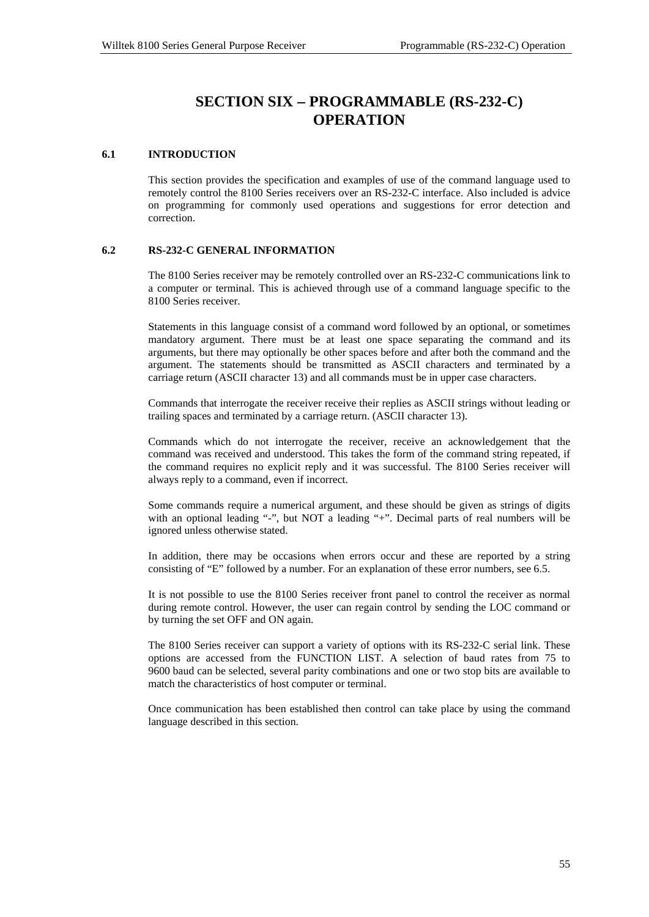# SECTION SIX – PROGRAMMABLE (RS-232-C) OPERATION

## 6.1 INTRODUCTION

This section provides the specification and examples of use of the command language used to remotely control the 8100 Series receivers over an RS-232-C interface. Also included is advice on programming for commonly used operations and suggestions for error detection and correction.

## 6.2 RS-232-C GENERAL INFORMATION

The 8100 Series receiver may be remotely controlled over an RS-232-C communications link to a computer or terminal. This is achieved through use of a command language specific to the 8100 Series receiver.

Statements in this language consist of a command word followed by an optional, or sometimes mandatory argument. There must be at least one space separating the command and its arguments, but there may optionally be other spaces before and after both the command and the argument. The statements should be transmitted as ASCII characters and terminated by a carriage return (ASCII character 13) and all commands must be in upper case characters.

Commands that interrogate the receiver receive their replies as ASCII strings without leading or trailing spaces and terminated by a carriage return. (ASCII character 13).

Commands which do not interrogate the receiver, receive an acknowledgement that the command was received and understood. This takes the form of the command string repeated, if the command requires no explicit reply and it was successful. The 8100 Series receiver will always reply to a command, even if incorrect.

Some commands require a numerical argument, and these should be given as strings of digits with an optional leading "-", but NOT a leading "+". Decimal parts of real numbers will be ignored unless otherwise stated.

In addition, there may be occasions when errors occur and these are reported by a string consisting of "E" followed by a number. For an explanation of these error numbers, see 6.5.

It is not possible to use the 8100 Series receiver front panel to control the receiver as normal during remote control. However, the user can regain control by sending the LOC command or by turning the set OFF and ON again.

The 8100 Series receiver can support a variety of options with its RS-232-C serial link. These options are accessed from the FUNCTION LIST. A selection of baud rates from 75 to 9600 baud can be selected, several parity combinations and one or two stop bits are available to match the characteristics of host computer or terminal.

Once communication has been established then control can take place by using the command language described in this section.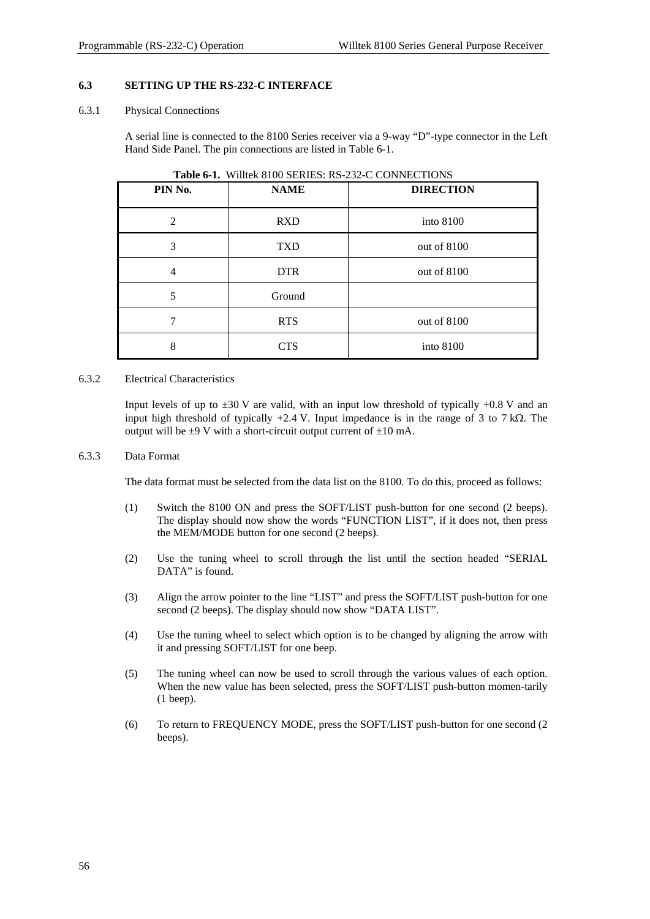## 6.3 SETTING UP THE RS-232-C INTERFACE

### 6.3.1 Physical Connections

A serial line is connected to the 8100 Series receiver via a 9-way "D"-type connector in the Left Hand Side Panel. The pin connections are listed in Table 6-1.

**Table 6-1.** Willtek 8100 SERIES: RS-232-C CONNECTIONS

| PIN No. | NAME | DIRECTION |
|---|---|---|
| 2 | RXD | into 8100 |
| 3 | TXD | out of 8100 |
| 4 | DTR | out of 8100 |
| 5 | Ground | |
| 7 | RTS | out of 8100 |
| 8 | CTS | into 8100 |

### 6.3.2 Electrical Characteristics

Input levels of up to ±30 V are valid, with an input low threshold of typically +0.8 V and an input high threshold of typically +2.4 V. Input impedance is in the range of 3 to 7 kΩ. The output will be ±9 V with a short-circuit output current of ±10 mA.

### 6.3.3 Data Format

The data format must be selected from the data list on the 8100. To do this, proceed as follows:

(1) Switch the 8100 ON and press the SOFT/LIST push-button for one second (2 beeps). The display should now show the words "FUNCTION LIST", if it does not, then press the MEM/MODE button for one second (2 beeps).

(2) Use the tuning wheel to scroll through the list until the section headed "SERIAL DATA" is found.

(3) Align the arrow pointer to the line "LIST" and press the SOFT/LIST push-button for one second (2 beeps). The display should now show "DATA LIST".

(4) Use the tuning wheel to select which option is to be changed by aligning the arrow with it and pressing SOFT/LIST for one beep.

(5) The tuning wheel can now be used to scroll through the various values of each option. When the new value has been selected, press the SOFT/LIST push-button momen-tarily (1 beep).

(6) To return to FREQUENCY MODE, press the SOFT/LIST push-button for one second (2 beeps).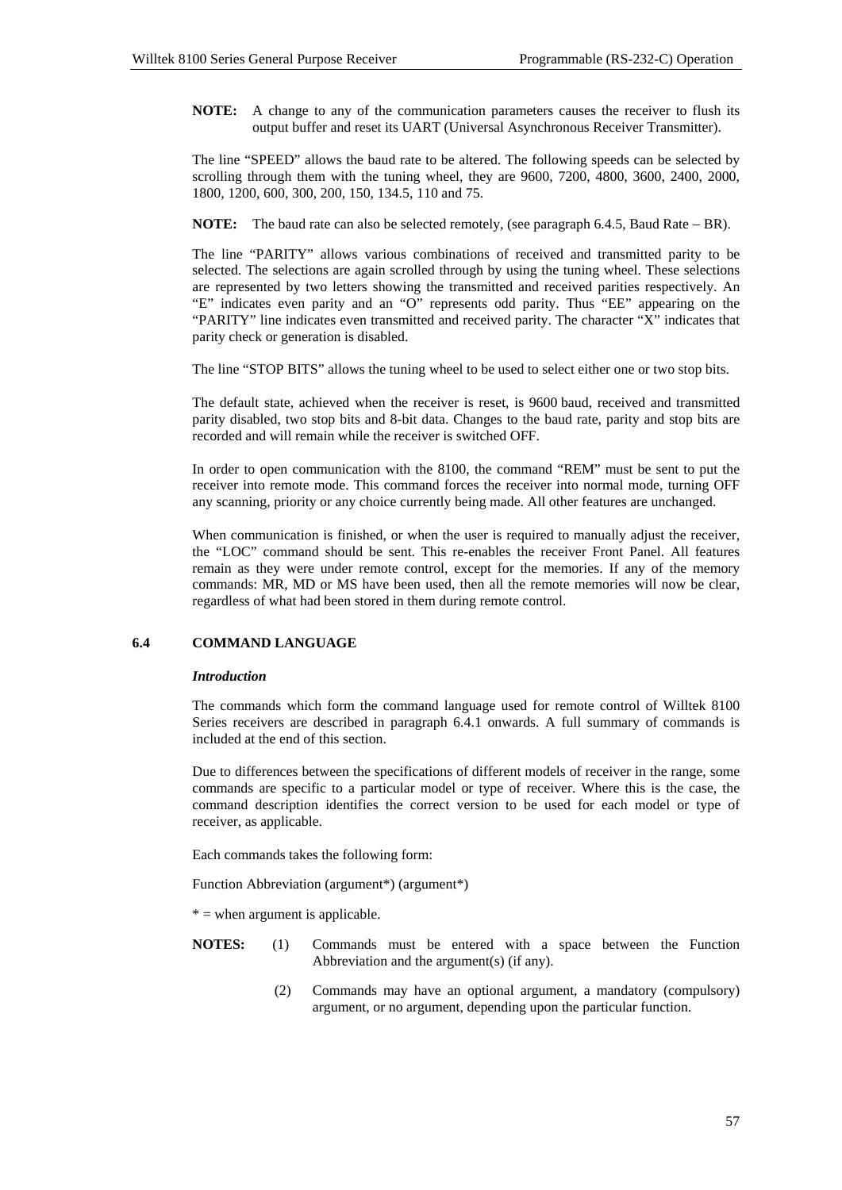**NOTE:** A change to any of the communication parameters causes the receiver to flush its output buffer and reset its UART (Universal Asynchronous Receiver Transmitter).

The line "SPEED" allows the baud rate to be altered. The following speeds can be selected by scrolling through them with the tuning wheel, they are 9600, 7200, 4800, 3600, 2400, 2000, 1800, 1200, 600, 300, 200, 150, 134.5, 110 and 75.

**NOTE:** The baud rate can also be selected remotely, (see paragraph 6.4.5, Baud Rate – BR).

The line "PARITY" allows various combinations of received and transmitted parity to be selected. The selections are again scrolled through by using the tuning wheel. These selections are represented by two letters showing the transmitted and received parities respectively. An "E" indicates even parity and an "O" represents odd parity. Thus "EE" appearing on the "PARITY" line indicates even transmitted and received parity. The character "X" indicates that parity check or generation is disabled.

The line "STOP BITS" allows the tuning wheel to be used to select either one or two stop bits.

The default state, achieved when the receiver is reset, is 9600 baud, received and transmitted parity disabled, two stop bits and 8-bit data. Changes to the baud rate, parity and stop bits are recorded and will remain while the receiver is switched OFF.

In order to open communication with the 8100, the command "REM" must be sent to put the receiver into remote mode. This command forces the receiver into normal mode, turning OFF any scanning, priority or any choice currently being made. All other features are unchanged.

When communication is finished, or when the user is required to manually adjust the receiver, the "LOC" command should be sent. This re-enables the receiver Front Panel. All features remain as they were under remote control, except for the memories. If any of the memory commands: MR, MD or MS have been used, then all the remote memories will now be clear, regardless of what had been stored in them during remote control.

## 6.4 COMMAND LANGUAGE

***Introduction***

The commands which form the command language used for remote control of Willtek 8100 Series receivers are described in paragraph 6.4.1 onwards. A full summary of commands is included at the end of this section.

Due to differences between the specifications of different models of receiver in the range, some commands are specific to a particular model or type of receiver. Where this is the case, the command description identifies the correct version to be used for each model or type of receiver, as applicable.

Each commands takes the following form:

Function Abbreviation (argument*) (argument*)

* = when argument is applicable.

**NOTES:**

(1) Commands must be entered with a space between the Function Abbreviation and the argument(s) (if any).

(2) Commands may have an optional argument, a mandatory (compulsory) argument, or no argument, depending upon the particular function.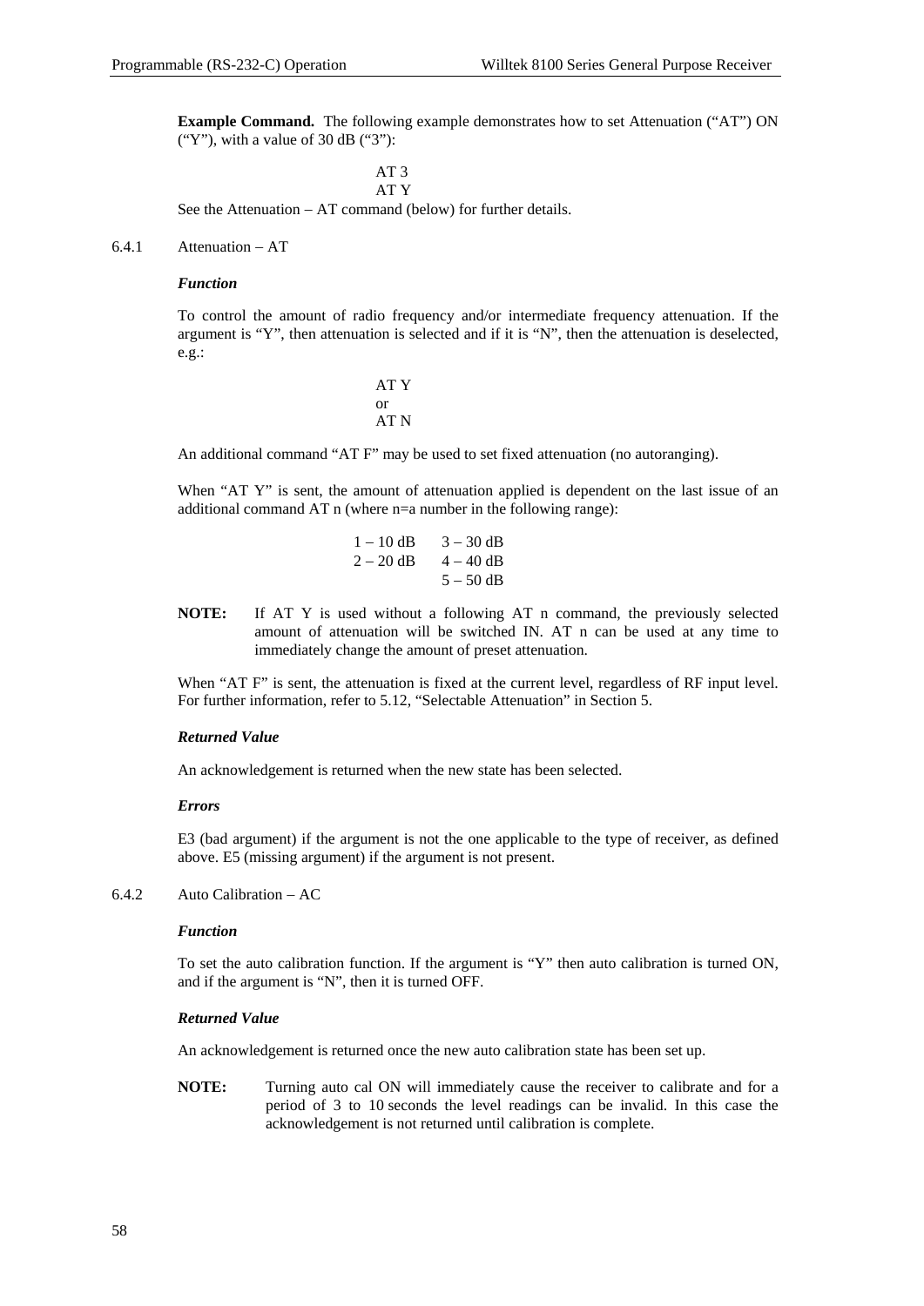**Example Command.** The following example demonstrates how to set Attenuation (“AT”) ON (“Y”), with a value of 30 dB (“3”):

```
AT 3
AT Y
```

See the Attenuation – AT command (below) for further details.

### 6.4.1 Attenuation – AT

***Function***

To control the amount of radio frequency and/or intermediate frequency attenuation. If the argument is “Y”, then attenuation is selected and if it is “N”, then the attenuation is deselected, e.g.:

```
AT Y
or
AT N
```

An additional command “AT F” may be used to set fixed attenuation (no autoranging).

When “AT Y” is sent, the amount of attenuation applied is dependent on the last issue of an additional command AT n (where n=a number in the following range):

| | |
|---|---|
| 1 – 10 dB | 3 – 30 dB |
| 2 – 20 dB | 4 – 40 dB |
| | 5 – 50 dB |

**NOTE:** If AT Y is used without a following AT n command, the previously selected amount of attenuation will be switched IN. AT n can be used at any time to immediately change the amount of preset attenuation.

When “AT F” is sent, the attenuation is fixed at the current level, regardless of RF input level. For further information, refer to 5.12, “Selectable Attenuation” in Section 5.

***Returned Value***

An acknowledgement is returned when the new state has been selected.

***Errors***

E3 (bad argument) if the argument is not the one applicable to the type of receiver, as defined above. E5 (missing argument) if the argument is not present.

### 6.4.2 Auto Calibration – AC

***Function***

To set the auto calibration function. If the argument is “Y” then auto calibration is turned ON, and if the argument is “N”, then it is turned OFF.

***Returned Value***

An acknowledgement is returned once the new auto calibration state has been set up.

**NOTE:** Turning auto cal ON will immediately cause the receiver to calibrate and for a period of 3 to 10 seconds the level readings can be invalid. In this case the acknowledgement is not returned until calibration is complete.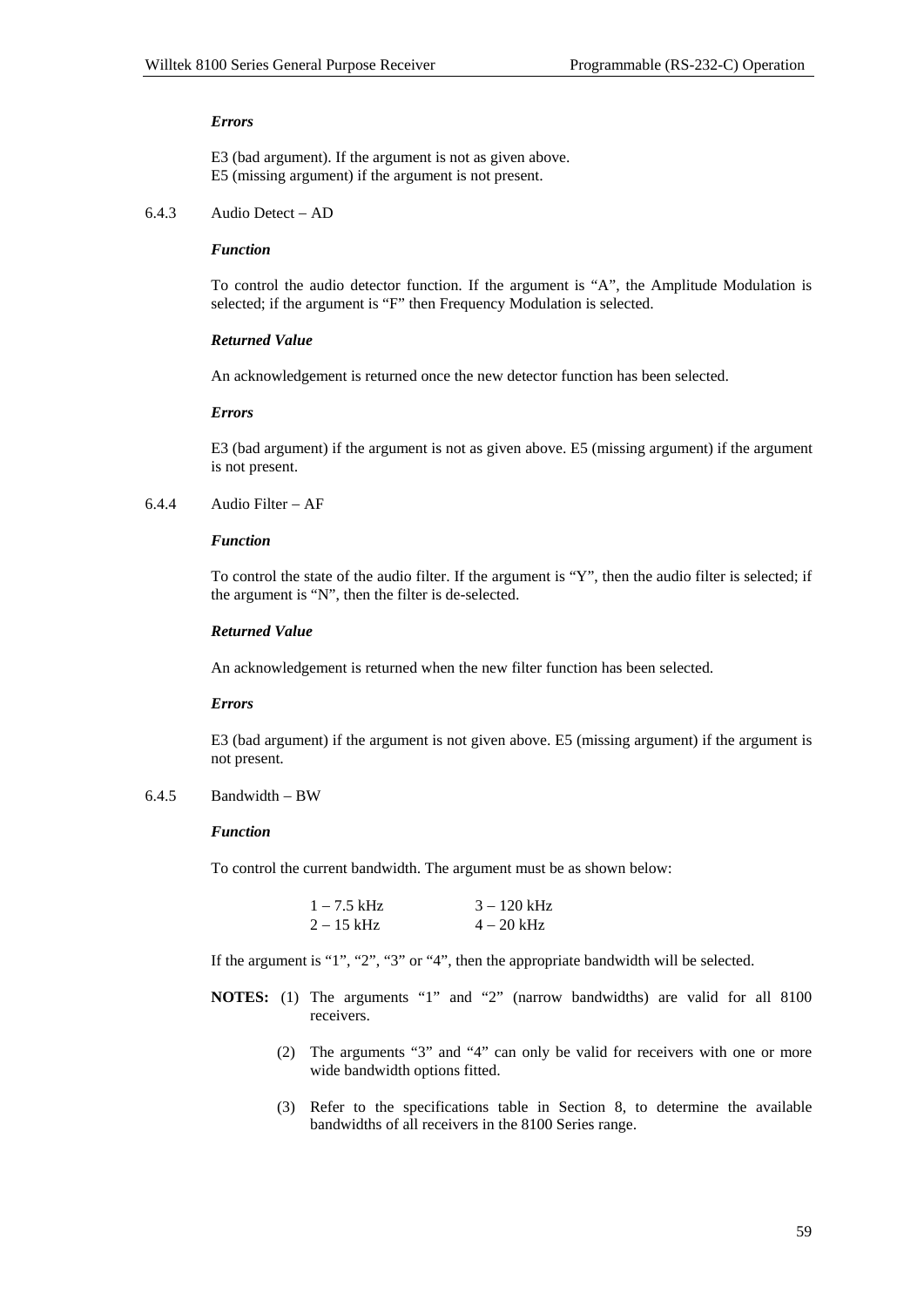#### *Errors*

E3 (bad argument). If the argument is not as given above.
E5 (missing argument) if the argument is not present.

### 6.4.3 Audio Detect – AD

#### *Function*

To control the audio detector function. If the argument is "A", the Amplitude Modulation is selected; if the argument is "F" then Frequency Modulation is selected.

#### *Returned Value*

An acknowledgement is returned once the new detector function has been selected.

#### *Errors*

E3 (bad argument) if the argument is not as given above. E5 (missing argument) if the argument is not present.

### 6.4.4 Audio Filter – AF

#### *Function*

To control the state of the audio filter. If the argument is "Y", then the audio filter is selected; if the argument is "N", then the filter is de-selected.

#### *Returned Value*

An acknowledgement is returned when the new filter function has been selected.

#### *Errors*

E3 (bad argument) if the argument is not given above. E5 (missing argument) if the argument is not present.

### 6.4.5 Bandwidth – BW

#### *Function*

To control the current bandwidth. The argument must be as shown below:

| | |
|---|---|
| 1 – 7.5 kHz | 3 – 120 kHz |
| 2 – 15 kHz | 4 – 20 kHz |

If the argument is "1", "2", "3" or "4", then the appropriate bandwidth will be selected.

**NOTES:**

(1) The arguments "1" and "2" (narrow bandwidths) are valid for all 8100 receivers.

(2) The arguments "3" and "4" can only be valid for receivers with one or more wide bandwidth options fitted.

(3) Refer to the specifications table in Section 8, to determine the available bandwidths of all receivers in the 8100 Series range.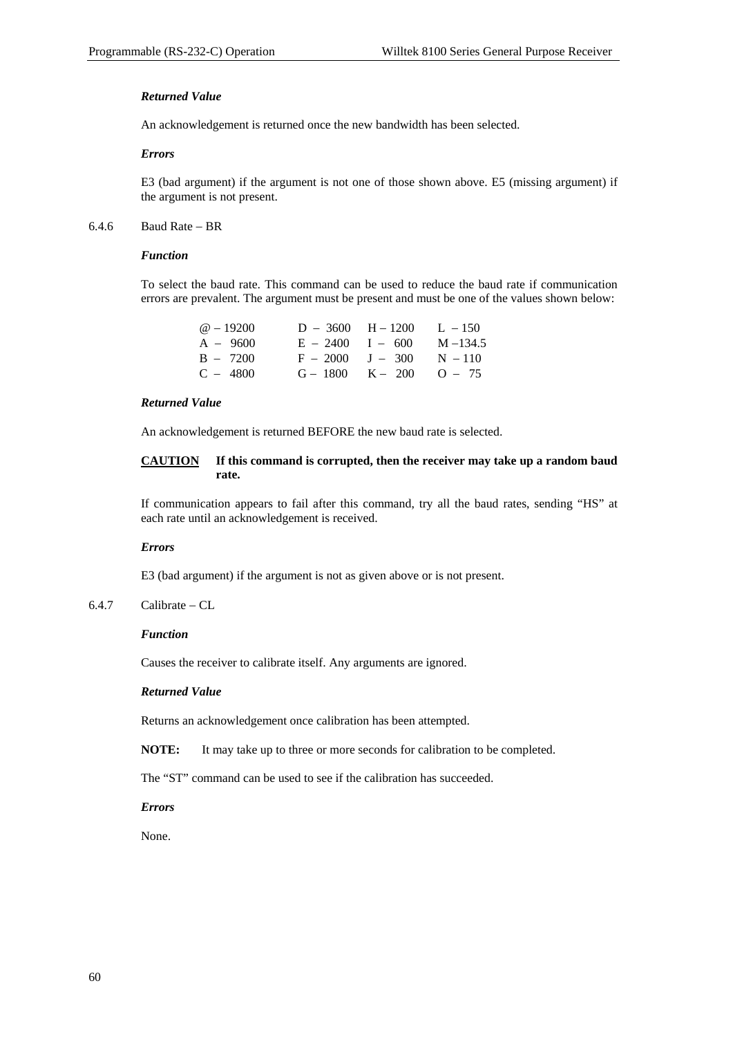***Returned Value***

An acknowledgement is returned once the new bandwidth has been selected.

***Errors***

E3 (bad argument) if the argument is not one of those shown above. E5 (missing argument) if the argument is not present.

### 6.4.6 Baud Rate – BR

***Function***

To select the baud rate. This command can be used to reduce the baud rate if communication errors are prevalent. The argument must be present and must be one of the values shown below:

| | | | |
|---|---|---|---|
| @ – 19200 | D – 3600 | H – 1200 | L – 150 |
| A – 9600 | E – 2400 | I – 600 | M –134.5 |
| B – 7200 | F – 2000 | J – 300 | N – 110 |
| C – 4800 | G – 1800 | K – 200 | O – 75 |

***Returned Value***

An acknowledgement is returned BEFORE the new baud rate is selected.

**<u>CAUTION</u>** **If this command is corrupted, then the receiver may take up a random baud rate.**

If communication appears to fail after this command, try all the baud rates, sending "HS" at each rate until an acknowledgement is received.

***Errors***

E3 (bad argument) if the argument is not as given above or is not present.

### 6.4.7 Calibrate – CL

***Function***

Causes the receiver to calibrate itself. Any arguments are ignored.

***Returned Value***

Returns an acknowledgement once calibration has been attempted.

**NOTE:** It may take up to three or more seconds for calibration to be completed.

The "ST" command can be used to see if the calibration has succeeded.

***Errors***

None.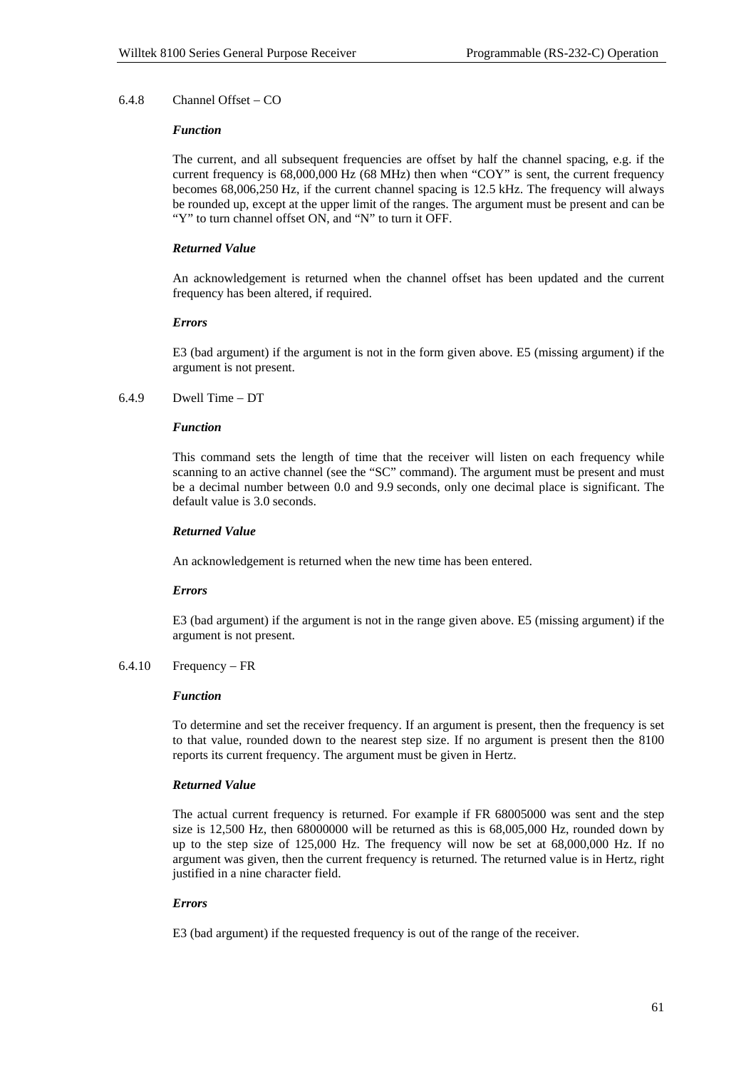### 6.4.8 Channel Offset – CO

***Function***

The current, and all subsequent frequencies are offset by half the channel spacing, e.g. if the current frequency is 68,000,000 Hz (68 MHz) then when “COY” is sent, the current frequency becomes 68,006,250 Hz, if the current channel spacing is 12.5 kHz. The frequency will always be rounded up, except at the upper limit of the ranges. The argument must be present and can be “Y” to turn channel offset ON, and “N” to turn it OFF.

***Returned Value***

An acknowledgement is returned when the channel offset has been updated and the current frequency has been altered, if required.

***Errors***

E3 (bad argument) if the argument is not in the form given above. E5 (missing argument) if the argument is not present.

### 6.4.9 Dwell Time – DT

***Function***

This command sets the length of time that the receiver will listen on each frequency while scanning to an active channel (see the “SC” command). The argument must be present and must be a decimal number between 0.0 and 9.9 seconds, only one decimal place is significant. The default value is 3.0 seconds.

***Returned Value***

An acknowledgement is returned when the new time has been entered.

***Errors***

E3 (bad argument) if the argument is not in the range given above. E5 (missing argument) if the argument is not present.

### 6.4.10 Frequency – FR

***Function***

To determine and set the receiver frequency. If an argument is present, then the frequency is set to that value, rounded down to the nearest step size. If no argument is present then the 8100 reports its current frequency. The argument must be given in Hertz.

***Returned Value***

The actual current frequency is returned. For example if FR 68005000 was sent and the step size is 12,500 Hz, then 68000000 will be returned as this is 68,005,000 Hz, rounded down by up to the step size of 125,000 Hz. The frequency will now be set at 68,000,000 Hz. If no argument was given, then the current frequency is returned. The returned value is in Hertz, right justified in a nine character field.

***Errors***

E3 (bad argument) if the requested frequency is out of the range of the receiver.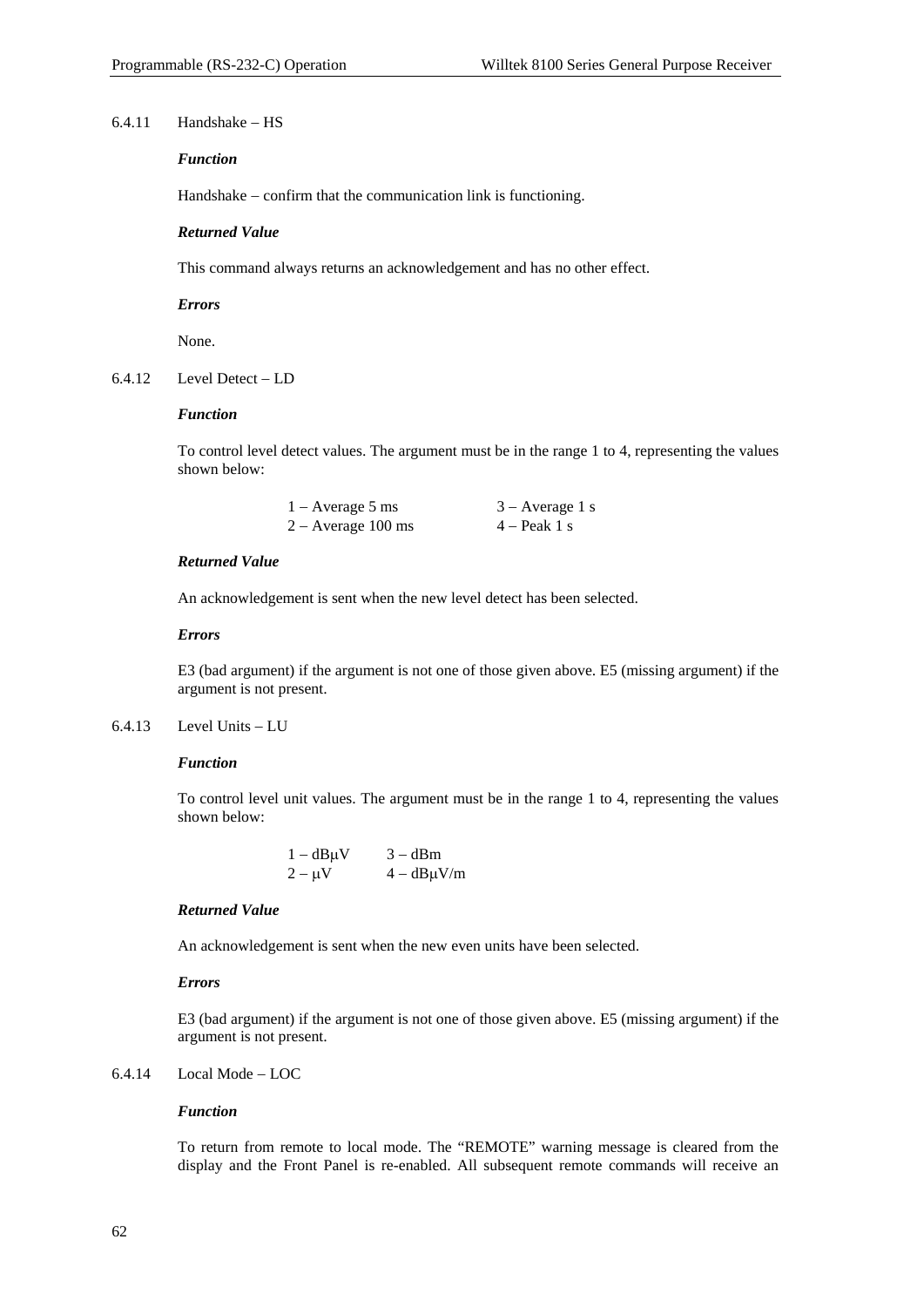### 6.4.11 Handshake – HS

***Function***

Handshake – confirm that the communication link is functioning.

***Returned Value***

This command always returns an acknowledgement and has no other effect.

***Errors***

None.

### 6.4.12 Level Detect – LD

***Function***

To control level detect values. The argument must be in the range 1 to 4, representing the values shown below:

| | |
|---|---|
| 1 – Average 5 ms | 3 – Average 1 s |
| 2 – Average 100 ms | 4 – Peak 1 s |

***Returned Value***

An acknowledgement is sent when the new level detect has been selected.

***Errors***

E3 (bad argument) if the argument is not one of those given above. E5 (missing argument) if the argument is not present.

### 6.4.13 Level Units – LU

***Function***

To control level unit values. The argument must be in the range 1 to 4, representing the values shown below:

| | |
|---|---|
| 1 – dBμV | 3 – dBm |
| 2 – μV | 4 – dBμV/m |

***Returned Value***

An acknowledgement is sent when the new even units have been selected.

***Errors***

E3 (bad argument) if the argument is not one of those given above. E5 (missing argument) if the argument is not present.

### 6.4.14 Local Mode – LOC

***Function***

To return from remote to local mode. The "REMOTE" warning message is cleared from the display and the Front Panel is re-enabled. All subsequent remote commands will receive an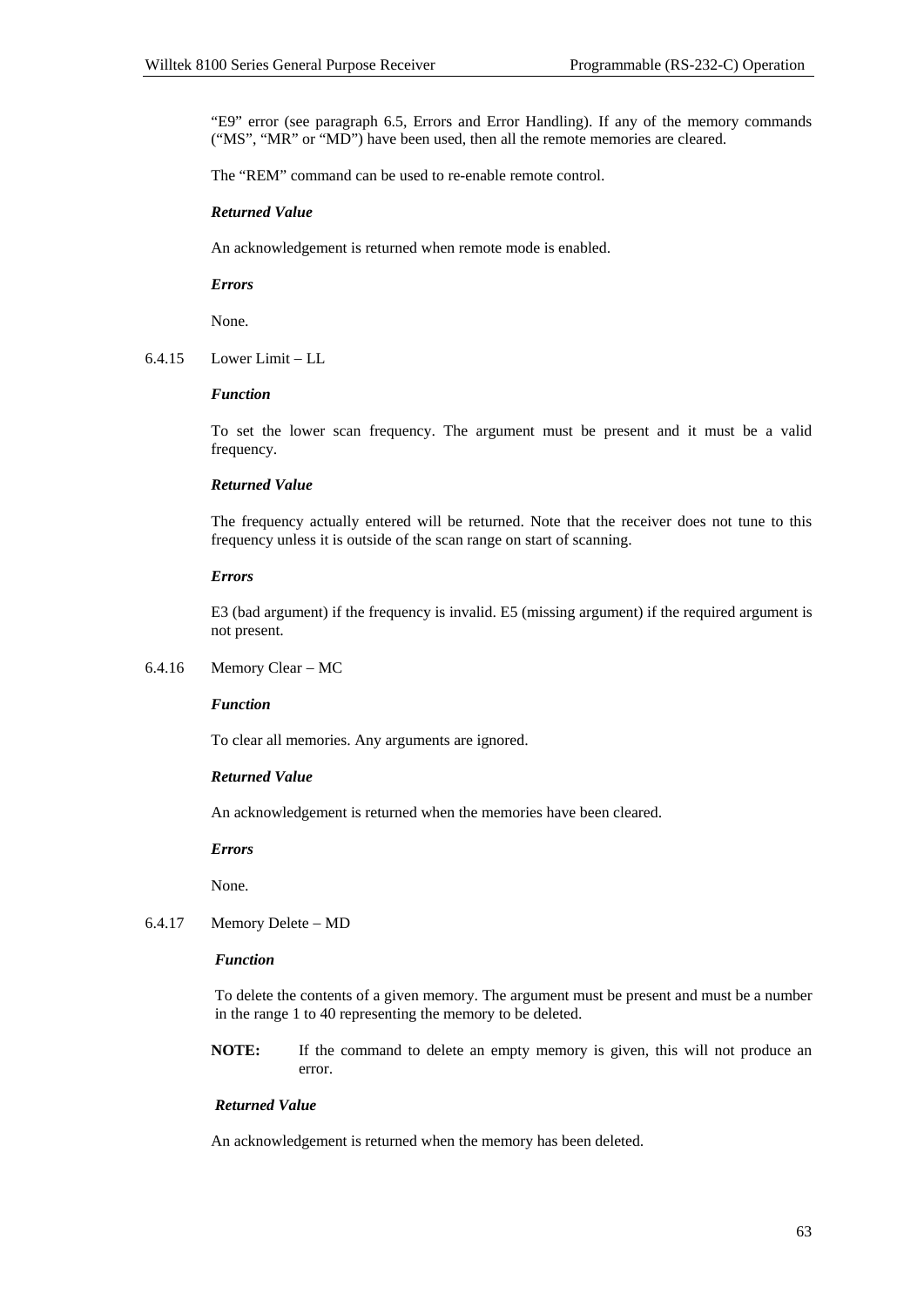"E9" error (see paragraph 6.5, Errors and Error Handling). If any of the memory commands ("MS", "MR" or "MD") have been used, then all the remote memories are cleared.

The "REM" command can be used to re-enable remote control.

***Returned Value***

An acknowledgement is returned when remote mode is enabled.

***Errors***

None.

### 6.4.15 Lower Limit – LL

***Function***

To set the lower scan frequency. The argument must be present and it must be a valid frequency.

***Returned Value***

The frequency actually entered will be returned. Note that the receiver does not tune to this frequency unless it is outside of the scan range on start of scanning.

***Errors***

E3 (bad argument) if the frequency is invalid. E5 (missing argument) if the required argument is not present.

### 6.4.16 Memory Clear – MC

***Function***

To clear all memories. Any arguments are ignored.

***Returned Value***

An acknowledgement is returned when the memories have been cleared.

***Errors***

None.

### 6.4.17 Memory Delete – MD

***Function***

To delete the contents of a given memory. The argument must be present and must be a number in the range 1 to 40 representing the memory to be deleted.

**NOTE:** If the command to delete an empty memory is given, this will not produce an error.

***Returned Value***

An acknowledgement is returned when the memory has been deleted.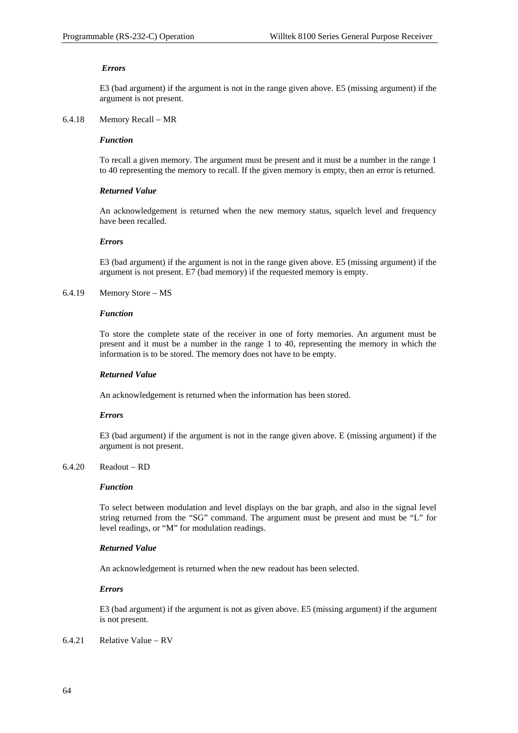***Errors***

E3 (bad argument) if the argument is not in the range given above. E5 (missing argument) if the argument is not present.

6.4.18 Memory Recall – MR

***Function***

To recall a given memory. The argument must be present and it must be a number in the range 1 to 40 representing the memory to recall. If the given memory is empty, then an error is returned.

***Returned Value***

An acknowledgement is returned when the new memory status, squelch level and frequency have been recalled.

***Errors***

E3 (bad argument) if the argument is not in the range given above. E5 (missing argument) if the argument is not present. E7 (bad memory) if the requested memory is empty.

6.4.19 Memory Store – MS

***Function***

To store the complete state of the receiver in one of forty memories. An argument must be present and it must be a number in the range 1 to 40, representing the memory in which the information is to be stored. The memory does not have to be empty.

***Returned Value***

An acknowledgement is returned when the information has been stored.

***Errors***

E3 (bad argument) if the argument is not in the range given above. E (missing argument) if the argument is not present.

6.4.20 Readout – RD

***Function***

To select between modulation and level displays on the bar graph, and also in the signal level string returned from the "SG" command. The argument must be present and must be "L" for level readings, or "M" for modulation readings.

***Returned Value***

An acknowledgement is returned when the new readout has been selected.

***Errors***

E3 (bad argument) if the argument is not as given above. E5 (missing argument) if the argument is not present.

6.4.21 Relative Value – RV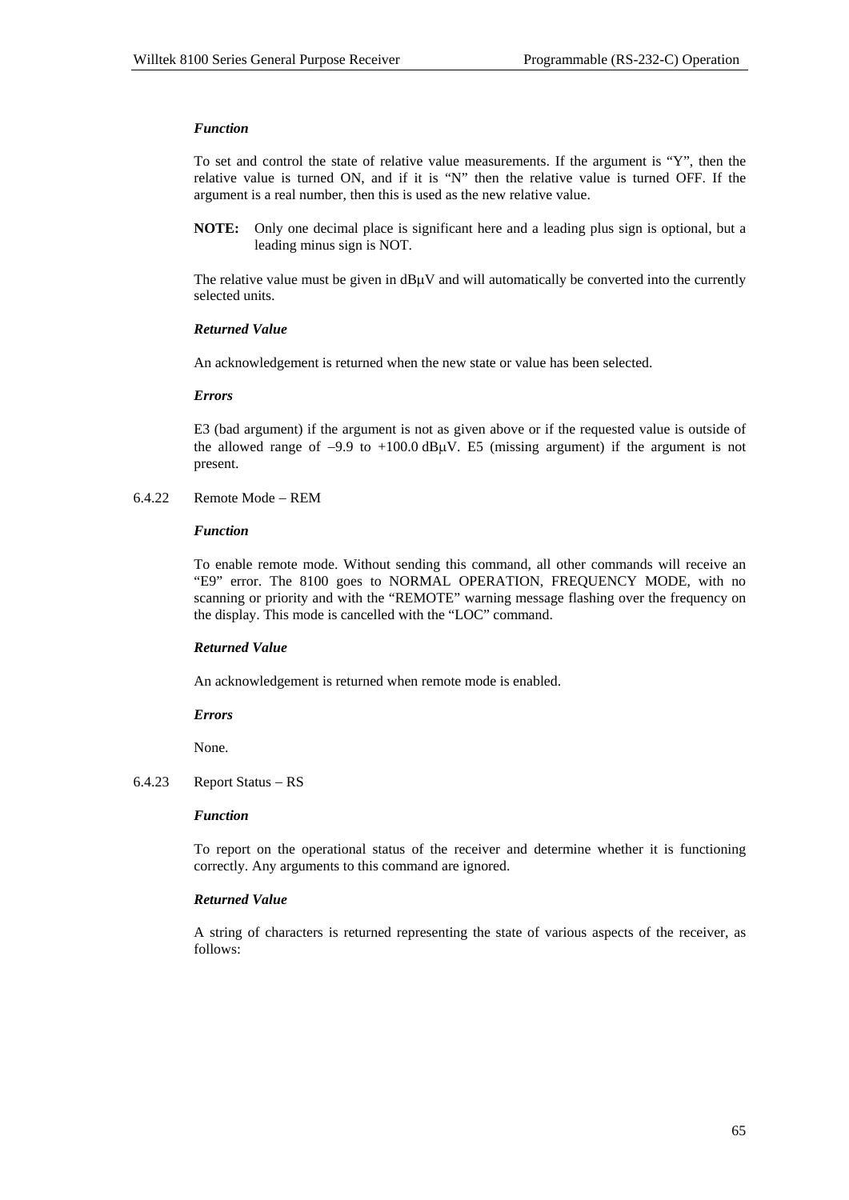***Function***

To set and control the state of relative value measurements. If the argument is "Y", then the relative value is turned ON, and if it is "N" then the relative value is turned OFF. If the argument is a real number, then this is used as the new relative value.

**NOTE:** Only one decimal place is significant here and a leading plus sign is optional, but a leading minus sign is NOT.

The relative value must be given in dBμV and will automatically be converted into the currently selected units.

***Returned Value***

An acknowledgement is returned when the new state or value has been selected.

***Errors***

E3 (bad argument) if the argument is not as given above or if the requested value is outside of the allowed range of –9.9 to +100.0 dBμV. E5 (missing argument) if the argument is not present.

### 6.4.22 Remote Mode – REM

***Function***

To enable remote mode. Without sending this command, all other commands will receive an "E9" error. The 8100 goes to NORMAL OPERATION, FREQUENCY MODE, with no scanning or priority and with the "REMOTE" warning message flashing over the frequency on the display. This mode is cancelled with the "LOC" command.

***Returned Value***

An acknowledgement is returned when remote mode is enabled.

***Errors***

None.

### 6.4.23 Report Status – RS

***Function***

To report on the operational status of the receiver and determine whether it is functioning correctly. Any arguments to this command are ignored.

***Returned Value***

A string of characters is returned representing the state of various aspects of the receiver, as follows: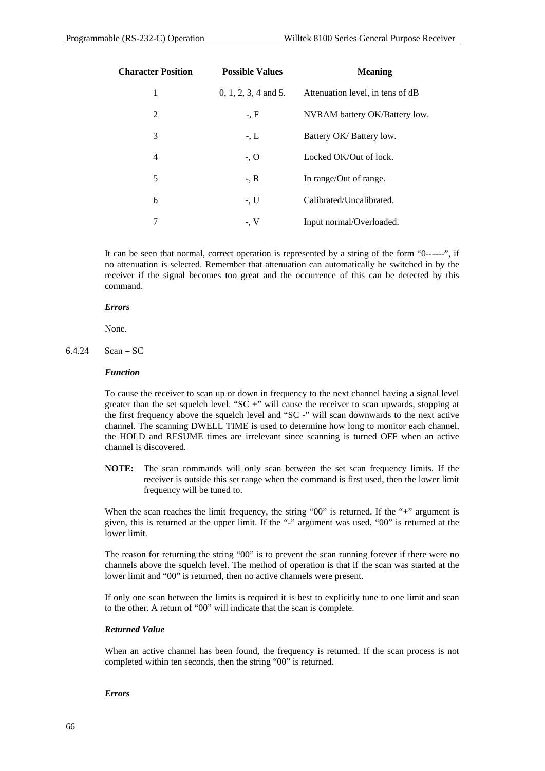| Character Position | Possible Values | Meaning |
|---|---|---|
| 1 | 0, 1, 2, 3, 4 and 5. | Attenuation level, in tens of dB |
| 2 | -, F | NVRAM battery OK/Battery low. |
| 3 | -, L | Battery OK/ Battery low. |
| 4 | -, O | Locked OK/Out of lock. |
| 5 | -, R | In range/Out of range. |
| 6 | -, U | Calibrated/Uncalibrated. |
| 7 | -, V | Input normal/Overloaded. |

It can be seen that normal, correct operation is represented by a string of the form "0------", if no attenuation is selected. Remember that attenuation can automatically be switched in by the receiver if the signal becomes too great and the occurrence of this can be detected by this command.

***Errors***

None.

### 6.4.24 Scan – SC

***Function***

To cause the receiver to scan up or down in frequency to the next channel having a signal level greater than the set squelch level. "SC +" will cause the receiver to scan upwards, stopping at the first frequency above the squelch level and "SC -" will scan downwards to the next active channel. The scanning DWELL TIME is used to determine how long to monitor each channel, the HOLD and RESUME times are irrelevant since scanning is turned OFF when an active channel is discovered.

**NOTE:** The scan commands will only scan between the set scan frequency limits. If the receiver is outside this set range when the command is first used, then the lower limit frequency will be tuned to.

When the scan reaches the limit frequency, the string "00" is returned. If the "+" argument is given, this is returned at the upper limit. If the "-" argument was used, "00" is returned at the lower limit.

The reason for returning the string "00" is to prevent the scan running forever if there were no channels above the squelch level. The method of operation is that if the scan was started at the lower limit and "00" is returned, then no active channels were present.

If only one scan between the limits is required it is best to explicitly tune to one limit and scan to the other. A return of "00" will indicate that the scan is complete.

***Returned Value***

When an active channel has been found, the frequency is returned. If the scan process is not completed within ten seconds, then the string "00" is returned.

***Errors***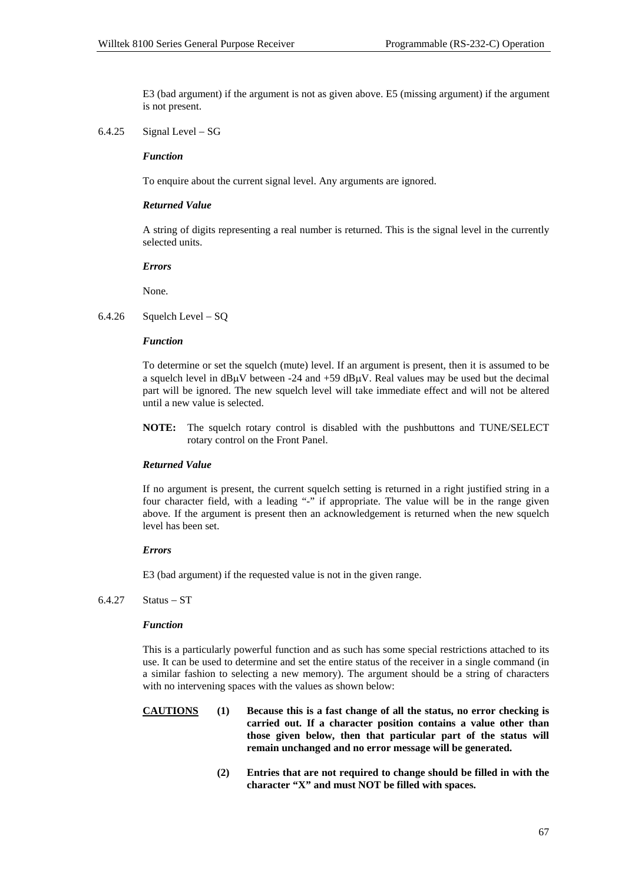E3 (bad argument) if the argument is not as given above. E5 (missing argument) if the argument is not present.

### 6.4.25 Signal Level – SG

***Function***

To enquire about the current signal level. Any arguments are ignored.

***Returned Value***

A string of digits representing a real number is returned. This is the signal level in the currently selected units.

***Errors***

None.

### 6.4.26 Squelch Level – SQ

***Function***

To determine or set the squelch (mute) level. If an argument is present, then it is assumed to be a squelch level in dBμV between -24 and +59 dBμV. Real values may be used but the decimal part will be ignored. The new squelch level will take immediate effect and will not be altered until a new value is selected.

**NOTE:** The squelch rotary control is disabled with the pushbuttons and TUNE/SELECT rotary control on the Front Panel.

***Returned Value***

If no argument is present, the current squelch setting is returned in a right justified string in a four character field, with a leading "-" if appropriate. The value will be in the range given above. If the argument is present then an acknowledgement is returned when the new squelch level has been set.

***Errors***

E3 (bad argument) if the requested value is not in the given range.

### 6.4.27 Status – ST

***Function***

This is a particularly powerful function and as such has some special restrictions attached to its use. It can be used to determine and set the entire status of the receiver in a single command (in a similar fashion to selecting a new memory). The argument should be a string of characters with no intervening spaces with the values as shown below:

**<u>CAUTIONS</u>**

**(1) Because this is a fast change of all the status, no error checking is carried out. If a character position contains a value other than those given below, then that particular part of the status will remain unchanged and no error message will be generated.**

**(2) Entries that are not required to change should be filled in with the character "X" and must NOT be filled with spaces.**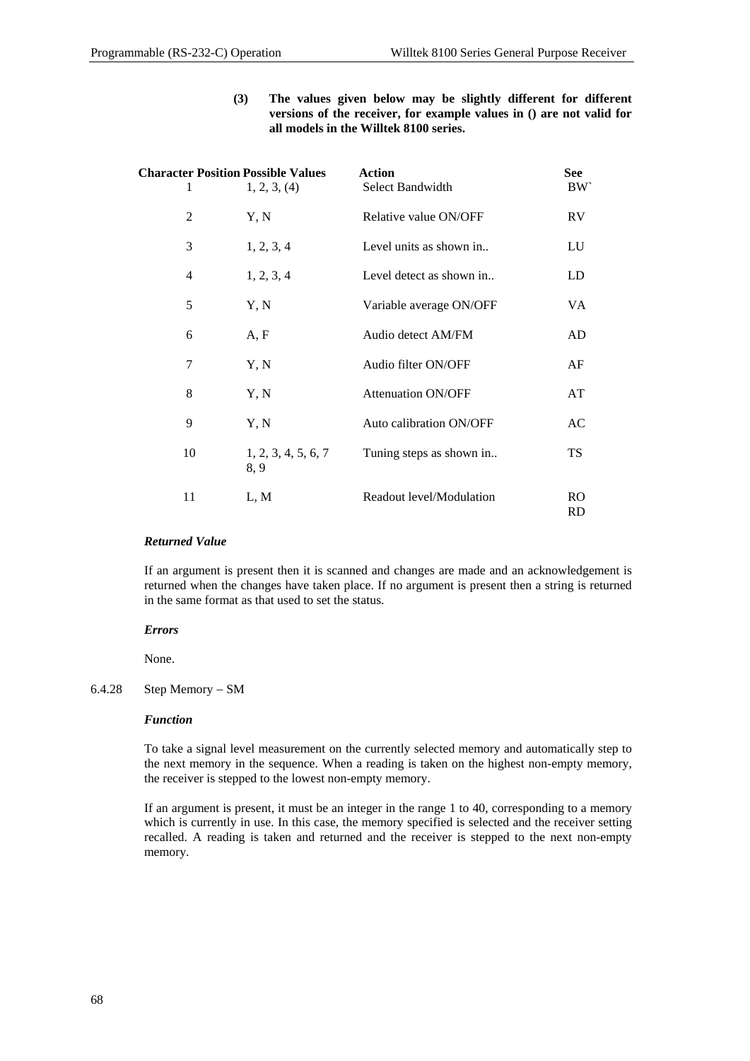**(3) The values given below may be slightly different for different versions of the receiver, for example values in () are not valid for all models in the Willtek 8100 series.**

| Character Position | Possible Values | Action | See |
|---|---|---|---|
| 1 | 1, 2, 3, (4) | Select Bandwidth | BW` |
| 2 | Y, N | Relative value ON/OFF | RV |
| 3 | 1, 2, 3, 4 | Level units as shown in.. | LU |
| 4 | 1, 2, 3, 4 | Level detect as shown in.. | LD |
| 5 | Y, N | Variable average ON/OFF | VA |
| 6 | A, F | Audio detect AM/FM | AD |
| 7 | Y, N | Audio filter ON/OFF | AF |
| 8 | Y, N | Attenuation ON/OFF | AT |
| 9 | Y, N | Auto calibration ON/OFF | AC |
| 10 | 1, 2, 3, 4, 5, 6, 7 8, 9 | Tuning steps as shown in.. | TS |
| 11 | L, M | Readout level/Modulation | RO RD |

***Returned Value***

If an argument is present then it is scanned and changes are made and an acknowledgement is returned when the changes have taken place. If no argument is present then a string is returned in the same format as that used to set the status.

***Errors***

None.

### 6.4.28 Step Memory – SM

***Function***

To take a signal level measurement on the currently selected memory and automatically step to the next memory in the sequence. When a reading is taken on the highest non-empty memory, the receiver is stepped to the lowest non-empty memory.

If an argument is present, it must be an integer in the range 1 to 40, corresponding to a memory which is currently in use. In this case, the memory specified is selected and the receiver setting recalled. A reading is taken and returned and the receiver is stepped to the next non-empty memory.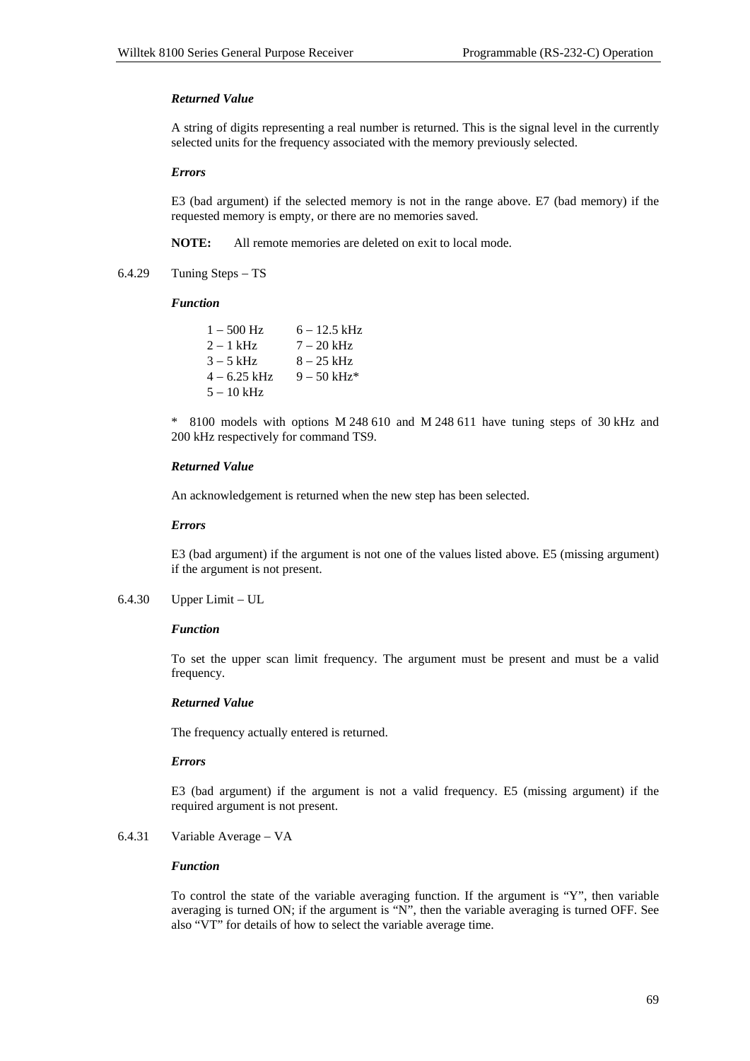***Returned Value***

A string of digits representing a real number is returned. This is the signal level in the currently selected units for the frequency associated with the memory previously selected.

***Errors***

E3 (bad argument) if the selected memory is not in the range above. E7 (bad memory) if the requested memory is empty, or there are no memories saved.

**NOTE:** All remote memories are deleted on exit to local mode.

### 6.4.29 Tuning Steps – TS

***Function***

| | |
|---|---|
| 1 – 500 Hz | 6 – 12.5 kHz |
| 2 – 1 kHz | 7 – 20 kHz |
| 3 – 5 kHz | 8 – 25 kHz |
| 4 – 6.25 kHz | 9 – 50 kHz* |
| 5 – 10 kHz | |

* 8100 models with options M 248 610 and M 248 611 have tuning steps of 30 kHz and 200 kHz respectively for command TS9.

***Returned Value***

An acknowledgement is returned when the new step has been selected.

***Errors***

E3 (bad argument) if the argument is not one of the values listed above. E5 (missing argument) if the argument is not present.

### 6.4.30 Upper Limit – UL

***Function***

To set the upper scan limit frequency. The argument must be present and must be a valid frequency.

***Returned Value***

The frequency actually entered is returned.

***Errors***

E3 (bad argument) if the argument is not a valid frequency. E5 (missing argument) if the required argument is not present.

### 6.4.31 Variable Average – VA

***Function***

To control the state of the variable averaging function. If the argument is "Y", then variable averaging is turned ON; if the argument is "N", then the variable averaging is turned OFF. See also "VT" for details of how to select the variable average time.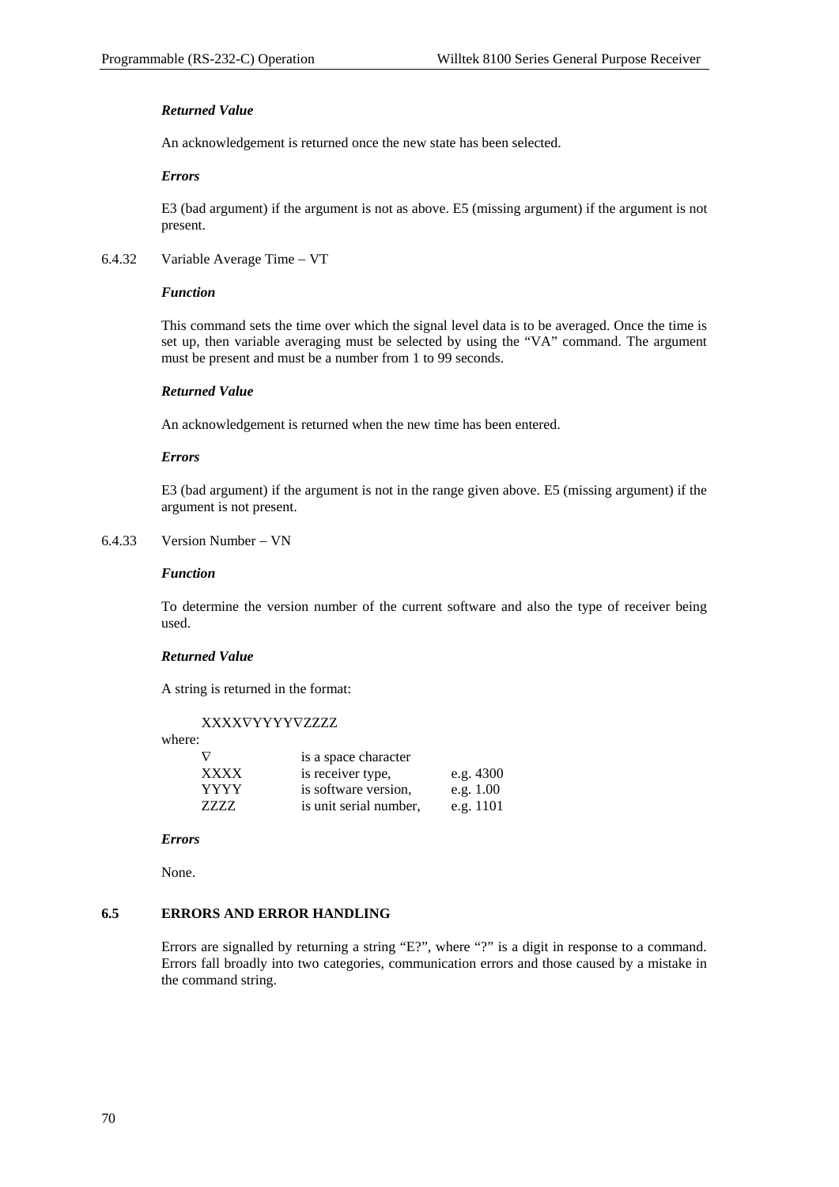#### *Returned Value*

An acknowledgement is returned once the new state has been selected.

#### *Errors*

E3 (bad argument) if the argument is not as above. E5 (missing argument) if the argument is not present.

### 6.4.32 Variable Average Time – VT

#### *Function*

This command sets the time over which the signal level data is to be averaged. Once the time is set up, then variable averaging must be selected by using the "VA" command. The argument must be present and must be a number from 1 to 99 seconds.

#### *Returned Value*

An acknowledgement is returned when the new time has been entered.

#### *Errors*

E3 (bad argument) if the argument is not in the range given above. E5 (missing argument) if the argument is not present.

### 6.4.33 Version Number – VN

#### *Function*

To determine the version number of the current software and also the type of receiver being used.

#### *Returned Value*

A string is returned in the format:

XXXX∇YYYY∇ZZZZ

where:

| | | |
|---|---|---|
| ∇ | is a space character | |
| XXXX | is receiver type, | e.g. 4300 |
| YYYY | is software version, | e.g. 1.00 |
| ZZZZ | is unit serial number, | e.g. 1101 |

#### *Errors*

None.

## 6.5 ERRORS AND ERROR HANDLING

Errors are signalled by returning a string "E?", where "?" is a digit in response to a command. Errors fall broadly into two categories, communication errors and those caused by a mistake in the command string.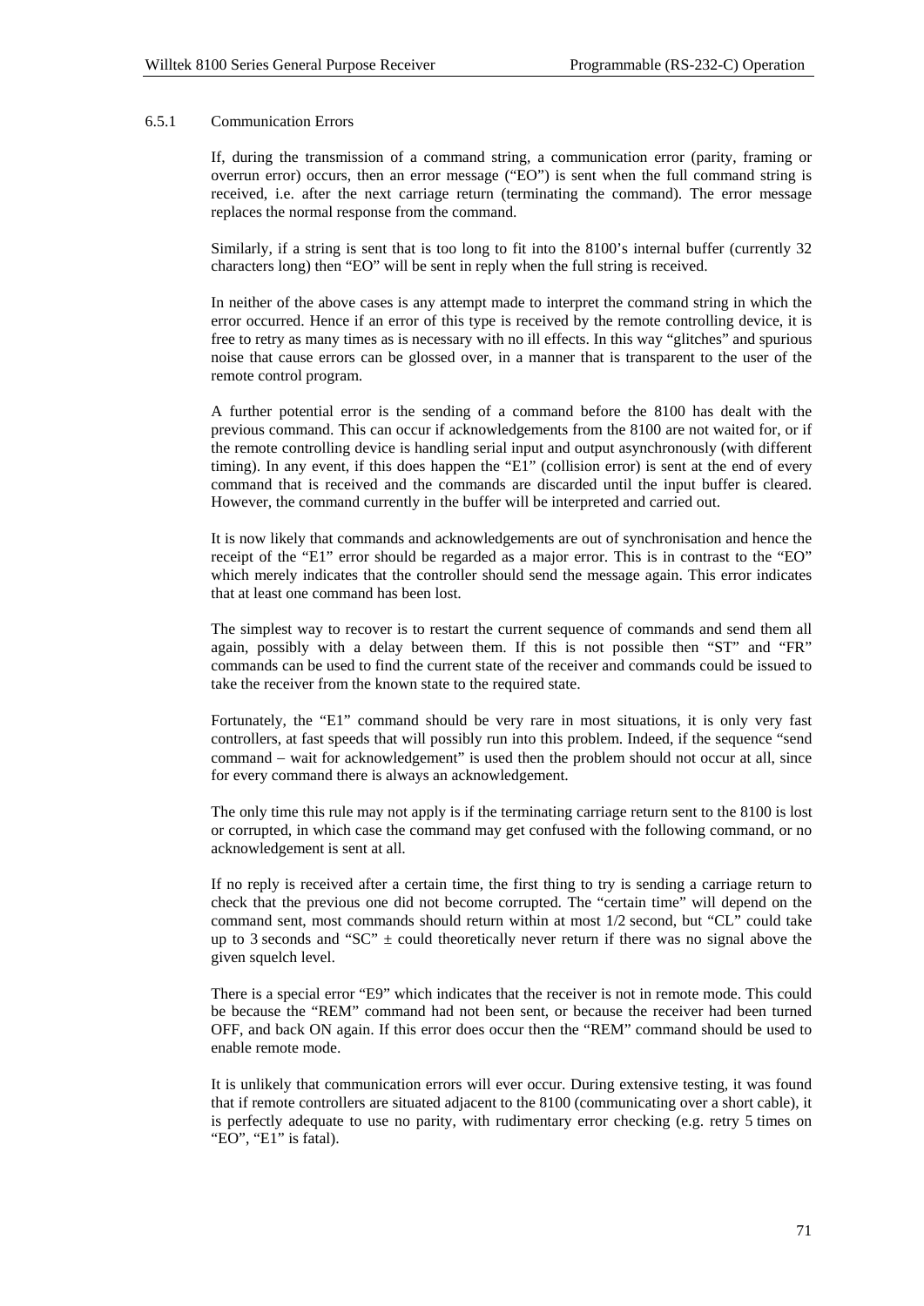### 6.5.1 Communication Errors

If, during the transmission of a command string, a communication error (parity, framing or overrun error) occurs, then an error message ("EO") is sent when the full command string is received, i.e. after the next carriage return (terminating the command). The error message replaces the normal response from the command.

Similarly, if a string is sent that is too long to fit into the 8100's internal buffer (currently 32 characters long) then "EO" will be sent in reply when the full string is received.

In neither of the above cases is any attempt made to interpret the command string in which the error occurred. Hence if an error of this type is received by the remote controlling device, it is free to retry as many times as is necessary with no ill effects. In this way "glitches" and spurious noise that cause errors can be glossed over, in a manner that is transparent to the user of the remote control program.

A further potential error is the sending of a command before the 8100 has dealt with the previous command. This can occur if acknowledgements from the 8100 are not waited for, or if the remote controlling device is handling serial input and output asynchronously (with different timing). In any event, if this does happen the "E1" (collision error) is sent at the end of every command that is received and the commands are discarded until the input buffer is cleared. However, the command currently in the buffer will be interpreted and carried out.

It is now likely that commands and acknowledgements are out of synchronisation and hence the receipt of the "E1" error should be regarded as a major error. This is in contrast to the "EO" which merely indicates that the controller should send the message again. This error indicates that at least one command has been lost.

The simplest way to recover is to restart the current sequence of commands and send them all again, possibly with a delay between them. If this is not possible then "ST" and "FR" commands can be used to find the current state of the receiver and commands could be issued to take the receiver from the known state to the required state.

Fortunately, the "E1" command should be very rare in most situations, it is only very fast controllers, at fast speeds that will possibly run into this problem. Indeed, if the sequence "send command – wait for acknowledgement" is used then the problem should not occur at all, since for every command there is always an acknowledgement.

The only time this rule may not apply is if the terminating carriage return sent to the 8100 is lost or corrupted, in which case the command may get confused with the following command, or no acknowledgement is sent at all.

If no reply is received after a certain time, the first thing to try is sending a carriage return to check that the previous one did not become corrupted. The "certain time" will depend on the command sent, most commands should return within at most 1/2 second, but "CL" could take up to 3 seconds and "SC" ± could theoretically never return if there was no signal above the given squelch level.

There is a special error "E9" which indicates that the receiver is not in remote mode. This could be because the "REM" command had not been sent, or because the receiver had been turned OFF, and back ON again. If this error does occur then the "REM" command should be used to enable remote mode.

It is unlikely that communication errors will ever occur. During extensive testing, it was found that if remote controllers are situated adjacent to the 8100 (communicating over a short cable), it is perfectly adequate to use no parity, with rudimentary error checking (e.g. retry 5 times on "EO", "E1" is fatal).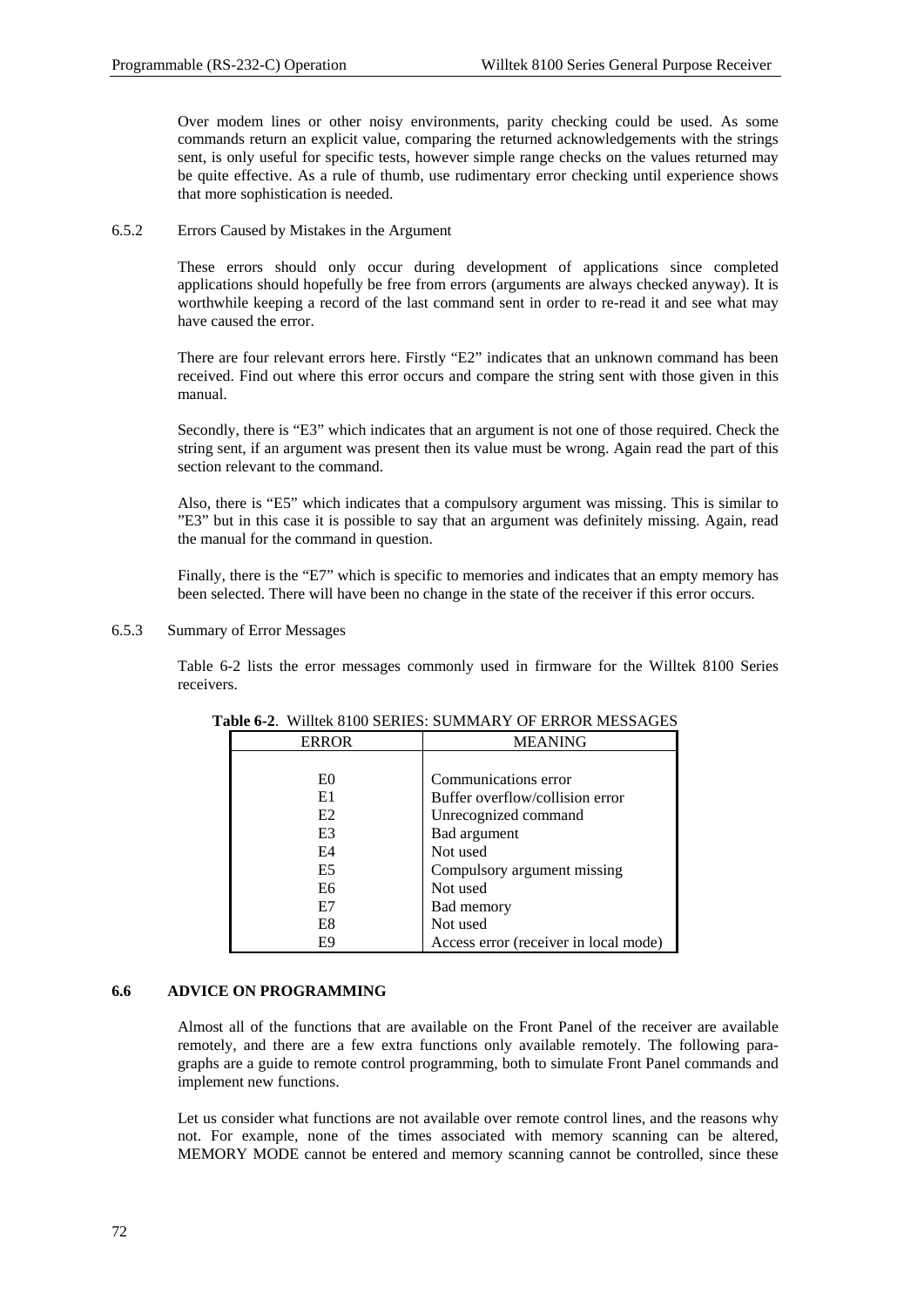Over modem lines or other noisy environments, parity checking could be used. As some commands return an explicit value, comparing the returned acknowledgements with the strings sent, is only useful for specific tests, however simple range checks on the values returned may be quite effective. As a rule of thumb, use rudimentary error checking until experience shows that more sophistication is needed.

### 6.5.2 Errors Caused by Mistakes in the Argument

These errors should only occur during development of applications since completed applications should hopefully be free from errors (arguments are always checked anyway). It is worthwhile keeping a record of the last command sent in order to re-read it and see what may have caused the error.

There are four relevant errors here. Firstly "E2" indicates that an unknown command has been received. Find out where this error occurs and compare the string sent with those given in this manual.

Secondly, there is "E3" which indicates that an argument is not one of those required. Check the string sent, if an argument was present then its value must be wrong. Again read the part of this section relevant to the command.

Also, there is "E5" which indicates that a compulsory argument was missing. This is similar to "E3" but in this case it is possible to say that an argument was definitely missing. Again, read the manual for the command in question.

Finally, there is the "E7" which is specific to memories and indicates that an empty memory has been selected. There will have been no change in the state of the receiver if this error occurs.

### 6.5.3 Summary of Error Messages

Table 6-2 lists the error messages commonly used in firmware for the Willtek 8100 Series receivers.

**Table 6-2**. Willtek 8100 SERIES: SUMMARY OF ERROR MESSAGES

| ERROR | MEANING |
|---|---|
| E0 | Communications error |
| E1 | Buffer overflow/collision error |
| E2 | Unrecognized command |
| E3 | Bad argument |
| E4 | Not used |
| E5 | Compulsory argument missing |
| E6 | Not used |
| E7 | Bad memory |
| E8 | Not used |
| E9 | Access error (receiver in local mode) |

## 6.6 ADVICE ON PROGRAMMING

Almost all of the functions that are available on the Front Panel of the receiver are available remotely, and there are a few extra functions only available remotely. The following paragraphs are a guide to remote control programming, both to simulate Front Panel commands and implement new functions.

Let us consider what functions are not available over remote control lines, and the reasons why not. For example, none of the times associated with memory scanning can be altered, MEMORY MODE cannot be entered and memory scanning cannot be controlled, since these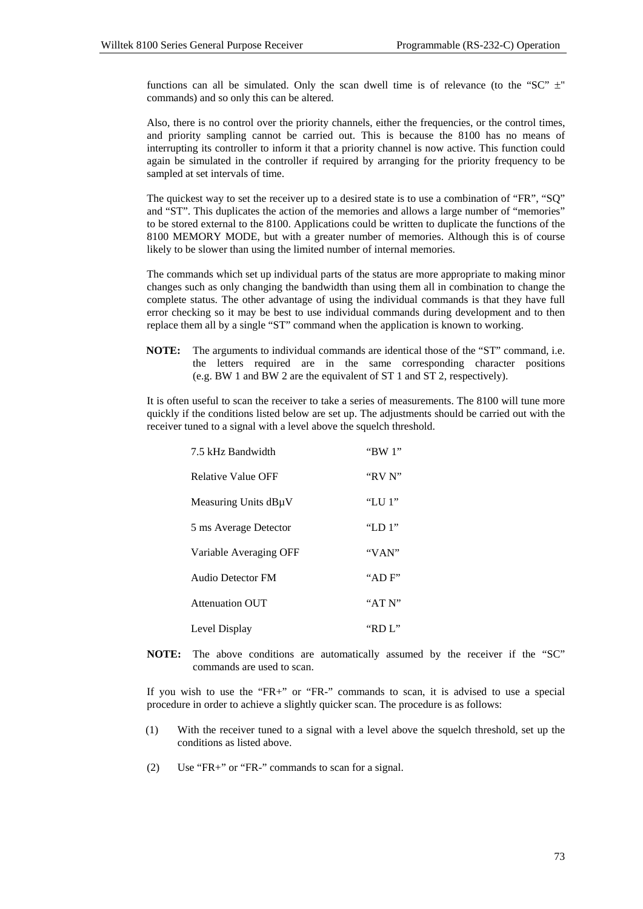functions can all be simulated. Only the scan dwell time is of relevance (to the "SC" ±" commands) and so only this can be altered.

Also, there is no control over the priority channels, either the frequencies, or the control times, and priority sampling cannot be carried out. This is because the 8100 has no means of interrupting its controller to inform it that a priority channel is now active. This function could again be simulated in the controller if required by arranging for the priority frequency to be sampled at set intervals of time.

The quickest way to set the receiver up to a desired state is to use a combination of "FR", "SQ" and "ST". This duplicates the action of the memories and allows a large number of "memories" to be stored external to the 8100. Applications could be written to duplicate the functions of the 8100 MEMORY MODE, but with a greater number of memories. Although this is of course likely to be slower than using the limited number of internal memories.

The commands which set up individual parts of the status are more appropriate to making minor changes such as only changing the bandwidth than using them all in combination to change the complete status. The other advantage of using the individual commands is that they have full error checking so it may be best to use individual commands during development and to then replace them all by a single "ST" command when the application is known to working.

**NOTE:** The arguments to individual commands are identical those of the "ST" command, i.e. the letters required are in the same corresponding character positions (e.g. BW 1 and BW 2 are the equivalent of ST 1 and ST 2, respectively).

It is often useful to scan the receiver to take a series of measurements. The 8100 will tune more quickly if the conditions listed below are set up. The adjustments should be carried out with the receiver tuned to a signal with a level above the squelch threshold.

| | |
|---|---|
| 7.5 kHz Bandwidth | "BW 1" |
| Relative Value OFF | "RV N" |
| Measuring Units dBµV | "LU 1" |
| 5 ms Average Detector | "LD 1" |
| Variable Averaging OFF | "VAN" |
| Audio Detector FM | "AD F" |
| Attenuation OUT | "AT N" |
| Level Display | "RD L" |

**NOTE:** The above conditions are automatically assumed by the receiver if the "SC" commands are used to scan.

If you wish to use the "FR+" or "FR-" commands to scan, it is advised to use a special procedure in order to achieve a slightly quicker scan. The procedure is as follows:

(1) With the receiver tuned to a signal with a level above the squelch threshold, set up the conditions as listed above.

(2) Use "FR+" or "FR-" commands to scan for a signal.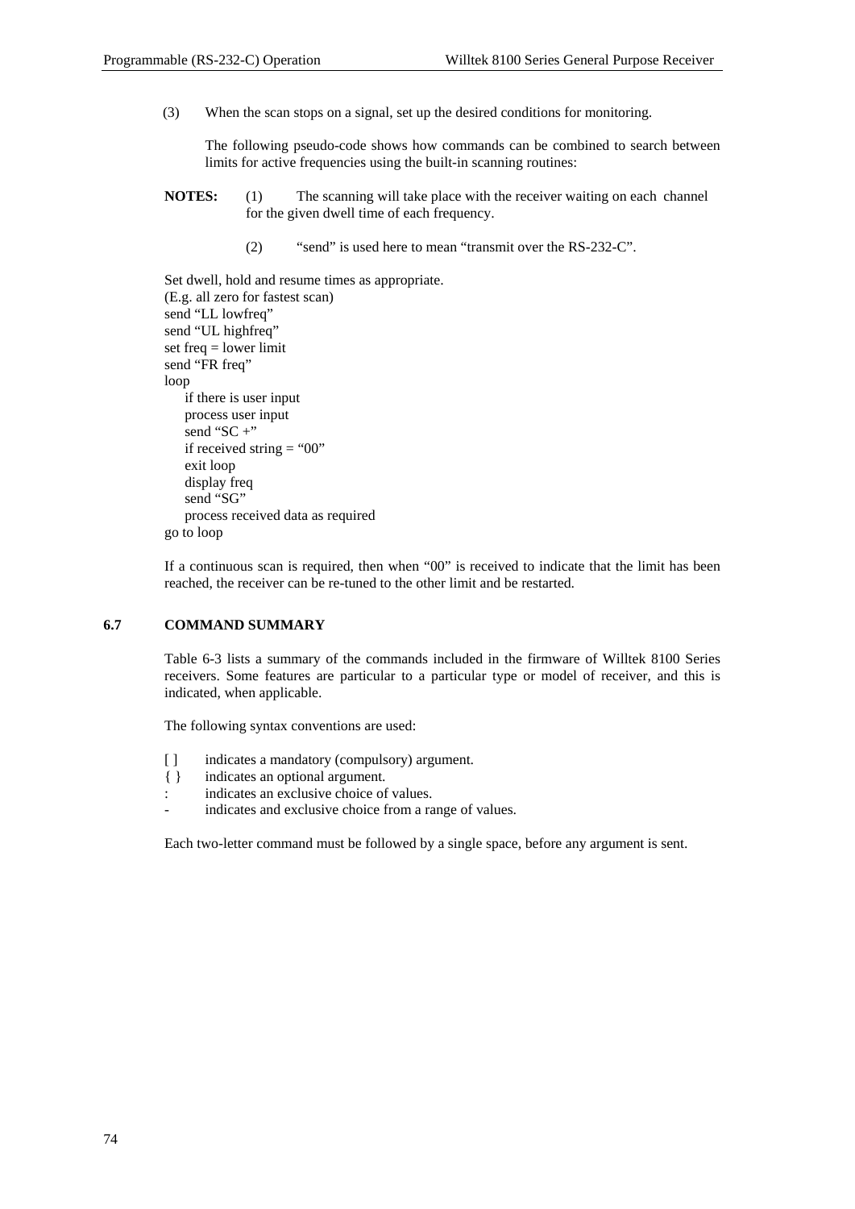(3) When the scan stops on a signal, set up the desired conditions for monitoring.

The following pseudo-code shows how commands can be combined to search between limits for active frequencies using the built-in scanning routines:

**NOTES:** (1) The scanning will take place with the receiver waiting on each channel for the given dwell time of each frequency.

(2) "send" is used here to mean "transmit over the RS-232-C".

```
Set dwell, hold and resume times as appropriate.
(E.g. all zero for fastest scan)
send "LL lowfreq"
send "UL highfreq"
set freq = lower limit
send "FR freq"
loop
    if there is user input
    process user input
    send "SC +"
    if received string = "00"
    exit loop
    display freq
    send "SG"
    process received data as required
go to loop
```

If a continuous scan is required, then when "00" is received to indicate that the limit has been reached, the receiver can be re-tuned to the other limit and be restarted.

## 6.7 COMMAND SUMMARY

Table 6-3 lists a summary of the commands included in the firmware of Willtek 8100 Series receivers. Some features are particular to a particular type or model of receiver, and this is indicated, when applicable.

The following syntax conventions are used:

- [ ] indicates a mandatory (compulsory) argument.
- { } indicates an optional argument.
- : indicates an exclusive choice of values.
- \- indicates and exclusive choice from a range of values.

Each two-letter command must be followed by a single space, before any argument is sent.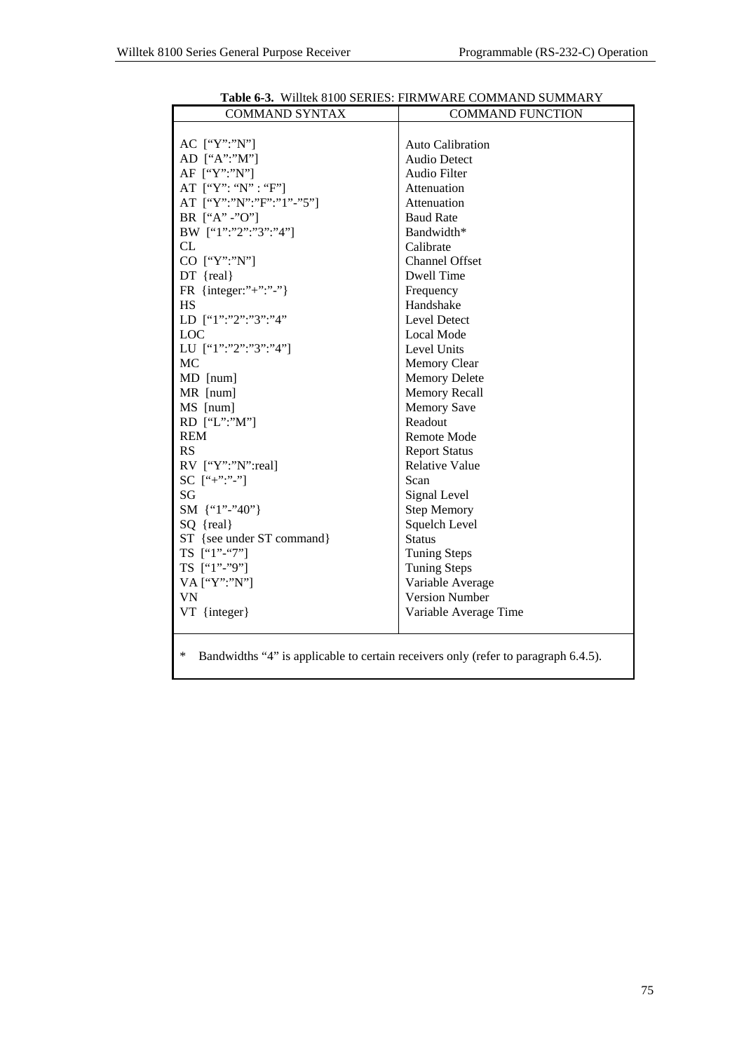**Table 6-3.** Willtek 8100 SERIES: FIRMWARE COMMAND SUMMARY

| COMMAND SYNTAX | COMMAND FUNCTION |
|---|---|
| AC [“Y”:”N”] | Auto Calibration |
| AD [“A”:”M”] | Audio Detect |
| AF [“Y”:”N”] | Audio Filter |
| AT [“Y”: “N” : “F”] | Attenuation |
| AT [“Y”:”N”:”F”:”1”-”5”] | Attenuation |
| BR [“A” -”O”] | Baud Rate |
| BW [“1”:”2”:”3”:”4”] | Bandwidth* |
| CL | Calibrate |
| CO [“Y”:”N”] | Channel Offset |
| DT {real} | Dwell Time |
| FR {integer:”+”:”-”} | Frequency |
| HS | Handshake |
| LD [“1”:”2”:”3”:”4” | Level Detect |
| LOC | Local Mode |
| LU [“1”:”2”:”3”:”4”] | Level Units |
| MC | Memory Clear |
| MD [num] | Memory Delete |
| MR [num] | Memory Recall |
| MS [num] | Memory Save |
| RD [“L”:”M”] | Readout |
| REM | Remote Mode |
| RS | Report Status |
| RV [“Y”:”N”:real] | Relative Value |
| SC [“+”:”-”] | Scan |
| SG | Signal Level |
| SM {“1”-”40”} | Step Memory |
| SQ {real} | Squelch Level |
| ST {see under ST command} | Status |
| TS [“1”-“7”] | Tuning Steps |
| TS [“1”-”9”] | Tuning Steps |
| VA [“Y”:”N”] | Variable Average |
| VN | Version Number |
| VT {integer} | Variable Average Time |

* Bandwidths “4” is applicable to certain receivers only (refer to paragraph 6.4.5).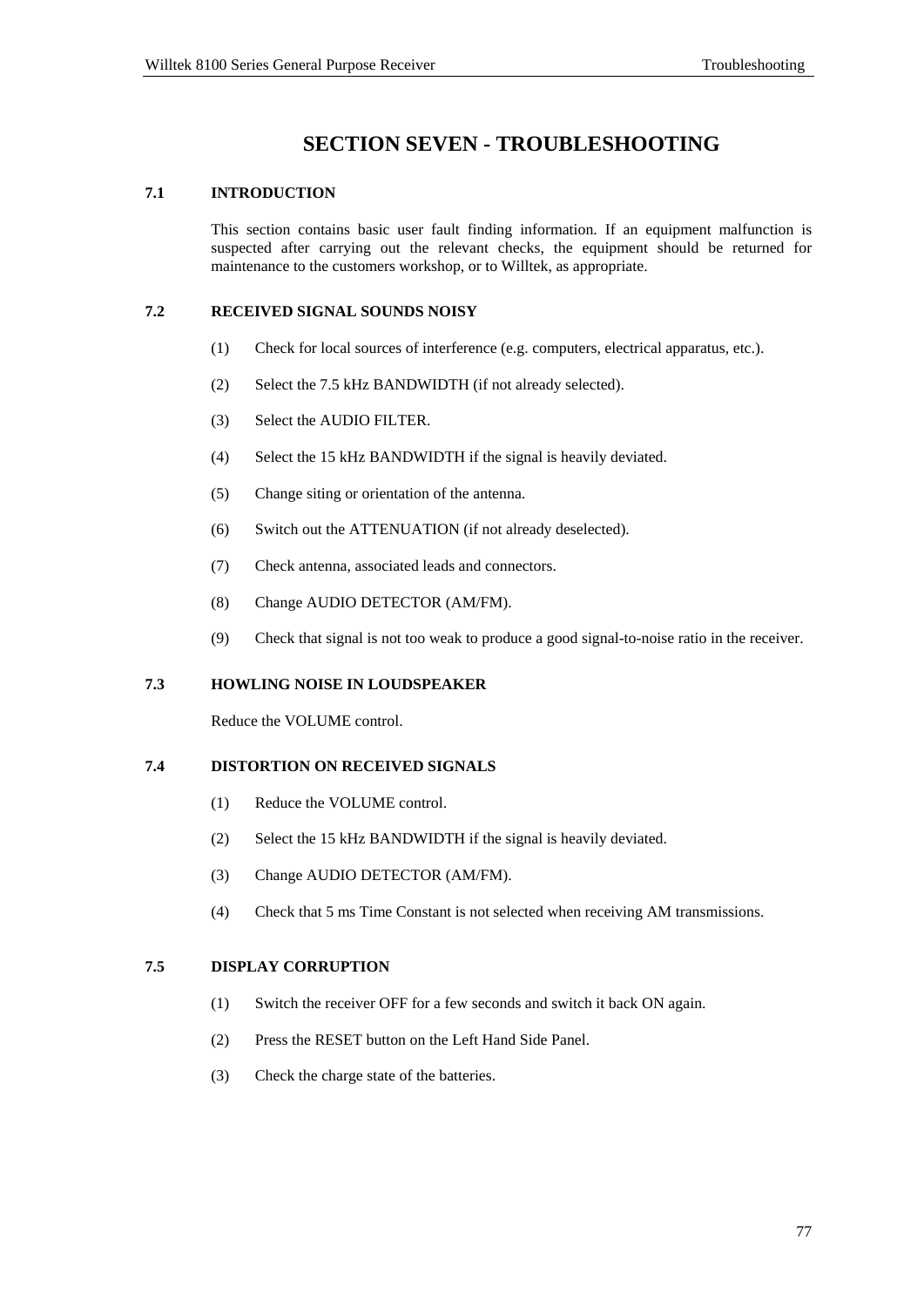# SECTION SEVEN - TROUBLESHOOTING

## 7.1 INTRODUCTION

This section contains basic user fault finding information. If an equipment malfunction is suspected after carrying out the relevant checks, the equipment should be returned for maintenance to the customers workshop, or to Willtek, as appropriate.

## 7.2 RECEIVED SIGNAL SOUNDS NOISY

(1) Check for local sources of interference (e.g. computers, electrical apparatus, etc.).

(2) Select the 7.5 kHz BANDWIDTH (if not already selected).

(3) Select the AUDIO FILTER.

(4) Select the 15 kHz BANDWIDTH if the signal is heavily deviated.

(5) Change siting or orientation of the antenna.

(6) Switch out the ATTENUATION (if not already deselected).

(7) Check antenna, associated leads and connectors.

(8) Change AUDIO DETECTOR (AM/FM).

(9) Check that signal is not too weak to produce a good signal-to-noise ratio in the receiver.

## 7.3 HOWLING NOISE IN LOUDSPEAKER

Reduce the VOLUME control.

## 7.4 DISTORTION ON RECEIVED SIGNALS

(1) Reduce the VOLUME control.

(2) Select the 15 kHz BANDWIDTH if the signal is heavily deviated.

(3) Change AUDIO DETECTOR (AM/FM).

(4) Check that 5 ms Time Constant is not selected when receiving AM transmissions.

## 7.5 DISPLAY CORRUPTION

(1) Switch the receiver OFF for a few seconds and switch it back ON again.

(2) Press the RESET button on the Left Hand Side Panel.

(3) Check the charge state of the batteries.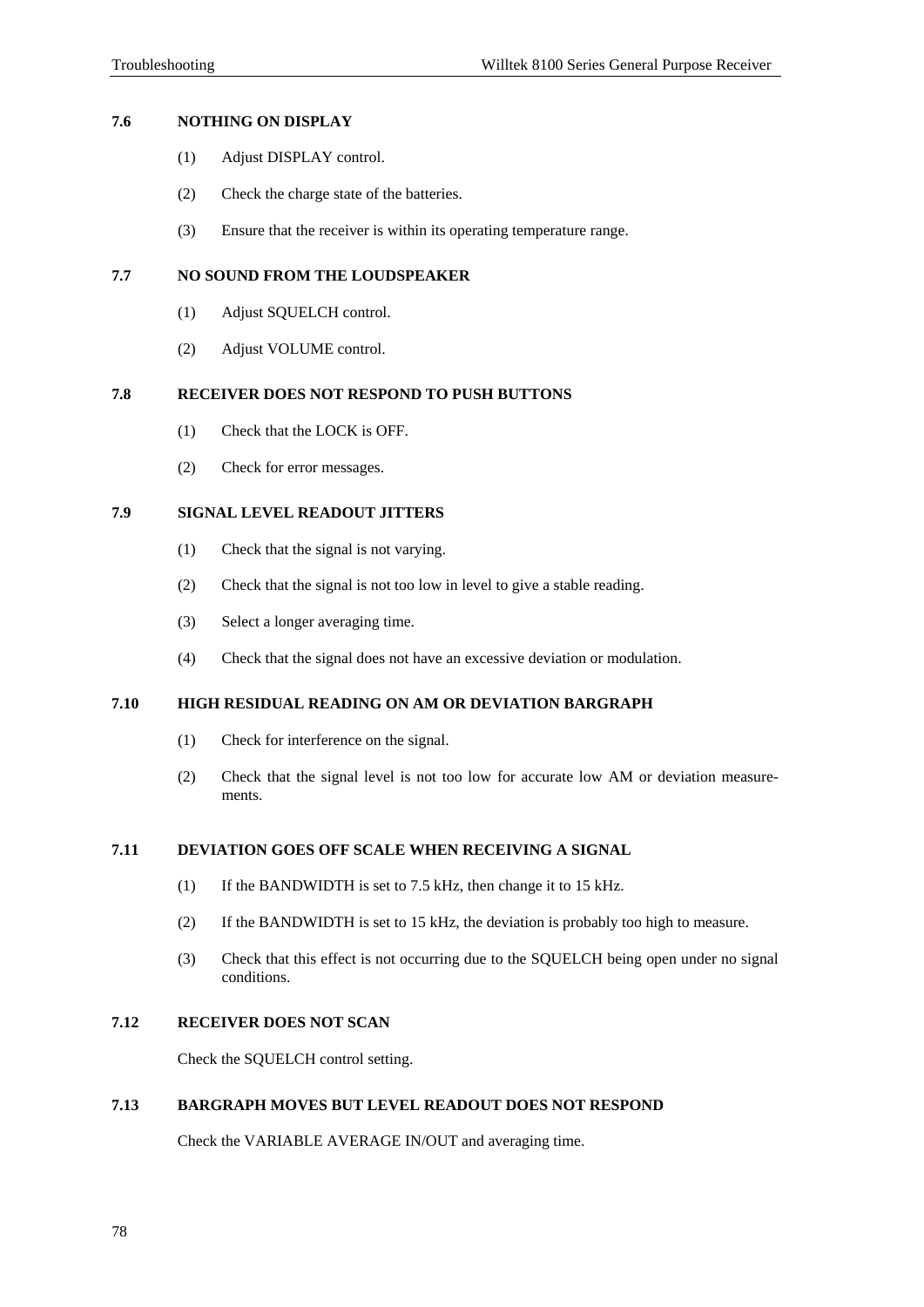### 7.6 NOTHING ON DISPLAY

(1) Adjust DISPLAY control.

(2) Check the charge state of the batteries.

(3) Ensure that the receiver is within its operating temperature range.

### 7.7 NO SOUND FROM THE LOUDSPEAKER

(1) Adjust SQUELCH control.

(2) Adjust VOLUME control.

### 7.8 RECEIVER DOES NOT RESPOND TO PUSH BUTTONS

(1) Check that the LOCK is OFF.

(2) Check for error messages.

### 7.9 SIGNAL LEVEL READOUT JITTERS

(1) Check that the signal is not varying.

(2) Check that the signal is not too low in level to give a stable reading.

(3) Select a longer averaging time.

(4) Check that the signal does not have an excessive deviation or modulation.

### 7.10 HIGH RESIDUAL READING ON AM OR DEVIATION BARGRAPH

(1) Check for interference on the signal.

(2) Check that the signal level is not too low for accurate low AM or deviation measurements.

### 7.11 DEVIATION GOES OFF SCALE WHEN RECEIVING A SIGNAL

(1) If the BANDWIDTH is set to 7.5 kHz, then change it to 15 kHz.

(2) If the BANDWIDTH is set to 15 kHz, the deviation is probably too high to measure.

(3) Check that this effect is not occurring due to the SQUELCH being open under no signal conditions.

### 7.12 RECEIVER DOES NOT SCAN

Check the SQUELCH control setting.

### 7.13 BARGRAPH MOVES BUT LEVEL READOUT DOES NOT RESPOND

Check the VARIABLE AVERAGE IN/OUT and averaging time.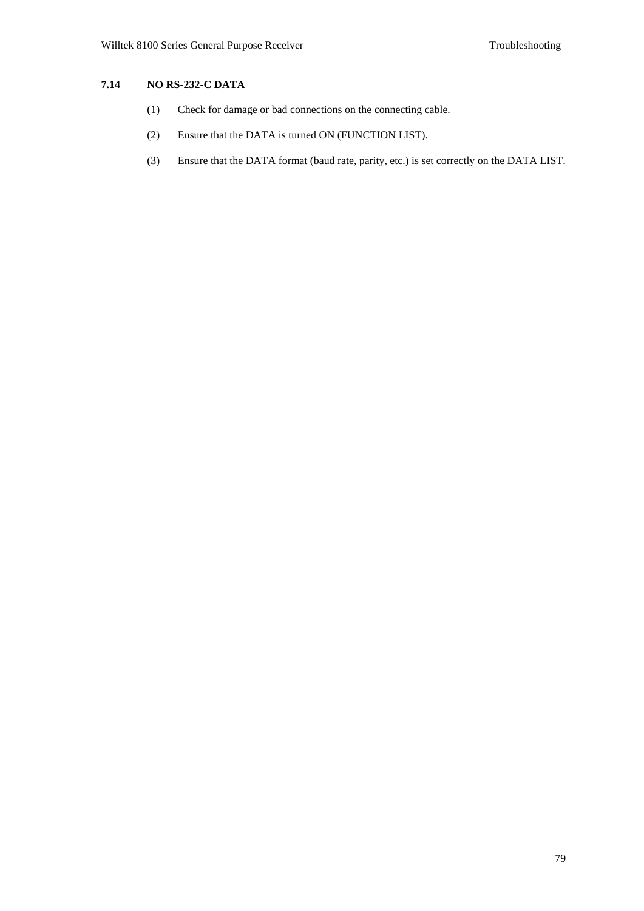### 7.14 NO RS-232-C DATA

(1) Check for damage or bad connections on the connecting cable.

(2) Ensure that the DATA is turned ON (FUNCTION LIST).

(3) Ensure that the DATA format (baud rate, parity, etc.) is set correctly on the DATA LIST.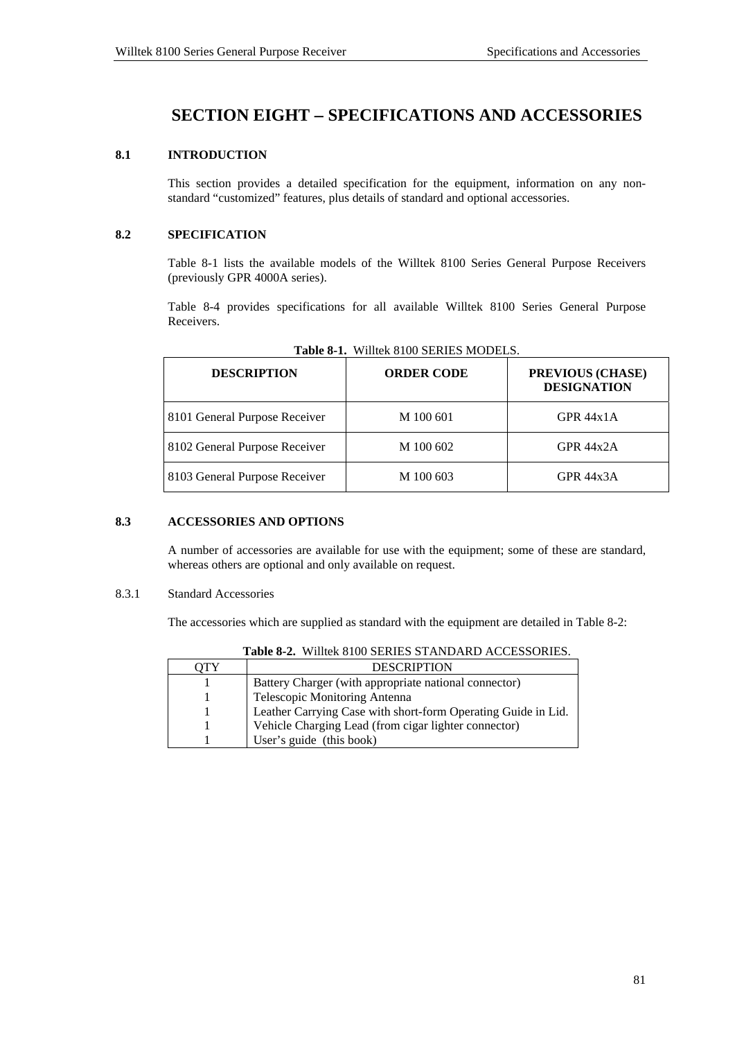# SECTION EIGHT – SPECIFICATIONS AND ACCESSORIES

## 8.1 INTRODUCTION

This section provides a detailed specification for the equipment, information on any non-standard "customized" features, plus details of standard and optional accessories.

## 8.2 SPECIFICATION

Table 8-1 lists the available models of the Willtek 8100 Series General Purpose Receivers (previously GPR 4000A series).

Table 8-4 provides specifications for all available Willtek 8100 Series General Purpose Receivers.

**Table 8-1.** Willtek 8100 SERIES MODELS.

| DESCRIPTION | ORDER CODE | PREVIOUS (CHASE) DESIGNATION |
|---|---|---|
| 8101 General Purpose Receiver | M 100 601 | GPR 44x1A |
| 8102 General Purpose Receiver | M 100 602 | GPR 44x2A |
| 8103 General Purpose Receiver | M 100 603 | GPR 44x3A |

## 8.3 ACCESSORIES AND OPTIONS

A number of accessories are available for use with the equipment; some of these are standard, whereas others are optional and only available on request.

### 8.3.1 Standard Accessories

The accessories which are supplied as standard with the equipment are detailed in Table 8-2:

**Table 8-2.** Willtek 8100 SERIES STANDARD ACCESSORIES.

| QTY | DESCRIPTION |
|---|---|
| 1 | Battery Charger (with appropriate national connector) |
| 1 | Telescopic Monitoring Antenna |
| 1 | Leather Carrying Case with short-form Operating Guide in Lid. |
| 1 | Vehicle Charging Lead (from cigar lighter connector) |
| 1 | User's guide (this book) |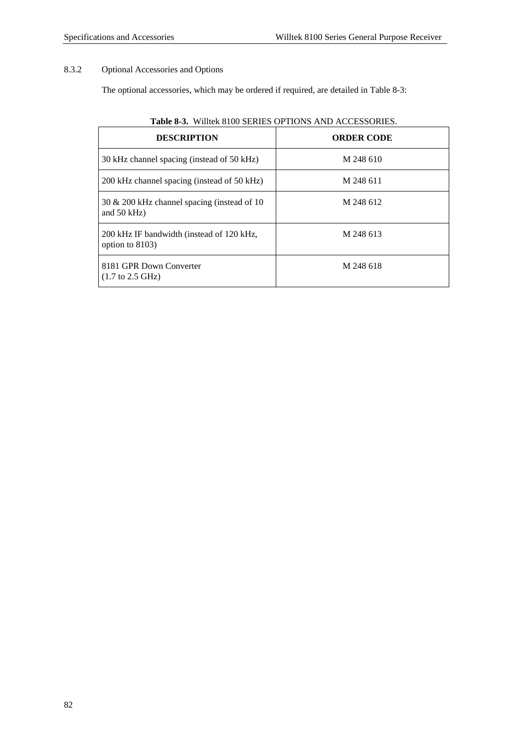### 8.3.2 Optional Accessories and Options

The optional accessories, which may be ordered if required, are detailed in Table 8-3:

**Table 8-3.** Willtek 8100 SERIES OPTIONS AND ACCESSORIES.

| DESCRIPTION | ORDER CODE |
|---|---|
| 30 kHz channel spacing (instead of 50 kHz) | M 248 610 |
| 200 kHz channel spacing (instead of 50 kHz) | M 248 611 |
| 30 & 200 kHz channel spacing (instead of 10 and 50 kHz) | M 248 612 |
| 200 kHz IF bandwidth (instead of 120 kHz, option to 8103) | M 248 613 |
| 8181 GPR Down Converter (1.7 to 2.5 GHz) | M 248 618 |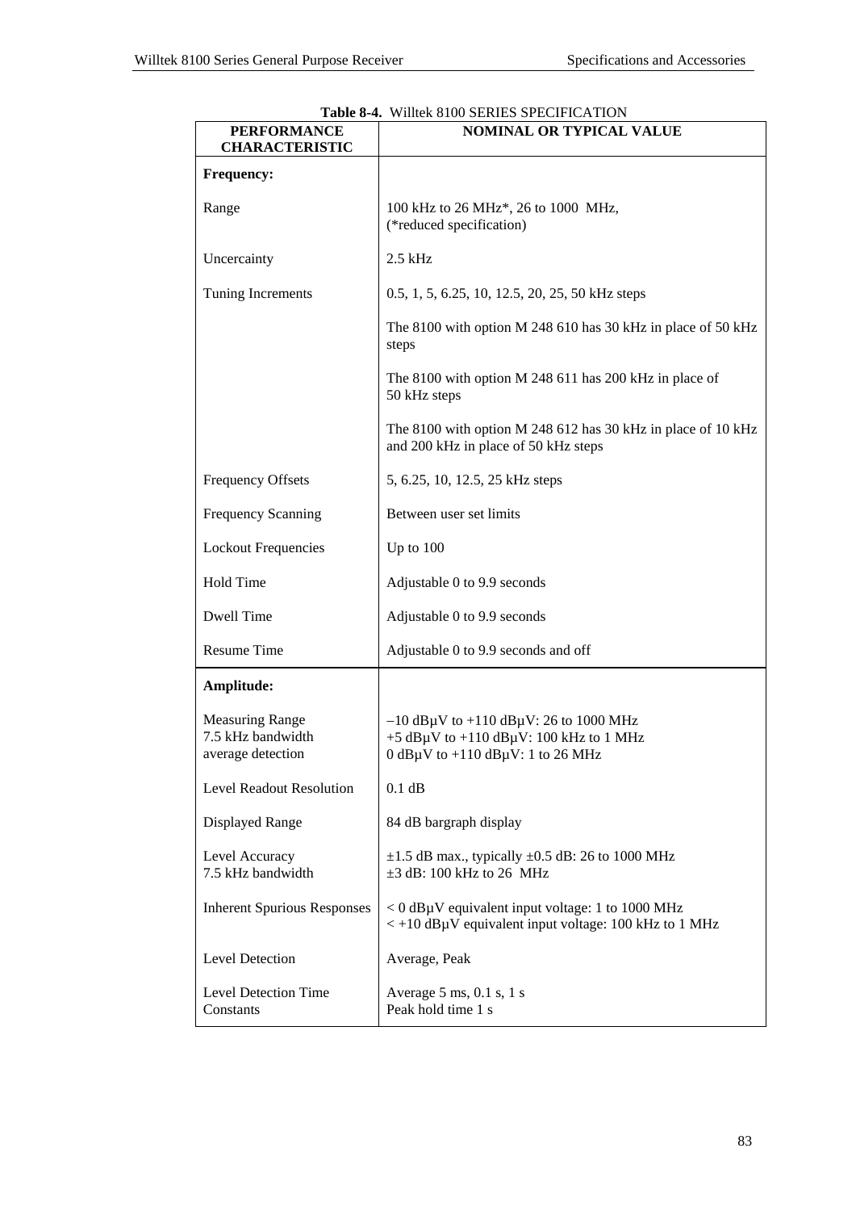**Table 8-4.** Willtek 8100 SERIES SPECIFICATION

| PERFORMANCE CHARACTERISTIC | NOMINAL OR TYPICAL VALUE |
|---|---|
| **Frequency:** | |
| Range | 100 kHz to 26 MHz*, 26 to 1000 MHz, (*reduced specification) |
| Uncercainty | 2.5 kHz |
| Tuning Increments | 0.5, 1, 5, 6.25, 10, 12.5, 20, 25, 50 kHz steps |
| | The 8100 with option M 248 610 has 30 kHz in place of 50 kHz steps |
| | The 8100 with option M 248 611 has 200 kHz in place of 50 kHz steps |
| | The 8100 with option M 248 612 has 30 kHz in place of 10 kHz and 200 kHz in place of 50 kHz steps |
| Frequency Offsets | 5, 6.25, 10, 12.5, 25 kHz steps |
| Frequency Scanning | Between user set limits |
| Lockout Frequencies | Up to 100 |
| Hold Time | Adjustable 0 to 9.9 seconds |
| Dwell Time | Adjustable 0 to 9.9 seconds |
| Resume Time | Adjustable 0 to 9.9 seconds and off |
| **Amplitude:** | |
| Measuring Range<br>7.5 kHz bandwidth<br>average detection | –10 dBµV to +110 dBµV: 26 to 1000 MHz<br>+5 dBµV to +110 dBµV: 100 kHz to 1 MHz<br>0 dBµV to +110 dBµV: 1 to 26 MHz |
| Level Readout Resolution | 0.1 dB |
| Displayed Range | 84 dB bargraph display |
| Level Accuracy<br>7.5 kHz bandwidth | ±1.5 dB max., typically ±0.5 dB: 26 to 1000 MHz<br>±3 dB: 100 kHz to 26 MHz |
| Inherent Spurious Responses | < 0 dBµV equivalent input voltage: 1 to 1000 MHz<br>< +10 dBµV equivalent input voltage: 100 kHz to 1 MHz |
| Level Detection | Average, Peak |
| Level Detection Time Constants | Average 5 ms, 0.1 s, 1 s<br>Peak hold time 1 s |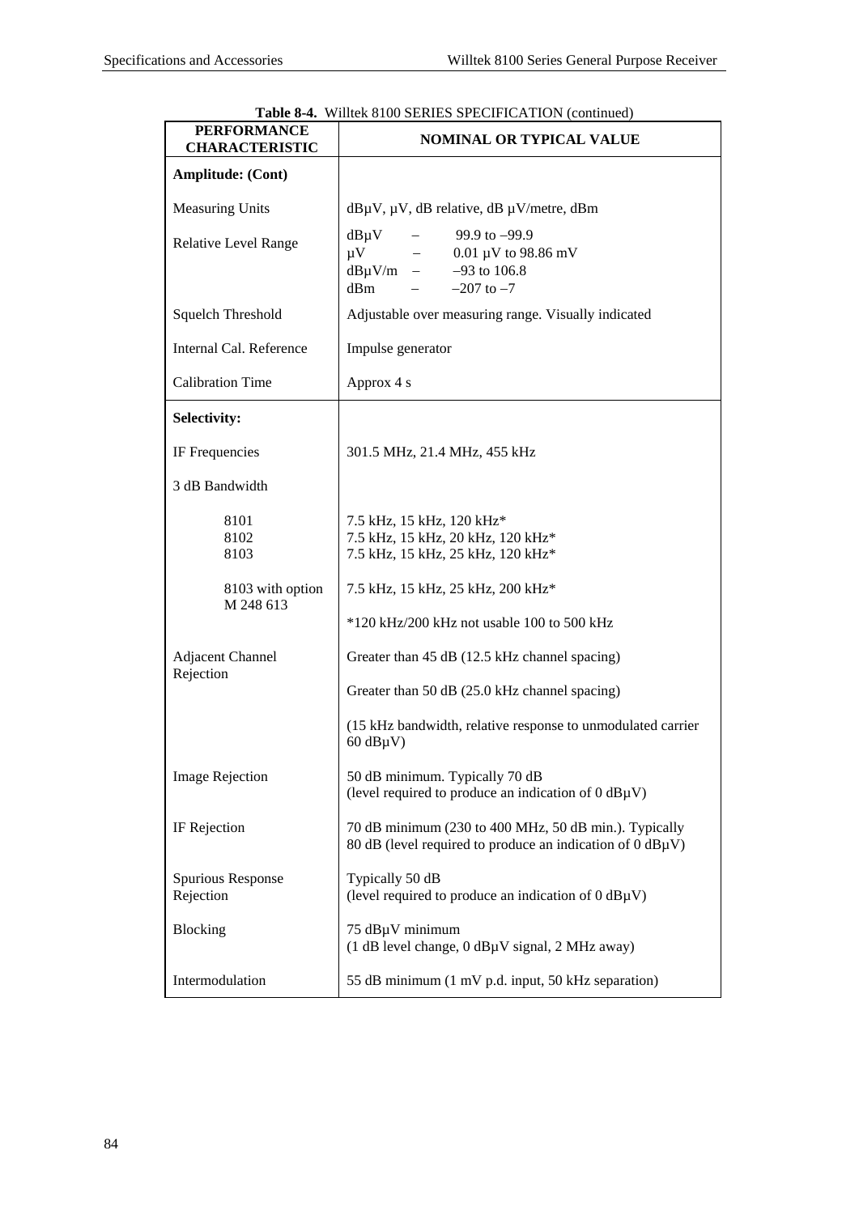**Table 8-4.** Willtek 8100 SERIES SPECIFICATION (continued)

| PERFORMANCE CHARACTERISTIC | NOMINAL OR TYPICAL VALUE |
|---|---|
| **Amplitude: (Cont)** | |
| Measuring Units | dBμV, μV, dB relative, dB μV/metre, dBm |
| Relative Level Range | dBμV – 99.9 to –99.9<br>μV – 0.01 μV to 98.86 mV<br>dBμV/m – –93 to 106.8<br>dBm – –207 to –7 |
| Squelch Threshold | Adjustable over measuring range. Visually indicated |
| Internal Cal. Reference | Impulse generator |
| Calibration Time | Approx 4 s |
| **Selectivity:** | |
| IF Frequencies | 301.5 MHz, 21.4 MHz, 455 kHz |
| 3 dB Bandwidth | |
| 8101<br>8102<br>8103 | 7.5 kHz, 15 kHz, 120 kHz*<br>7.5 kHz, 15 kHz, 20 kHz, 120 kHz*<br>7.5 kHz, 15 kHz, 25 kHz, 120 kHz* |
| 8103 with option M 248 613 | 7.5 kHz, 15 kHz, 25 kHz, 200 kHz*<br>*120 kHz/200 kHz not usable 100 to 500 kHz |
| Adjacent Channel Rejection | Greater than 45 dB (12.5 kHz channel spacing)<br>Greater than 50 dB (25.0 kHz channel spacing)<br>(15 kHz bandwidth, relative response to unmodulated carrier 60 dBμV) |
| Image Rejection | 50 dB minimum. Typically 70 dB<br>(level required to produce an indication of 0 dBμV) |
| IF Rejection | 70 dB minimum (230 to 400 MHz, 50 dB min.). Typically 80 dB (level required to produce an indication of 0 dBμV) |
| Spurious Response Rejection | Typically 50 dB<br>(level required to produce an indication of 0 dBμV) |
| Blocking | 75 dBμV minimum<br>(1 dB level change, 0 dBμV signal, 2 MHz away) |
| Intermodulation | 55 dB minimum (1 mV p.d. input, 50 kHz separation) |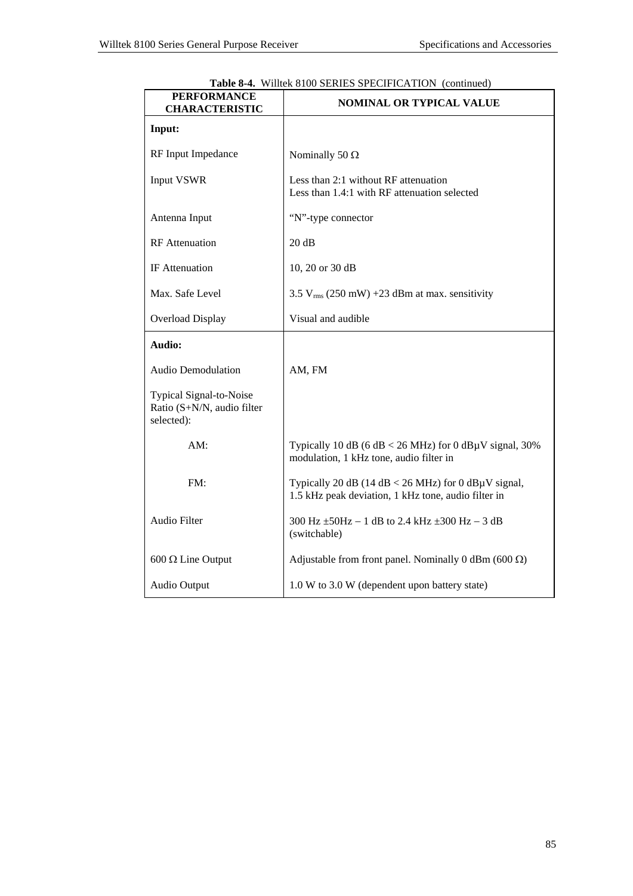**Table 8-4.** Willtek 8100 SERIES SPECIFICATION (continued)

| PERFORMANCE CHARACTERISTIC | NOMINAL OR TYPICAL VALUE |
|---|---|
| **Input:** | |
| RF Input Impedance | Nominally 50 Ω |
| Input VSWR | Less than 2:1 without RF attenuation<br>Less than 1.4:1 with RF attenuation selected |
| Antenna Input | “N”-type connector |
| RF Attenuation | 20 dB |
| IF Attenuation | 10, 20 or 30 dB |
| Max. Safe Level | 3.5 $V_{rms}$ (250 mW) +23 dBm at max. sensitivity |
| Overload Display | Visual and audible |
| **Audio:** | |
| Audio Demodulation | AM, FM |
| Typical Signal-to-Noise Ratio (S+N/N, audio filter selected): | |
| AM: | Typically 10 dB (6 dB < 26 MHz) for 0 dBμV signal, 30% modulation, 1 kHz tone, audio filter in |
| FM: | Typically 20 dB (14 dB < 26 MHz) for 0 dBμV signal, 1.5 kHz peak deviation, 1 kHz tone, audio filter in |
| Audio Filter | 300 Hz ±50Hz – 1 dB to 2.4 kHz ±300 Hz – 3 dB (switchable) |
| 600 Ω Line Output | Adjustable from front panel. Nominally 0 dBm (600 Ω) |
| Audio Output | 1.0 W to 3.0 W (dependent upon battery state) |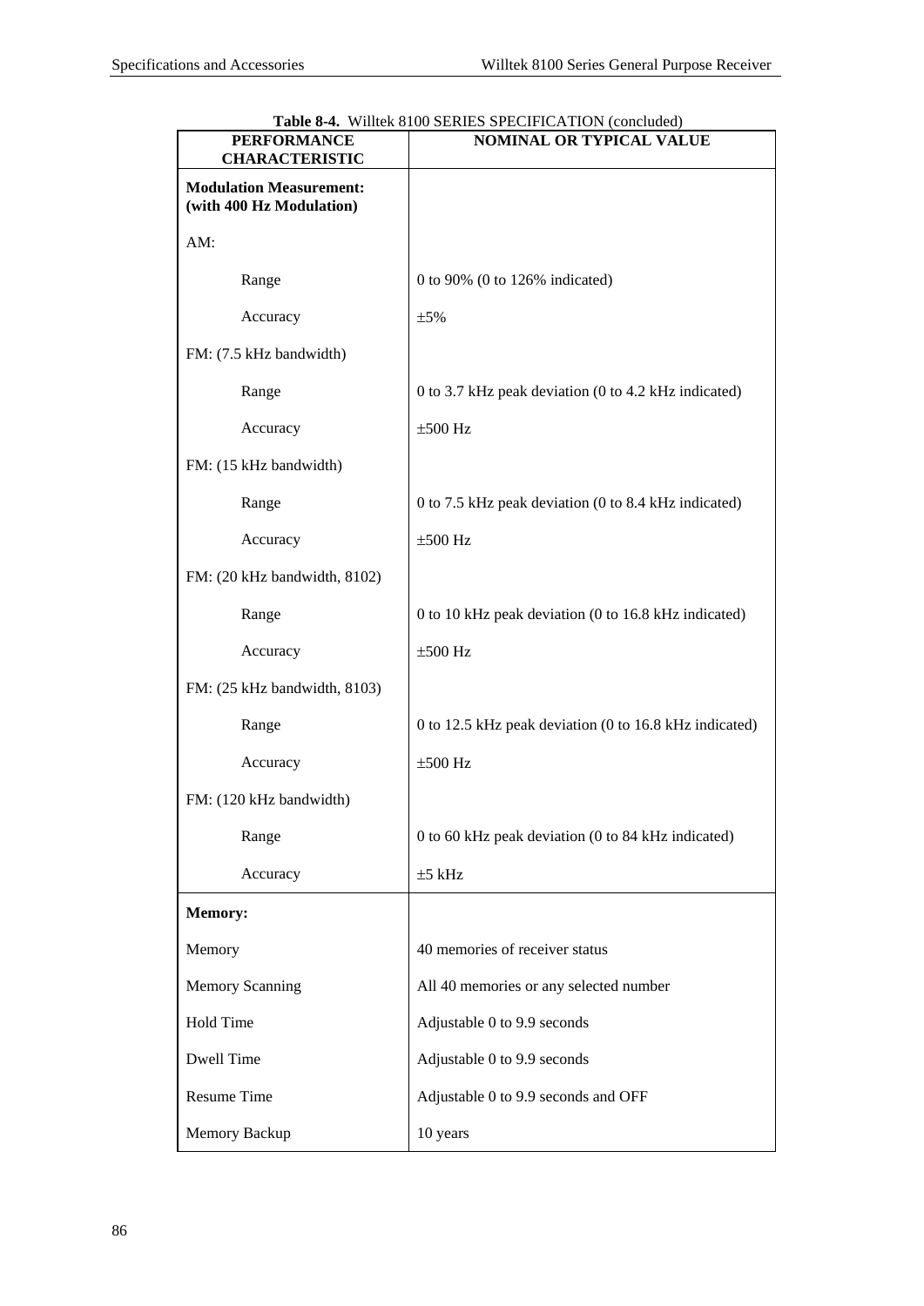**Table 8-4.** Willtek 8100 SERIES SPECIFICATION (concluded)

| PERFORMANCE CHARACTERISTIC | NOMINAL OR TYPICAL VALUE |
|---|---|
| **Modulation Measurement: (with 400 Hz Modulation)** | |
| AM: | |
| Range | 0 to 90% (0 to 126% indicated) |
| Accuracy | ±5% |
| FM: (7.5 kHz bandwidth) | |
| Range | 0 to 3.7 kHz peak deviation (0 to 4.2 kHz indicated) |
| Accuracy | ±500 Hz |
| FM: (15 kHz bandwidth) | |
| Range | 0 to 7.5 kHz peak deviation (0 to 8.4 kHz indicated) |
| Accuracy | ±500 Hz |
| FM: (20 kHz bandwidth, 8102) | |
| Range | 0 to 10 kHz peak deviation (0 to 16.8 kHz indicated) |
| Accuracy | ±500 Hz |
| FM: (25 kHz bandwidth, 8103) | |
| Range | 0 to 12.5 kHz peak deviation (0 to 16.8 kHz indicated) |
| Accuracy | ±500 Hz |
| FM: (120 kHz bandwidth) | |
| Range | 0 to 60 kHz peak deviation (0 to 84 kHz indicated) |
| Accuracy | ±5 kHz |
| **Memory:** | |
| Memory | 40 memories of receiver status |
| Memory Scanning | All 40 memories or any selected number |
| Hold Time | Adjustable 0 to 9.9 seconds |
| Dwell Time | Adjustable 0 to 9.9 seconds |
| Resume Time | Adjustable 0 to 9.9 seconds and OFF |
| Memory Backup | 10 years |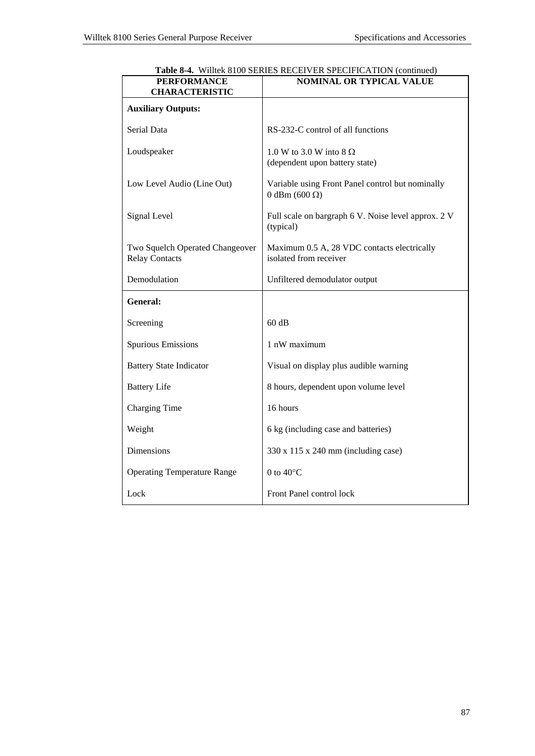**Table 8-4.** Willtek 8100 SERIES RECEIVER SPECIFICATION (continued)

| PERFORMANCE CHARACTERISTIC | NOMINAL OR TYPICAL VALUE |
|---|---|
| **Auxiliary Outputs:** | |
| Serial Data | RS-232-C control of all functions |
| Loudspeaker | 1.0 W to 3.0 W into 8 Ω (dependent upon battery state) |
| Low Level Audio (Line Out) | Variable using Front Panel control but nominally 0 dBm (600 Ω) |
| Signal Level | Full scale on bargraph 6 V. Noise level approx. 2 V (typical) |
| Two Squelch Operated Changeover Relay Contacts | Maximum 0.5 A, 28 VDC contacts electrically isolated from receiver |
| Demodulation | Unfiltered demodulator output |
| **General:** | |
| Screening | 60 dB |
| Spurious Emissions | 1 nW maximum |
| Battery State Indicator | Visual on display plus audible warning |
| Battery Life | 8 hours, dependent upon volume level |
| Charging Time | 16 hours |
| Weight | 6 kg (including case and batteries) |
| Dimensions | 330 x 115 x 240 mm (including case) |
| Operating Temperature Range | 0 to 40°C |
| Lock | Front Panel control lock |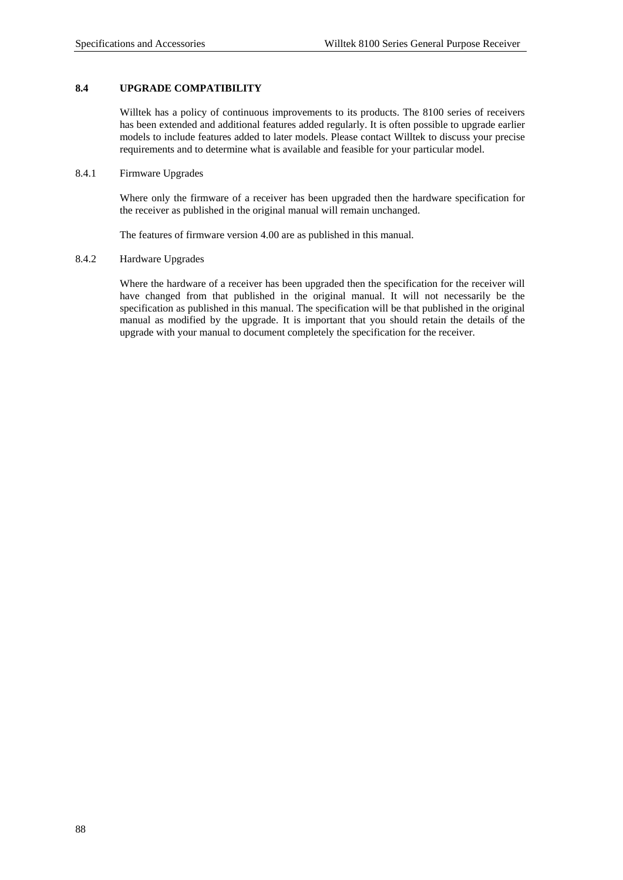## 8.4 UPGRADE COMPATIBILITY

Willtek has a policy of continuous improvements to its products. The 8100 series of receivers has been extended and additional features added regularly. It is often possible to upgrade earlier models to include features added to later models. Please contact Willtek to discuss your precise requirements and to determine what is available and feasible for your particular model.

### 8.4.1 Firmware Upgrades

Where only the firmware of a receiver has been upgraded then the hardware specification for the receiver as published in the original manual will remain unchanged.

The features of firmware version 4.00 are as published in this manual.

### 8.4.2 Hardware Upgrades

Where the hardware of a receiver has been upgraded then the specification for the receiver will have changed from that published in the original manual. It will not necessarily be the specification as published in this manual. The specification will be that published in the original manual as modified by the upgrade. It is important that you should retain the details of the upgrade with your manual to document completely the specification for the receiver.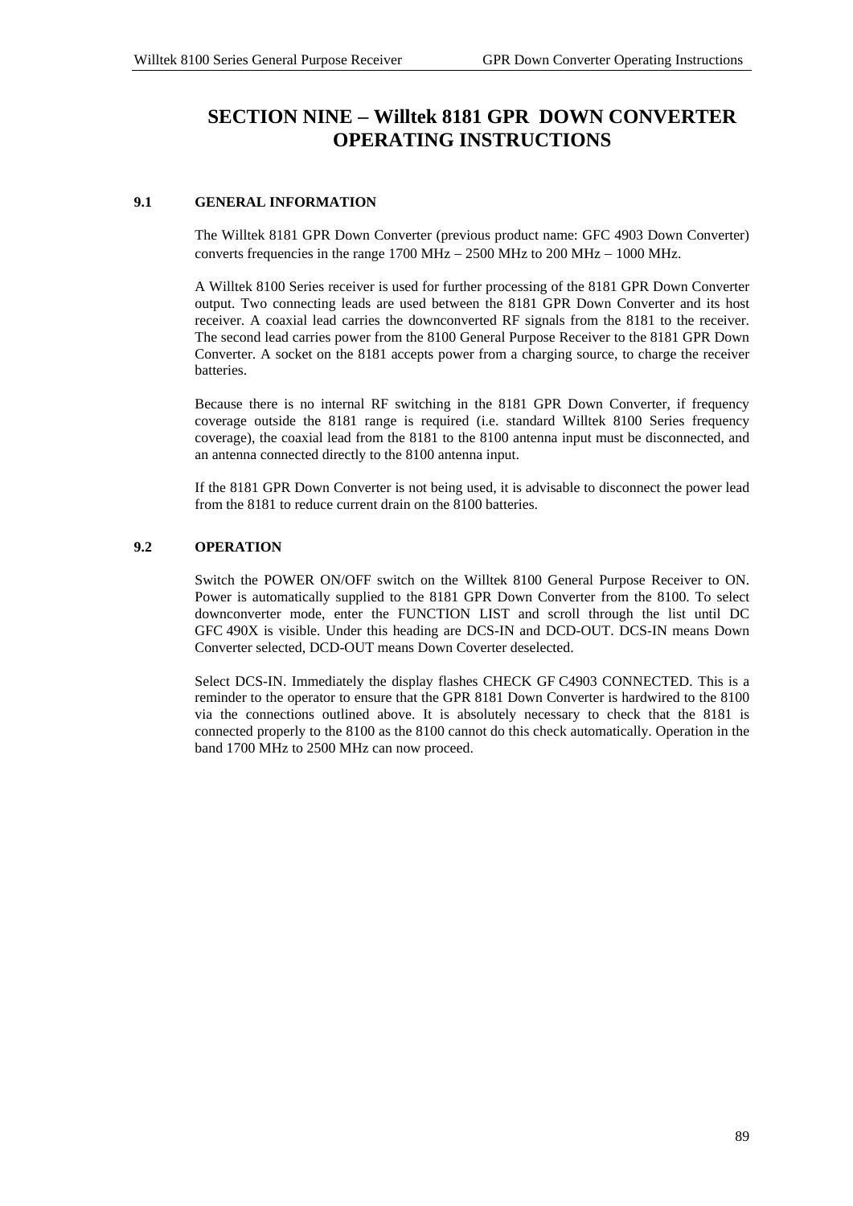# SECTION NINE – Willtek 8181 GPR DOWN CONVERTER OPERATING INSTRUCTIONS

## 9.1 GENERAL INFORMATION

The Willtek 8181 GPR Down Converter (previous product name: GFC 4903 Down Converter) converts frequencies in the range 1700 MHz – 2500 MHz to 200 MHz – 1000 MHz.

A Willtek 8100 Series receiver is used for further processing of the 8181 GPR Down Converter output. Two connecting leads are used between the 8181 GPR Down Converter and its host receiver. A coaxial lead carries the downconverted RF signals from the 8181 to the receiver. The second lead carries power from the 8100 General Purpose Receiver to the 8181 GPR Down Converter. A socket on the 8181 accepts power from a charging source, to charge the receiver batteries.

Because there is no internal RF switching in the 8181 GPR Down Converter, if frequency coverage outside the 8181 range is required (i.e. standard Willtek 8100 Series frequency coverage), the coaxial lead from the 8181 to the 8100 antenna input must be disconnected, and an antenna connected directly to the 8100 antenna input.

If the 8181 GPR Down Converter is not being used, it is advisable to disconnect the power lead from the 8181 to reduce current drain on the 8100 batteries.

## 9.2 OPERATION

Switch the POWER ON/OFF switch on the Willtek 8100 General Purpose Receiver to ON. Power is automatically supplied to the 8181 GPR Down Converter from the 8100. To select downconverter mode, enter the FUNCTION LIST and scroll through the list until DC GFC 490X is visible. Under this heading are DCS-IN and DCD-OUT. DCS-IN means Down Converter selected, DCD-OUT means Down Coverter deselected.

Select DCS-IN. Immediately the display flashes CHECK GF C4903 CONNECTED. This is a reminder to the operator to ensure that the GPR 8181 Down Converter is hardwired to the 8100 via the connections outlined above. It is absolutely necessary to check that the 8181 is connected properly to the 8100 as the 8100 cannot do this check automatically. Operation in the band 1700 MHz to 2500 MHz can now proceed.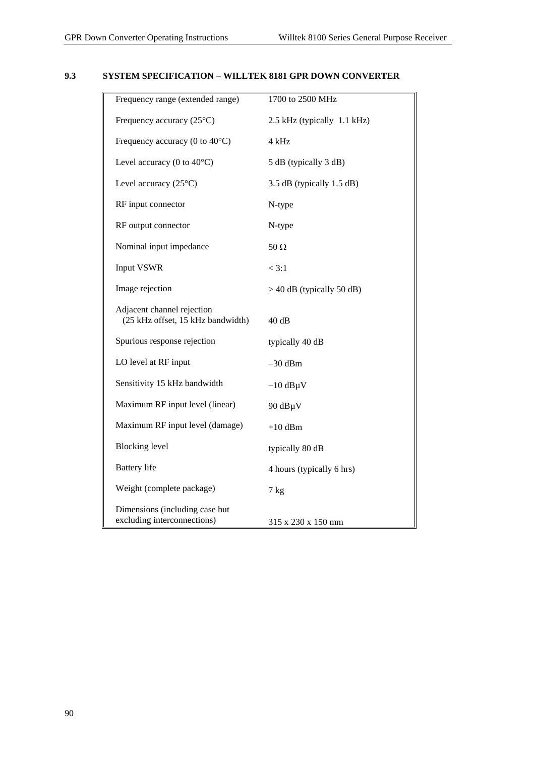## 9.3 SYSTEM SPECIFICATION – WILLTEK 8181 GPR DOWN CONVERTER

| Parameter | Specification |
|---|---|
| Frequency range (extended range) | 1700 to 2500 MHz |
| Frequency accuracy (25°C) | 2.5 kHz (typically 1.1 kHz) |
| Frequency accuracy (0 to 40°C) | 4 kHz |
| Level accuracy (0 to 40°C) | 5 dB (typically 3 dB) |
| Level accuracy (25°C) | 3.5 dB (typically 1.5 dB) |
| RF input connector | N-type |
| RF output connector | N-type |
| Nominal input impedance | 50 Ω |
| Input VSWR | < 3:1 |
| Image rejection | > 40 dB (typically 50 dB) |
| Adjacent channel rejection (25 kHz offset, 15 kHz bandwidth) | 40 dB |
| Spurious response rejection | typically 40 dB |
| LO level at RF input | –30 dBm |
| Sensitivity 15 kHz bandwidth | –10 dBµV |
| Maximum RF input level (linear) | 90 dBµV |
| Maximum RF input level (damage) | +10 dBm |
| Blocking level | typically 80 dB |
| Battery life | 4 hours (typically 6 hrs) |
| Weight (complete package) | 7 kg |
| Dimensions (including case but excluding interconnections) | 315 x 230 x 150 mm |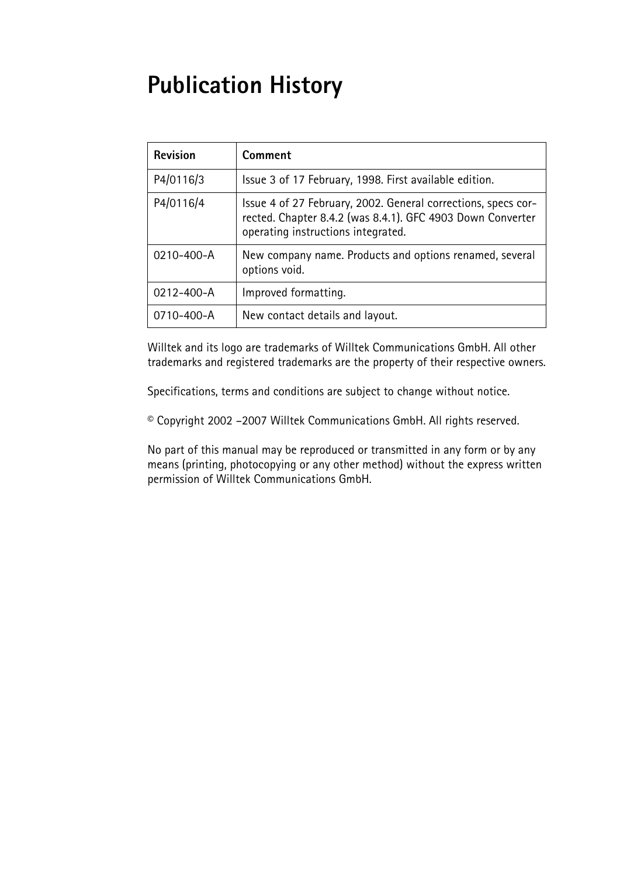# Publication History

| Revision | Comment |
|---|---|
| P4/0116/3 | Issue 3 of 17 February, 1998. First available edition. |
| P4/0116/4 | Issue 4 of 27 February, 2002. General corrections, specs corrected. Chapter 8.4.2 (was 8.4.1). GFC 4903 Down Converter operating instructions integrated. |
| 0210-400-A | New company name. Products and options renamed, several options void. |
| 0212-400-A | Improved formatting. |
| 0710-400-A | New contact details and layout. |

Willtek and its logo are trademarks of Willtek Communications GmbH. All other trademarks and registered trademarks are the property of their respective owners.

Specifications, terms and conditions are subject to change without notice.

© Copyright 2002 –2007 Willtek Communications GmbH. All rights reserved.

No part of this manual may be reproduced or transmitted in any form or by any means (printing, photocopying or any other method) without the express written permission of Willtek Communications GmbH.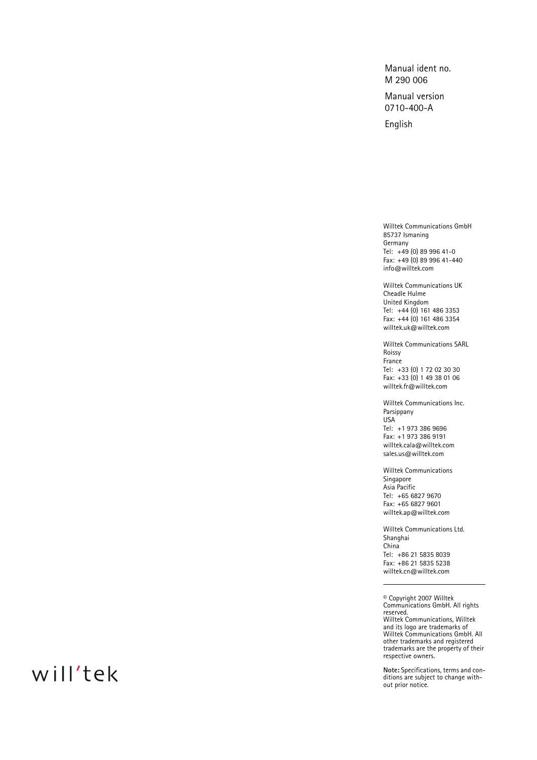Manual ident no.
M 290 006

Manual version
0710-400-A

English

Willtek Communications GmbH
85737 Ismaning
Germany
Tel: +49 (0) 89 996 41-0
Fax: +49 (0) 89 996 41-440
info@willtek.com

Willtek Communications UK
Cheadle Hulme
United Kingdom
Tel: +44 (0) 161 486 3353
Fax: +44 (0) 161 486 3354
willtek.uk@willtek.com

Willtek Communications SARL
Roissy
France
Tel: +33 (0) 1 72 02 30 30
Fax: +33 (0) 1 49 38 01 06
willtek.fr@willtek.com

Willtek Communications Inc.
Parsippany
USA
Tel: +1 973 386 9696
Fax: +1 973 386 9191
willtek.cala@willtek.com
sales.us@willtek.com

Willtek Communications
Singapore
Asia Pacific
Tel: +65 6827 9670
Fax: +65 6827 9601
willtek.ap@willtek.com

Willtek Communications Ltd.
Shanghai
China
Tel: +86 21 5835 8039
Fax: +86 21 5835 5238
willtek.cn@willtek.com

---

© Copyright 2007 Willtek Communications GmbH. All rights reserved.
Willtek Communications, Willtek and its logo are trademarks of Willtek Communications GmbH. All other trademarks and registered trademarks are the property of their respective owners.

**Note:** Specifications, terms and conditions are subject to change without prior notice.

will'tek